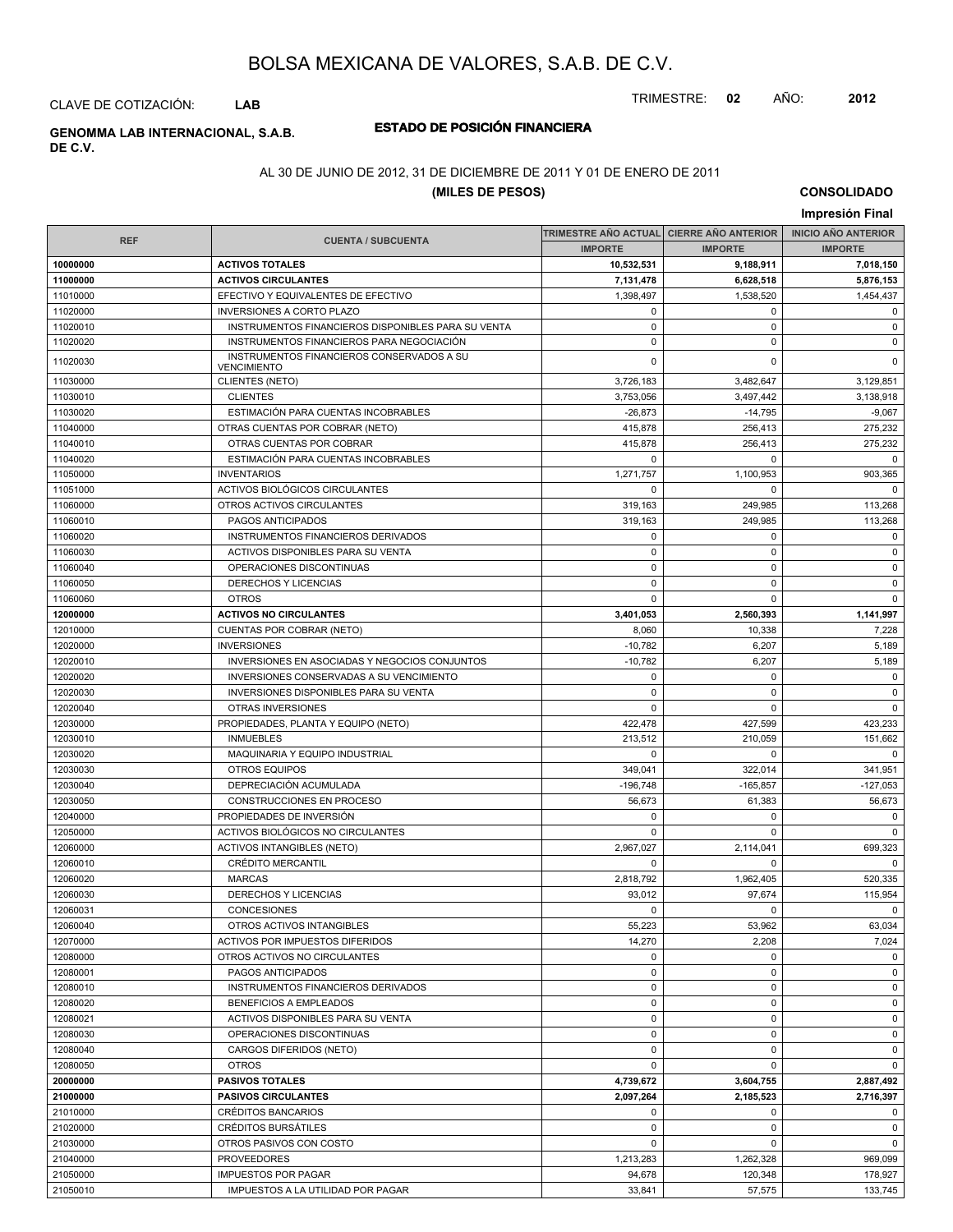# BOLSA MEXICANA DE VALORES, S.A.B. DE C.V.

CLAVE DE COTIZACIÓN: **LAB**

TRIMESTRE: **02** AÑO: **2012**

**GENOMMA LAB INTERNACIONAL, S.A.B. DE C.V.**

## ESTADO DE POSICIÓN FINANCIERA

AL 30 DE JUNIO DE 2012, 31 DE DICIEMBRE DE 2011 Y 01 DE ENERO DE 2011

**(MILES DE PESOS)**

**CONSOLIDADO**

**Impresión Final**

| REF | CUENTA / SUBCUENTA | TRIMESTRE AÑO ACTUAL | CIERRE AÑO ANTERIOR | INICIO AÑO ANTERIOR |
|---|---|---|---|---|
| | | IMPORTE | IMPORTE | IMPORTE |
| **10000000** | **ACTIVOS TOTALES** | **10,532,531** | **9,188,911** | **7,018,150** |
| **11000000** | **ACTIVOS CIRCULANTES** | **7,131,478** | **6,628,518** | **5,876,153** |
| 11010000 | EFECTIVO Y EQUIVALENTES DE EFECTIVO | 1,398,497 | 1,538,520 | 1,454,437 |
| 11020000 | INVERSIONES A CORTO PLAZO | 0 | 0 | 0 |
| 11020010 | INSTRUMENTOS FINANCIEROS DISPONIBLES PARA SU VENTA | 0 | 0 | 0 |
| 11020020 | INSTRUMENTOS FINANCIEROS PARA NEGOCIACIÓN | 0 | 0 | 0 |
| 11020030 | INSTRUMENTOS FINANCIEROS CONSERVADOS A SU VENCIMIENTO | 0 | 0 | 0 |
| 11030000 | CLIENTES (NETO) | 3,726,183 | 3,482,647 | 3,129,851 |
| 11030010 | CLIENTES | 3,753,056 | 3,497,442 | 3,138,918 |
| 11030020 | ESTIMACIÓN PARA CUENTAS INCOBRABLES | -26,873 | -14,795 | -9,067 |
| 11040000 | OTRAS CUENTAS POR COBRAR (NETO) | 415,878 | 256,413 | 275,232 |
| 11040010 | OTRAS CUENTAS POR COBRAR | 415,878 | 256,413 | 275,232 |
| 11040020 | ESTIMACIÓN PARA CUENTAS INCOBRABLES | 0 | 0 | 0 |
| 11050000 | INVENTARIOS | 1,271,757 | 1,100,953 | 903,365 |
| 11051000 | ACTIVOS BIOLÓGICOS CIRCULANTES | 0 | 0 | 0 |
| 11060000 | OTROS ACTIVOS CIRCULANTES | 319,163 | 249,985 | 113,268 |
| 11060010 | PAGOS ANTICIPADOS | 319,163 | 249,985 | 113,268 |
| 11060020 | INSTRUMENTOS FINANCIEROS DERIVADOS | 0 | 0 | 0 |
| 11060030 | ACTIVOS DISPONIBLES PARA SU VENTA | 0 | 0 | 0 |
| 11060040 | OPERACIONES DISCONTINUAS | 0 | 0 | 0 |
| 11060050 | DERECHOS Y LICENCIAS | 0 | 0 | 0 |
| 11060060 | OTROS | 0 | 0 | 0 |
| **12000000** | **ACTIVOS NO CIRCULANTES** | **3,401,053** | **2,560,393** | **1,141,997** |
| 12010000 | CUENTAS POR COBRAR (NETO) | 8,060 | 10,338 | 7,228 |
| 12020000 | INVERSIONES | -10,782 | 6,207 | 5,189 |
| 12020010 | INVERSIONES EN ASOCIADAS Y NEGOCIOS CONJUNTOS | -10,782 | 6,207 | 5,189 |
| 12020020 | INVERSIONES CONSERVADAS A SU VENCIMIENTO | 0 | 0 | 0 |
| 12020030 | INVERSIONES DISPONIBLES PARA SU VENTA | 0 | 0 | 0 |
| 12020040 | OTRAS INVERSIONES | 0 | 0 | 0 |
| 12030000 | PROPIEDADES, PLANTA Y EQUIPO (NETO) | 422,478 | 427,599 | 423,233 |
| 12030010 | INMUEBLES | 213,512 | 210,059 | 151,662 |
| 12030020 | MAQUINARIA Y EQUIPO INDUSTRIAL | 0 | 0 | 0 |
| 12030030 | OTROS EQUIPOS | 349,041 | 322,014 | 341,951 |
| 12030040 | DEPRECIACIÓN ACUMULADA | -196,748 | -165,857 | -127,053 |
| 12030050 | CONSTRUCCIONES EN PROCESO | 56,673 | 61,383 | 56,673 |
| 12040000 | PROPIEDADES DE INVERSIÓN | 0 | 0 | 0 |
| 12050000 | ACTIVOS BIOLÓGICOS NO CIRCULANTES | 0 | 0 | 0 |
| 12060000 | ACTIVOS INTANGIBLES (NETO) | 2,967,027 | 2,114,041 | 699,323 |
| 12060010 | CRÉDITO MERCANTIL | 0 | 0 | 0 |
| 12060020 | MARCAS | 2,818,792 | 1,962,405 | 520,335 |
| 12060030 | DERECHOS Y LICENCIAS | 93,012 | 97,674 | 115,954 |
| 12060031 | CONCESIONES | 0 | 0 | 0 |
| 12060040 | OTROS ACTIVOS INTANGIBLES | 55,223 | 53,962 | 63,034 |
| 12070000 | ACTIVOS POR IMPUESTOS DIFERIDOS | 14,270 | 2,208 | 7,024 |
| 12080000 | OTROS ACTIVOS NO CIRCULANTES | 0 | 0 | 0 |
| 12080001 | PAGOS ANTICIPADOS | 0 | 0 | 0 |
| 12080010 | INSTRUMENTOS FINANCIEROS DERIVADOS | 0 | 0 | 0 |
| 12080020 | BENEFICIOS A EMPLEADOS | 0 | 0 | 0 |
| 12080021 | ACTIVOS DISPONIBLES PARA SU VENTA | 0 | 0 | 0 |
| 12080030 | OPERACIONES DISCONTINUAS | 0 | 0 | 0 |
| 12080040 | CARGOS DIFERIDOS (NETO) | 0 | 0 | 0 |
| 12080050 | OTROS | 0 | 0 | 0 |
| **20000000** | **PASIVOS TOTALES** | **4,739,672** | **3,604,755** | **2,887,492** |
| **21000000** | **PASIVOS CIRCULANTES** | **2,097,264** | **2,185,523** | **2,716,397** |
| 21010000 | CRÉDITOS BANCARIOS | 0 | 0 | 0 |
| 21020000 | CRÉDITOS BURSÁTILES | 0 | 0 | 0 |
| 21030000 | OTROS PASIVOS CON COSTO | 0 | 0 | 0 |
| 21040000 | PROVEEDORES | 1,213,283 | 1,262,328 | 969,099 |
| 21050000 | IMPUESTOS POR PAGAR | 94,678 | 120,348 | 178,927 |
| 21050010 | IMPUESTOS A LA UTILIDAD POR PAGAR | 33,841 | 57,575 | 133,745 |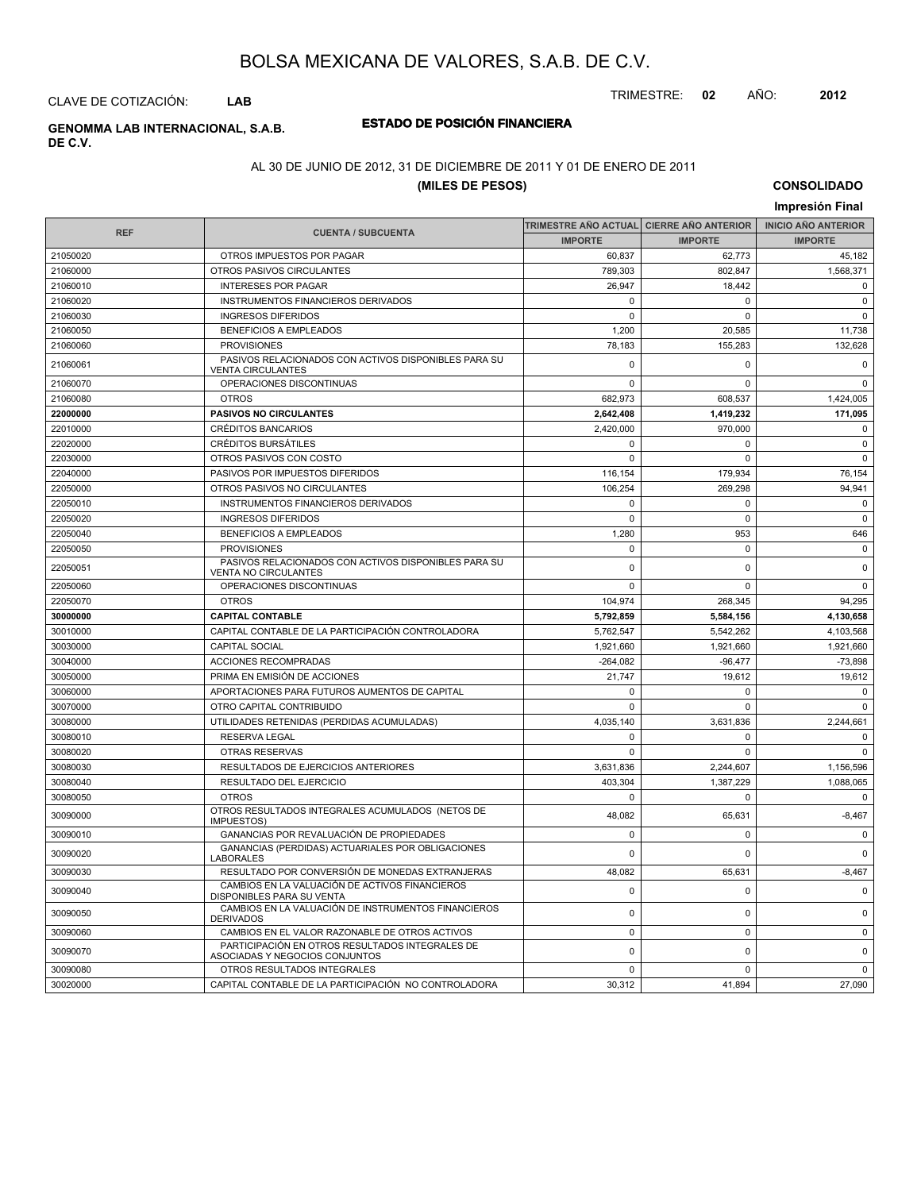# BOLSA MEXICANA DE VALORES, S.A.B. DE C.V.

CLAVE DE COTIZACIÓN: **LAB**

TRIMESTRE: **02** AÑO: **2012**

**GENOMMA LAB INTERNACIONAL, S.A.B. DE C.V.**

## ESTADO DE POSICIÓN FINANCIERA

AL 30 DE JUNIO DE 2012, 31 DE DICIEMBRE DE 2011 Y 01 DE ENERO DE 2011

**(MILES DE PESOS)**

**CONSOLIDADO**

**Impresión Final**

| REF | CUENTA / SUBCUENTA | TRIMESTRE AÑO ACTUAL | CIERRE AÑO ANTERIOR | INICIO AÑO ANTERIOR |
|---|---|---|---|---|
| | | IMPORTE | IMPORTE | IMPORTE |
| 21050020 | OTROS IMPUESTOS POR PAGAR | 60,837 | 62,773 | 45,182 |
| 21060000 | OTROS PASIVOS CIRCULANTES | 789,303 | 802,847 | 1,568,371 |
| 21060010 | INTERESES POR PAGAR | 26,947 | 18,442 | 0 |
| 21060020 | INSTRUMENTOS FINANCIEROS DERIVADOS | 0 | 0 | 0 |
| 21060030 | INGRESOS DIFERIDOS | 0 | 0 | 0 |
| 21060050 | BENEFICIOS A EMPLEADOS | 1,200 | 20,585 | 11,738 |
| 21060060 | PROVISIONES | 78,183 | 155,283 | 132,628 |
| 21060061 | PASIVOS RELACIONADOS CON ACTIVOS DISPONIBLES PARA SU VENTA CIRCULANTES | 0 | 0 | 0 |
| 21060070 | OPERACIONES DISCONTINUAS | 0 | 0 | 0 |
| 21060080 | OTROS | 682,973 | 608,537 | 1,424,005 |
| **22000000** | **PASIVOS NO CIRCULANTES** | **2,642,408** | **1,419,232** | **171,095** |
| 22010000 | CRÉDITOS BANCARIOS | 2,420,000 | 970,000 | 0 |
| 22020000 | CRÉDITOS BURSÁTILES | 0 | 0 | 0 |
| 22030000 | OTROS PASIVOS CON COSTO | 0 | 0 | 0 |
| 22040000 | PASIVOS POR IMPUESTOS DIFERIDOS | 116,154 | 179,934 | 76,154 |
| 22050000 | OTROS PASIVOS NO CIRCULANTES | 106,254 | 269,298 | 94,941 |
| 22050010 | INSTRUMENTOS FINANCIEROS DERIVADOS | 0 | 0 | 0 |
| 22050020 | INGRESOS DIFERIDOS | 0 | 0 | 0 |
| 22050040 | BENEFICIOS A EMPLEADOS | 1,280 | 953 | 646 |
| 22050050 | PROVISIONES | 0 | 0 | 0 |
| 22050051 | PASIVOS RELACIONADOS CON ACTIVOS DISPONIBLES PARA SU VENTA NO CIRCULANTES | 0 | 0 | 0 |
| 22050060 | OPERACIONES DISCONTINUAS | 0 | 0 | 0 |
| 22050070 | OTROS | 104,974 | 268,345 | 94,295 |
| **30000000** | **CAPITAL CONTABLE** | **5,792,859** | **5,584,156** | **4,130,658** |
| 30010000 | CAPITAL CONTABLE DE LA PARTICIPACIÓN CONTROLADORA | 5,762,547 | 5,542,262 | 4,103,568 |
| 30030000 | CAPITAL SOCIAL | 1,921,660 | 1,921,660 | 1,921,660 |
| 30040000 | ACCIONES RECOMPRADAS | -264,082 | -96,477 | -73,898 |
| 30050000 | PRIMA EN EMISIÓN DE ACCIONES | 21,747 | 19,612 | 19,612 |
| 30060000 | APORTACIONES PARA FUTUROS AUMENTOS DE CAPITAL | 0 | 0 | 0 |
| 30070000 | OTRO CAPITAL CONTRIBUIDO | 0 | 0 | 0 |
| 30080000 | UTILIDADES RETENIDAS (PERDIDAS ACUMULADAS) | 4,035,140 | 3,631,836 | 2,244,661 |
| 30080010 | RESERVA LEGAL | 0 | 0 | 0 |
| 30080020 | OTRAS RESERVAS | 0 | 0 | 0 |
| 30080030 | RESULTADOS DE EJERCICIOS ANTERIORES | 3,631,836 | 2,244,607 | 1,156,596 |
| 30080040 | RESULTADO DEL EJERCICIO | 403,304 | 1,387,229 | 1,088,065 |
| 30080050 | OTROS | 0 | 0 | 0 |
| 30090000 | OTROS RESULTADOS INTEGRALES ACUMULADOS (NETOS DE IMPUESTOS) | 48,082 | 65,631 | -8,467 |
| 30090010 | GANANCIAS POR REVALUACIÓN DE PROPIEDADES | 0 | 0 | 0 |
| 30090020 | GANANCIAS (PERDIDAS) ACTUARIALES POR OBLIGACIONES LABORALES | 0 | 0 | 0 |
| 30090030 | RESULTADO POR CONVERSIÓN DE MONEDAS EXTRANJERAS | 48,082 | 65,631 | -8,467 |
| 30090040 | CAMBIOS EN LA VALUACIÓN DE ACTIVOS FINANCIEROS DISPONIBLES PARA SU VENTA | 0 | 0 | 0 |
| 30090050 | CAMBIOS EN LA VALUACIÓN DE INSTRUMENTOS FINANCIEROS DERIVADOS | 0 | 0 | 0 |
| 30090060 | CAMBIOS EN EL VALOR RAZONABLE DE OTROS ACTIVOS | 0 | 0 | 0 |
| 30090070 | PARTICIPACIÓN EN OTROS RESULTADOS INTEGRALES DE ASOCIADAS Y NEGOCIOS CONJUNTOS | 0 | 0 | 0 |
| 30090080 | OTROS RESULTADOS INTEGRALES | 0 | 0 | 0 |
| 30020000 | CAPITAL CONTABLE DE LA PARTICIPACIÓN NO CONTROLADORA | 30,312 | 41,894 | 27,090 |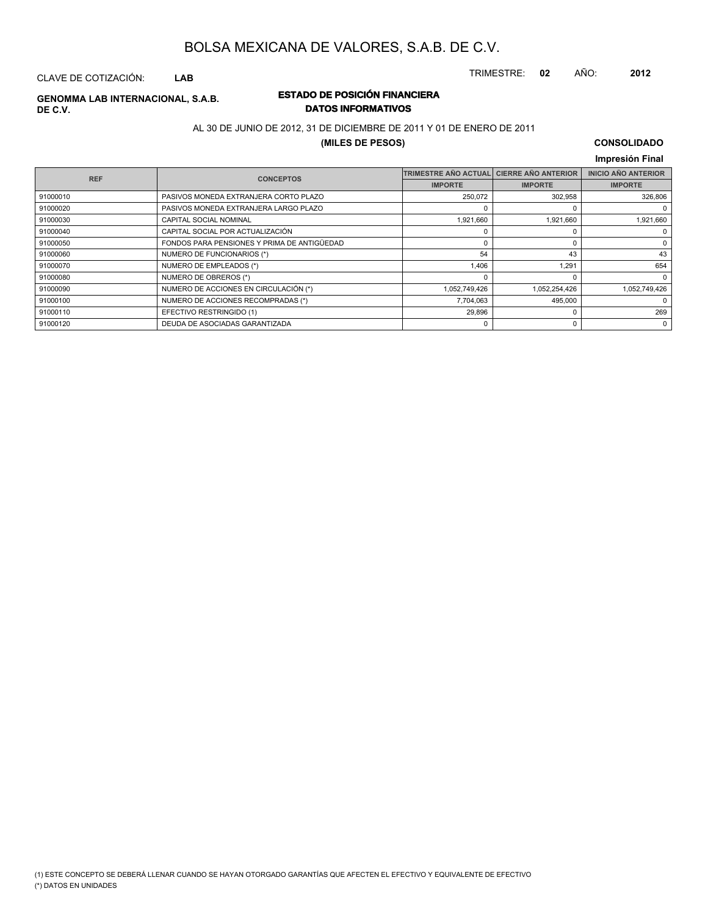# BOLSA MEXICANA DE VALORES, S.A.B. DE C.V.

CLAVE DE COTIZACIÓN: **LAB**

TRIMESTRE: **02** AÑO: **2012**

**GENOMMA LAB INTERNACIONAL, S.A.B. DE C.V.**

## ESTADO DE POSICIÓN FINANCIERA
### DATOS INFORMATIVOS

AL 30 DE JUNIO DE 2012, 31 DE DICIEMBRE DE 2011 Y 01 DE ENERO DE 2011

**(MILES DE PESOS)**

**CONSOLIDADO**

**Impresión Final**

| REF | CONCEPTOS | TRIMESTRE AÑO ACTUAL | CIERRE AÑO ANTERIOR | INICIO AÑO ANTERIOR |
|---|---|---|---|---|
| | | IMPORTE | IMPORTE | IMPORTE |
| 91000010 | PASIVOS MONEDA EXTRANJERA CORTO PLAZO | 250,072 | 302,958 | 326,806 |
| 91000020 | PASIVOS MONEDA EXTRANJERA LARGO PLAZO | 0 | 0 | 0 |
| 91000030 | CAPITAL SOCIAL NOMINAL | 1,921,660 | 1,921,660 | 1,921,660 |
| 91000040 | CAPITAL SOCIAL POR ACTUALIZACIÓN | 0 | 0 | 0 |
| 91000050 | FONDOS PARA PENSIONES Y PRIMA DE ANTIGÜEDAD | 0 | 0 | 0 |
| 91000060 | NUMERO DE FUNCIONARIOS (*) | 54 | 43 | 43 |
| 91000070 | NUMERO DE EMPLEADOS (*) | 1,406 | 1,291 | 654 |
| 91000080 | NUMERO DE OBREROS (*) | 0 | 0 | 0 |
| 91000090 | NUMERO DE ACCIONES EN CIRCULACIÓN (*) | 1,052,749,426 | 1,052,254,426 | 1,052,749,426 |
| 91000100 | NUMERO DE ACCIONES RECOMPRADAS (*) | 7,704,063 | 495,000 | 0 |
| 91000110 | EFECTIVO RESTRINGIDO (1) | 29,896 | 0 | 269 |
| 91000120 | DEUDA DE ASOCIADAS GARANTIZADA | 0 | 0 | 0 |

(1) ESTE CONCEPTO SE DEBERÁ LLENAR CUANDO SE HAYAN OTORGADO GARANTÍAS QUE AFECTEN EL EFECTIVO Y EQUIVALENTE DE EFECTIVO

(*) DATOS EN UNIDADES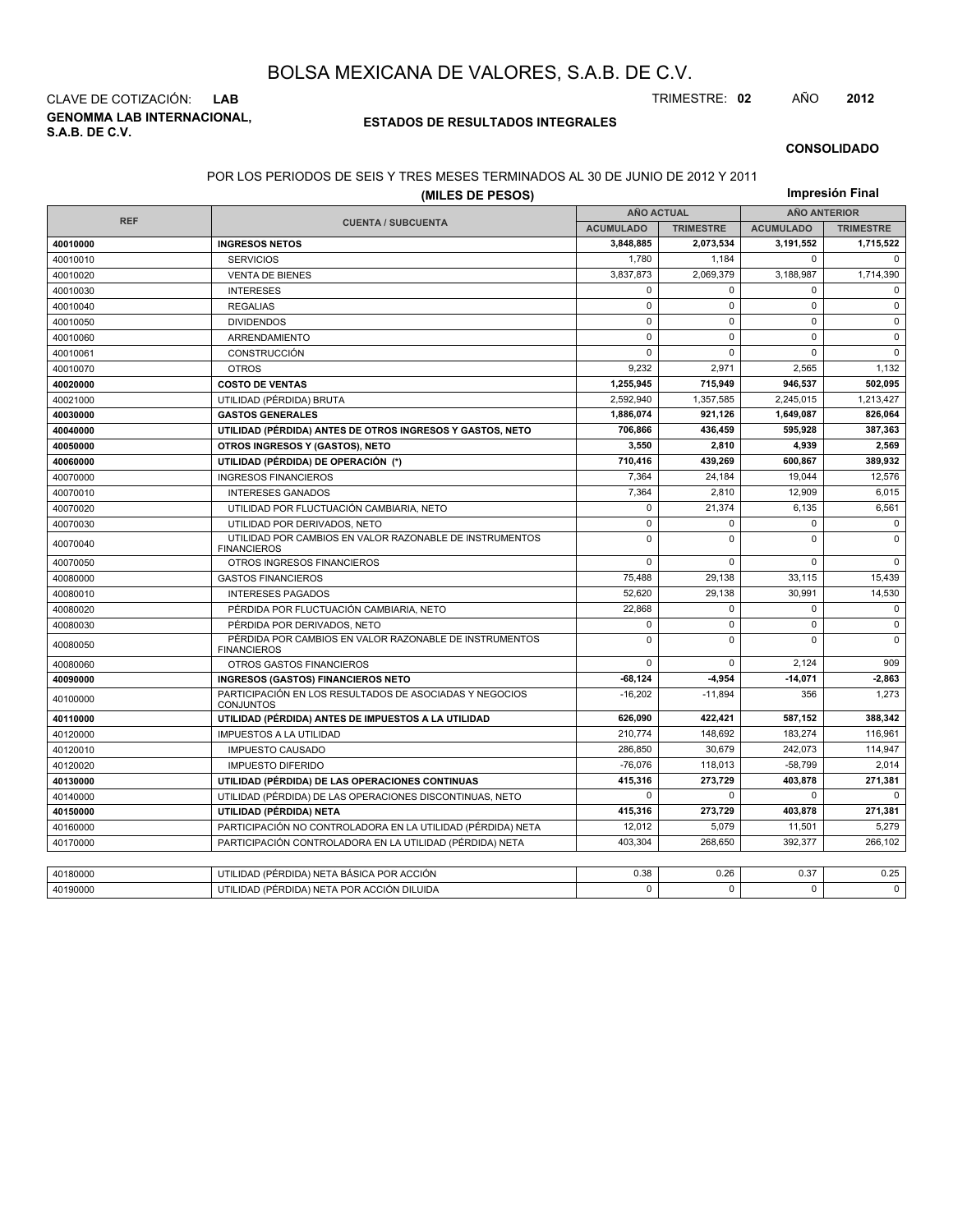# BOLSA MEXICANA DE VALORES, S.A.B. DE C.V.

CLAVE DE COTIZACIÓN: **LAB**

TRIMESTRE: **02** AÑO **2012**

**GENOMMA LAB INTERNACIONAL, S.A.B. DE C.V.**

**ESTADOS DE RESULTADOS INTEGRALES**

**CONSOLIDADO**

POR LOS PERIODOS DE SEIS Y TRES MESES TERMINADOS AL 30 DE JUNIO DE 2012 Y 2011

**(MILES DE PESOS)**

**Impresión Final**

| REF | CUENTA / SUBCUENTA | AÑO ACTUAL | | AÑO ANTERIOR | |
|---|---|---|---|---|---|
| | | ACUMULADO | TRIMESTRE | ACUMULADO | TRIMESTRE |
| **40010000** | **INGRESOS NETOS** | **3,848,885** | **2,073,534** | **3,191,552** | **1,715,522** |
| 40010010 | SERVICIOS | 1,780 | 1,184 | 0 | 0 |
| 40010020 | VENTA DE BIENES | 3,837,873 | 2,069,379 | 3,188,987 | 1,714,390 |
| 40010030 | INTERESES | 0 | 0 | 0 | 0 |
| 40010040 | REGALIAS | 0 | 0 | 0 | 0 |
| 40010050 | DIVIDENDOS | 0 | 0 | 0 | 0 |
| 40010060 | ARRENDAMIENTO | 0 | 0 | 0 | 0 |
| 40010061 | CONSTRUCCIÓN | 0 | 0 | 0 | 0 |
| 40010070 | OTROS | 9,232 | 2,971 | 2,565 | 1,132 |
| **40020000** | **COSTO DE VENTAS** | **1,255,945** | **715,949** | **946,537** | **502,095** |
| 40021000 | UTILIDAD (PÉRDIDA) BRUTA | 2,592,940 | 1,357,585 | 2,245,015 | 1,213,427 |
| **40030000** | **GASTOS GENERALES** | **1,886,074** | **921,126** | **1,649,087** | **826,064** |
| **40040000** | **UTILIDAD (PÉRDIDA) ANTES DE OTROS INGRESOS Y GASTOS, NETO** | **706,866** | **436,459** | **595,928** | **387,363** |
| **40050000** | **OTROS INGRESOS Y (GASTOS), NETO** | **3,550** | **2,810** | **4,939** | **2,569** |
| **40060000** | **UTILIDAD (PÉRDIDA) DE OPERACIÓN (*)** | **710,416** | **439,269** | **600,867** | **389,932** |
| 40070000 | INGRESOS FINANCIEROS | 7,364 | 24,184 | 19,044 | 12,576 |
| 40070010 | INTERESES GANADOS | 7,364 | 2,810 | 12,909 | 6,015 |
| 40070020 | UTILIDAD POR FLUCTUACIÓN CAMBIARIA, NETO | 0 | 21,374 | 6,135 | 6,561 |
| 40070030 | UTILIDAD POR DERIVADOS, NETO | 0 | 0 | 0 | 0 |
| 40070040 | UTILIDAD POR CAMBIOS EN VALOR RAZONABLE DE INSTRUMENTOS FINANCIEROS | 0 | 0 | 0 | 0 |
| 40070050 | OTROS INGRESOS FINANCIEROS | 0 | 0 | 0 | 0 |
| 40080000 | GASTOS FINANCIEROS | 75,488 | 29,138 | 33,115 | 15,439 |
| 40080010 | INTERESES PAGADOS | 52,620 | 29,138 | 30,991 | 14,530 |
| 40080020 | PÉRDIDA POR FLUCTUACIÓN CAMBIARIA, NETO | 22,868 | 0 | 0 | 0 |
| 40080030 | PÉRDIDA POR DERIVADOS, NETO | 0 | 0 | 0 | 0 |
| 40080050 | PÉRDIDA POR CAMBIOS EN VALOR RAZONABLE DE INSTRUMENTOS FINANCIEROS | 0 | 0 | 0 | 0 |
| 40080060 | OTROS GASTOS FINANCIEROS | 0 | 0 | 2,124 | 909 |
| **40090000** | **INGRESOS (GASTOS) FINANCIEROS NETO** | **-68,124** | **-4,954** | **-14,071** | **-2,863** |
| 40100000 | PARTICIPACIÓN EN LOS RESULTADOS DE ASOCIADAS Y NEGOCIOS CONJUNTOS | -16,202 | -11,894 | 356 | 1,273 |
| **40110000** | **UTILIDAD (PÉRDIDA) ANTES DE IMPUESTOS A LA UTILIDAD** | **626,090** | **422,421** | **587,152** | **388,342** |
| 40120000 | IMPUESTOS A LA UTILIDAD | 210,774 | 148,692 | 183,274 | 116,961 |
| 40120010 | IMPUESTO CAUSADO | 286,850 | 30,679 | 242,073 | 114,947 |
| 40120020 | IMPUESTO DIFERIDO | -76,076 | 118,013 | -58,799 | 2,014 |
| **40130000** | **UTILIDAD (PÉRDIDA) DE LAS OPERACIONES CONTINUAS** | **415,316** | **273,729** | **403,878** | **271,381** |
| 40140000 | UTILIDAD (PÉRDIDA) DE LAS OPERACIONES DISCONTINUAS, NETO | 0 | 0 | 0 | 0 |
| **40150000** | **UTILIDAD (PÉRDIDA) NETA** | **415,316** | **273,729** | **403,878** | **271,381** |
| 40160000 | PARTICIPACIÓN NO CONTROLADORA EN LA UTILIDAD (PÉRDIDA) NETA | 12,012 | 5,079 | 11,501 | 5,279 |
| 40170000 | PARTICIPACIÓN CONTROLADORA EN LA UTILIDAD (PÉRDIDA) NETA | 403,304 | 268,650 | 392,377 | 266,102 |

| REF | CUENTA / SUBCUENTA | ACUMULADO | TRIMESTRE | ACUMULADO | TRIMESTRE |
|---|---|---|---|---|---|
| 40180000 | UTILIDAD (PÉRDIDA) NETA BÁSICA POR ACCIÓN | 0.38 | 0.26 | 0.37 | 0.25 |
| 40190000 | UTILIDAD (PÉRDIDA) NETA POR ACCIÓN DILUIDA | 0 | 0 | 0 | 0 |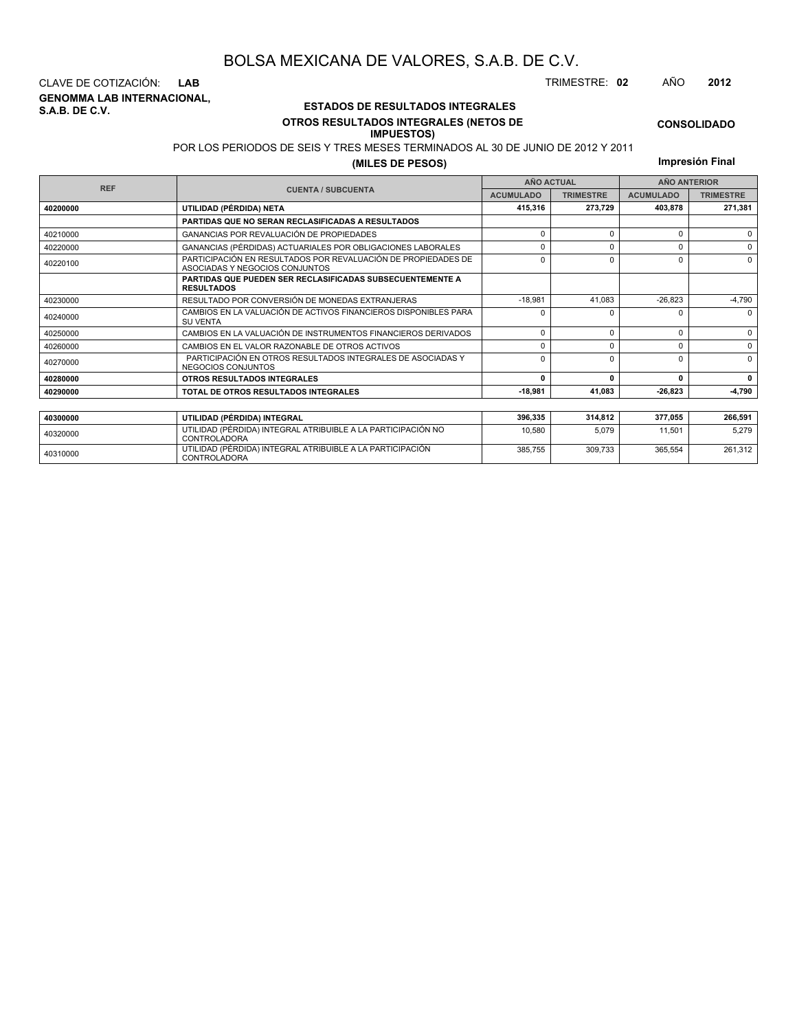# BOLSA MEXICANA DE VALORES, S.A.B. DE C.V.

CLAVE DE COTIZACIÓN: **LAB**

TRIMESTRE: **02** AÑO **2012**

**GENOMMA LAB INTERNACIONAL, S.A.B. DE C.V.**

## ESTADOS DE RESULTADOS INTEGRALES

### OTROS RESULTADOS INTEGRALES (NETOS DE IMPUESTOS)

**CONSOLIDADO**

POR LOS PERIODOS DE SEIS Y TRES MESES TERMINADOS AL 30 DE JUNIO DE 2012 Y 2011

**(MILES DE PESOS)**

**Impresión Final**

| REF | CUENTA / SUBCUENTA | AÑO ACTUAL | | AÑO ANTERIOR | |
|---|---|---|---|---|---|
| | | ACUMULADO | TRIMESTRE | ACUMULADO | TRIMESTRE |
| **40200000** | **UTILIDAD (PÉRDIDA) NETA** | **415,316** | **273,729** | **403,878** | **271,381** |
| | **PARTIDAS QUE NO SERAN RECLASIFICADAS A RESULTADOS** | | | | |
| 40210000 | GANANCIAS POR REVALUACIÓN DE PROPIEDADES | 0 | 0 | 0 | 0 |
| 40220000 | GANANCIAS (PÉRDIDAS) ACTUARIALES POR OBLIGACIONES LABORALES | 0 | 0 | 0 | 0 |
| 40220100 | PARTICIPACIÓN EN RESULTADOS POR REVALUACIÓN DE PROPIEDADES DE ASOCIADAS Y NEGOCIOS CONJUNTOS | 0 | 0 | 0 | 0 |
| | **PARTIDAS QUE PUEDEN SER RECLASIFICADAS SUBSECUENTEMENTE A RESULTADOS** | | | | |
| 40230000 | RESULTADO POR CONVERSIÓN DE MONEDAS EXTRANJERAS | -18,981 | 41,083 | -26,823 | -4,790 |
| 40240000 | CAMBIOS EN LA VALUACIÓN DE ACTIVOS FINANCIEROS DISPONIBLES PARA SU VENTA | 0 | 0 | 0 | 0 |
| 40250000 | CAMBIOS EN LA VALUACIÓN DE INSTRUMENTOS FINANCIEROS DERIVADOS | 0 | 0 | 0 | 0 |
| 40260000 | CAMBIOS EN EL VALOR RAZONABLE DE OTROS ACTIVOS | 0 | 0 | 0 | 0 |
| 40270000 | PARTICIPACIÓN EN OTROS RESULTADOS INTEGRALES DE ASOCIADAS Y NEGOCIOS CONJUNTOS | 0 | 0 | 0 | 0 |
| **40280000** | **OTROS RESULTADOS INTEGRALES** | **0** | **0** | **0** | **0** |
| **40290000** | **TOTAL DE OTROS RESULTADOS INTEGRALES** | **-18,981** | **41,083** | **-26,823** | **-4,790** |

| REF | CUENTA / SUBCUENTA | ACUMULADO | TRIMESTRE | ACUMULADO | TRIMESTRE |
|---|---|---|---|---|---|
| **40300000** | **UTILIDAD (PÉRDIDA) INTEGRAL** | **396,335** | **314,812** | **377,055** | **266,591** |
| 40320000 | UTILIDAD (PÉRDIDA) INTEGRAL ATRIBUIBLE A LA PARTICIPACIÓN NO CONTROLADORA | 10,580 | 5,079 | 11,501 | 5,279 |
| 40310000 | UTILIDAD (PÉRDIDA) INTEGRAL ATRIBUIBLE A LA PARTICIPACIÓN CONTROLADORA | 385,755 | 309,733 | 365,554 | 261,312 |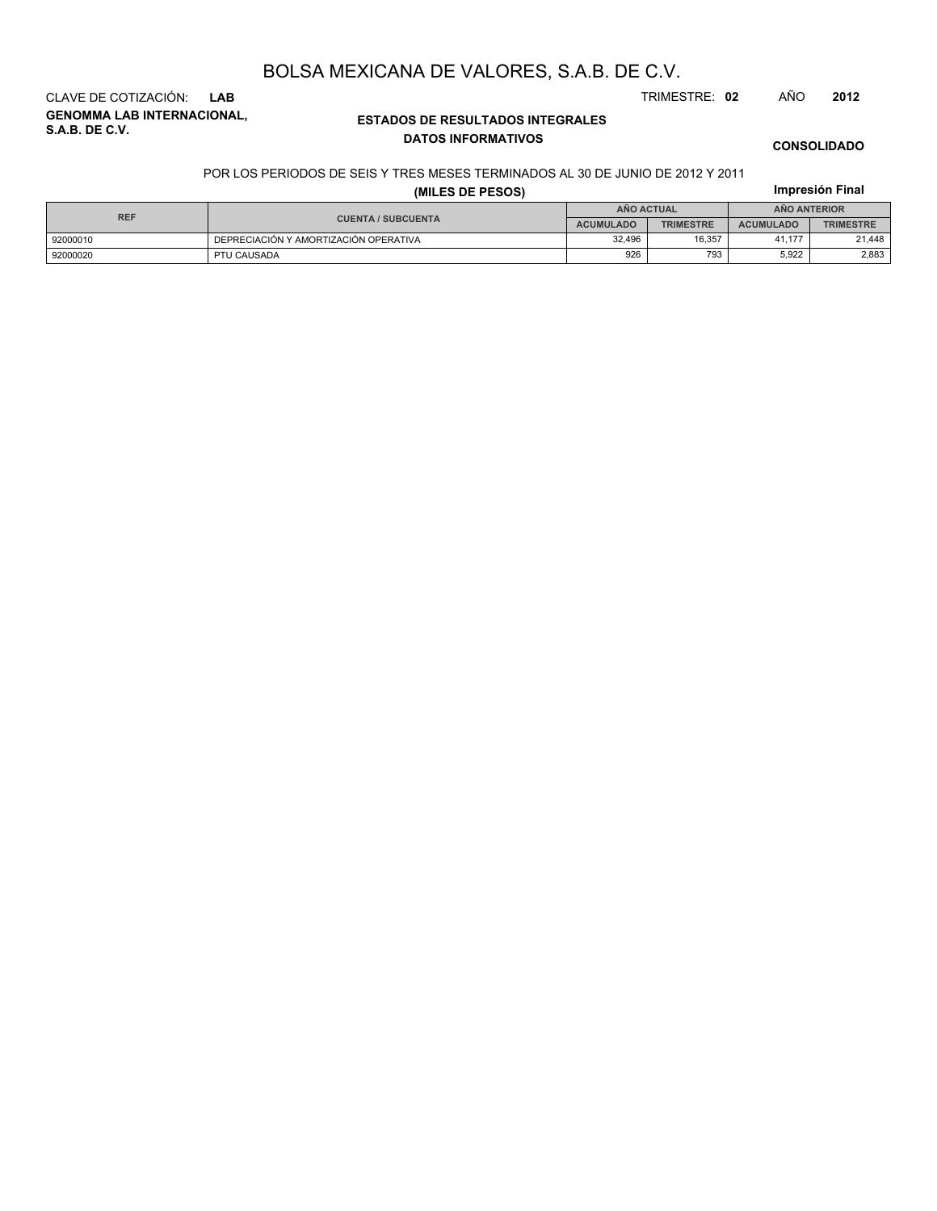# BOLSA MEXICANA DE VALORES, S.A.B. DE C.V.

CLAVE DE COTIZACIÓN: **LAB**

TRIMESTRE: **02** AÑO **2012**

**GENOMMA LAB INTERNACIONAL, S.A.B. DE C.V.**

## ESTADOS DE RESULTADOS INTEGRALES

### DATOS INFORMATIVOS

**CONSOLIDADO**

POR LOS PERIODOS DE SEIS Y TRES MESES TERMINADOS AL 30 DE JUNIO DE 2012 Y 2011

**(MILES DE PESOS)**

**Impresión Final**

| REF | CUENTA / SUBCUENTA | AÑO ACTUAL | | AÑO ANTERIOR | |
|---|---|---|---|---|---|
| | | ACUMULADO | TRIMESTRE | ACUMULADO | TRIMESTRE |
| 92000010 | DEPRECIACIÓN Y AMORTIZACIÓN OPERATIVA | 32,496 | 16,357 | 41,177 | 21,448 |
| 92000020 | PTU CAUSADA | 926 | 793 | 5,922 | 2,883 |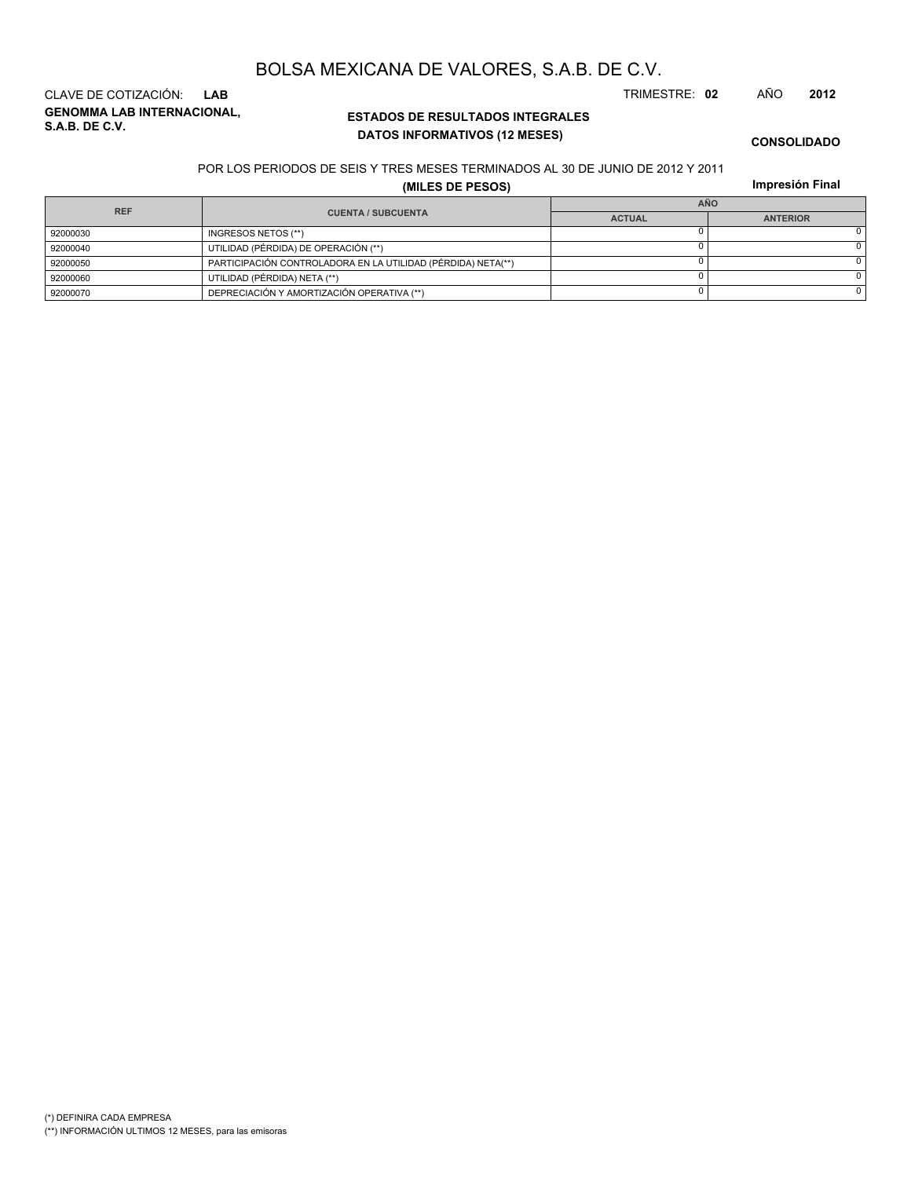# BOLSA MEXICANA DE VALORES, S.A.B. DE C.V.

CLAVE DE COTIZACIÓN: **LAB**

TRIMESTRE: **02** AÑO **2012**

**GENOMMA LAB INTERNACIONAL, S.A.B. DE C.V.**

**ESTADOS DE RESULTADOS INTEGRALES**
**DATOS INFORMATIVOS (12 MESES)**

**CONSOLIDADO**

POR LOS PERIODOS DE SEIS Y TRES MESES TERMINADOS AL 30 DE JUNIO DE 2012 Y 2011

**(MILES DE PESOS)**

**Impresión Final**

| REF | CUENTA / SUBCUENTA | AÑO | |
|---|---|---|---|
| | | ACTUAL | ANTERIOR |
| 92000030 | INGRESOS NETOS (**) | 0 | 0 |
| 92000040 | UTILIDAD (PÉRDIDA) DE OPERACIÓN (**) | 0 | 0 |
| 92000050 | PARTICIPACIÓN CONTROLADORA EN LA UTILIDAD (PÉRDIDA) NETA(**) | 0 | 0 |
| 92000060 | UTILIDAD (PÉRDIDA) NETA (**) | 0 | 0 |
| 92000070 | DEPRECIACIÓN Y AMORTIZACIÓN OPERATIVA (**) | 0 | 0 |

(*) DEFINIRA CADA EMPRESA

(**) INFORMACIÓN ULTIMOS 12 MESES, para las emisoras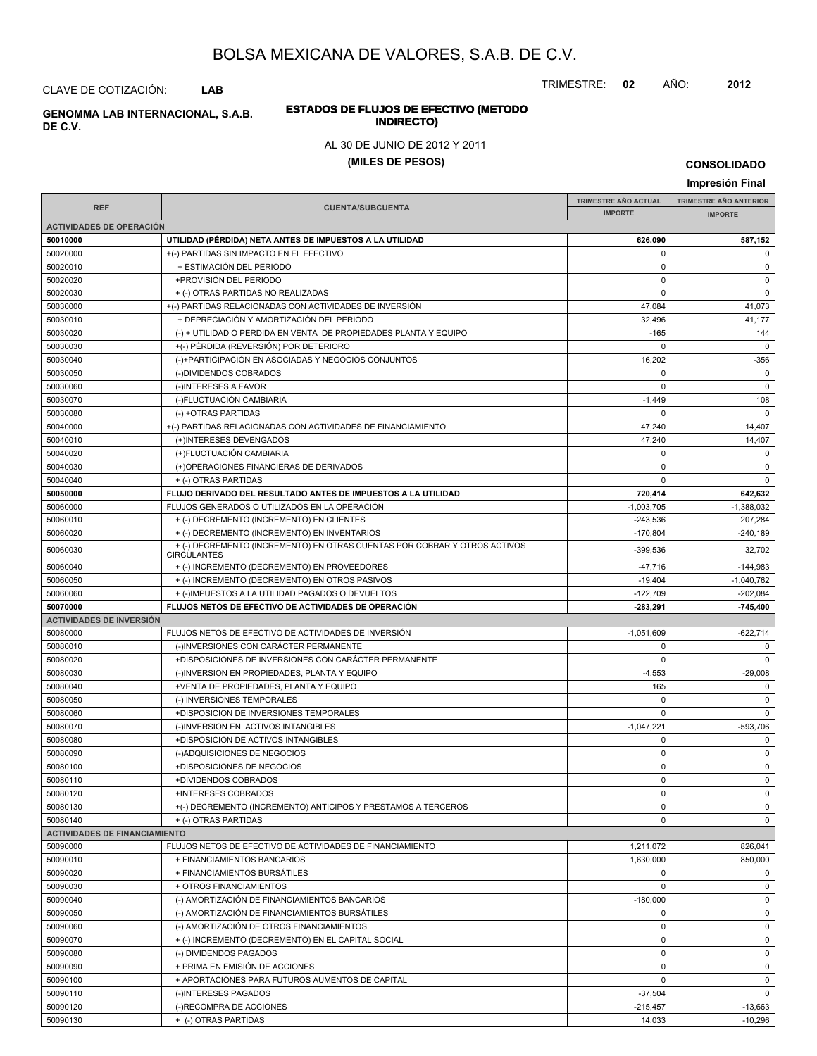# BOLSA MEXICANA DE VALORES, S.A.B. DE C.V.

CLAVE DE COTIZACIÓN: **LAB**

TRIMESTRE: **02** AÑO: **2012**

**GENOMMA LAB INTERNACIONAL, S.A.B. DE C.V.**

## ESTADOS DE FLUJOS DE EFECTIVO (METODO INDIRECTO)

AL 30 DE JUNIO DE 2012 Y 2011

**(MILES DE PESOS)**

**CONSOLIDADO**

**Impresión Final**

| REF | CUENTA/SUBCUENTA | TRIMESTRE AÑO ACTUAL IMPORTE | TRIMESTRE AÑO ANTERIOR IMPORTE |
|---|---|---|---|
| **ACTIVIDADES DE OPERACIÓN** | | | |
| **50010000** | **UTILIDAD (PÉRDIDA) NETA ANTES DE IMPUESTOS A LA UTILIDAD** | **626,090** | **587,152** |
| 50020000 | +(-) PARTIDAS SIN IMPACTO EN EL EFECTIVO | 0 | 0 |
| 50020010 | + ESTIMACIÓN DEL PERIODO | 0 | 0 |
| 50020020 | +PROVISIÓN DEL PERIODO | 0 | 0 |
| 50020030 | + (-) OTRAS PARTIDAS NO REALIZADAS | 0 | 0 |
| 50030000 | +(-) PARTIDAS RELACIONADAS CON ACTIVIDADES DE INVERSIÓN | 47,084 | 41,073 |
| 50030010 | + DEPRECIACIÓN Y AMORTIZACIÓN DEL PERIODO | 32,496 | 41,177 |
| 50030020 | (-) + UTILIDAD O PERDIDA EN VENTA DE PROPIEDADES PLANTA Y EQUIPO | -165 | 144 |
| 50030030 | +(-) PÉRDIDA (REVERSIÓN) POR DETERIORO | 0 | 0 |
| 50030040 | (-)+PARTICIPACIÓN EN ASOCIADAS Y NEGOCIOS CONJUNTOS | 16,202 | -356 |
| 50030050 | (-)DIVIDENDOS COBRADOS | 0 | 0 |
| 50030060 | (-)INTERESES A FAVOR | 0 | 0 |
| 50030070 | (-)FLUCTUACIÓN CAMBIARIA | -1,449 | 108 |
| 50030080 | (-) +OTRAS PARTIDAS | 0 | 0 |
| 50040000 | +(-) PARTIDAS RELACIONADAS CON ACTIVIDADES DE FINANCIAMIENTO | 47,240 | 14,407 |
| 50040010 | (+)INTERESES DEVENGADOS | 47,240 | 14,407 |
| 50040020 | (+)FLUCTUACIÓN CAMBIARIA | 0 | 0 |
| 50040030 | (+)OPERACIONES FINANCIERAS DE DERIVADOS | 0 | 0 |
| 50040040 | + (-) OTRAS PARTIDAS | 0 | 0 |
| **50050000** | **FLUJO DERIVADO DEL RESULTADO ANTES DE IMPUESTOS A LA UTILIDAD** | **720,414** | **642,632** |
| 50060000 | FLUJOS GENERADOS O UTILIZADOS EN LA OPERACIÓN | -1,003,705 | -1,388,032 |
| 50060010 | + (-) DECREMENTO (INCREMENTO) EN CLIENTES | -243,536 | 207,284 |
| 50060020 | + (-) DECREMENTO (INCREMENTO) EN INVENTARIOS | -170,804 | -240,189 |
| 50060030 | + (-) DECREMENTO (INCREMENTO) EN OTRAS CUENTAS POR COBRAR Y OTROS ACTIVOS CIRCULANTES | -399,536 | 32,702 |
| 50060040 | + (-) INCREMENTO (DECREMENTO) EN PROVEEDORES | -47,716 | -144,983 |
| 50060050 | + (-) INCREMENTO (DECREMENTO) EN OTROS PASIVOS | -19,404 | -1,040,762 |
| 50060060 | + (-)IMPUESTOS A LA UTILIDAD PAGADOS O DEVUELTOS | -122,709 | -202,084 |
| **50070000** | **FLUJOS NETOS DE EFECTIVO DE ACTIVIDADES DE OPERACIÓN** | **-283,291** | **-745,400** |
| **ACTIVIDADES DE INVERSIÓN** | | | |
| 50080000 | FLUJOS NETOS DE EFECTIVO DE ACTIVIDADES DE INVERSIÓN | -1,051,609 | -622,714 |
| 50080010 | (-)INVERSIONES CON CARÁCTER PERMANENTE | 0 | 0 |
| 50080020 | +DISPOSICIONES DE INVERSIONES CON CARÁCTER PERMANENTE | 0 | 0 |
| 50080030 | (-)INVERSION EN PROPIEDADES, PLANTA Y EQUIPO | -4,553 | -29,008 |
| 50080040 | +VENTA DE PROPIEDADES, PLANTA Y EQUIPO | 165 | 0 |
| 50080050 | (-) INVERSIONES TEMPORALES | 0 | 0 |
| 50080060 | +DISPOSICION DE INVERSIONES TEMPORALES | 0 | 0 |
| 50080070 | (-)INVERSION EN ACTIVOS INTANGIBLES | -1,047,221 | -593,706 |
| 50080080 | +DISPOSICION DE ACTIVOS INTANGIBLES | 0 | 0 |
| 50080090 | (-)ADQUISICIONES DE NEGOCIOS | 0 | 0 |
| 50080100 | +DISPOSICIONES DE NEGOCIOS | 0 | 0 |
| 50080110 | +DIVIDENDOS COBRADOS | 0 | 0 |
| 50080120 | +INTERESES COBRADOS | 0 | 0 |
| 50080130 | +(-) DECREMENTO (INCREMENTO) ANTICIPOS Y PRESTAMOS A TERCEROS | 0 | 0 |
| 50080140 | + (-) OTRAS PARTIDAS | 0 | 0 |
| **ACTIVIDADES DE FINANCIAMIENTO** | | | |
| 50090000 | FLUJOS NETOS DE EFECTIVO DE ACTIVIDADES DE FINANCIAMIENTO | 1,211,072 | 826,041 |
| 50090010 | + FINANCIAMIENTOS BANCARIOS | 1,630,000 | 850,000 |
| 50090020 | + FINANCIAMIENTOS BURSÁTILES | 0 | 0 |
| 50090030 | + OTROS FINANCIAMIENTOS | 0 | 0 |
| 50090040 | (-) AMORTIZACIÓN DE FINANCIAMIENTOS BANCARIOS | -180,000 | 0 |
| 50090050 | (-) AMORTIZACIÓN DE FINANCIAMIENTOS BURSÁTILES | 0 | 0 |
| 50090060 | (-) AMORTIZACIÓN DE OTROS FINANCIAMIENTOS | 0 | 0 |
| 50090070 | + (-) INCREMENTO (DECREMENTO) EN EL CAPITAL SOCIAL | 0 | 0 |
| 50090080 | (-) DIVIDENDOS PAGADOS | 0 | 0 |
| 50090090 | + PRIMA EN EMISIÓN DE ACCIONES | 0 | 0 |
| 50090100 | + APORTACIONES PARA FUTUROS AUMENTOS DE CAPITAL | 0 | 0 |
| 50090110 | (-)INTERESES PAGADOS | -37,504 | 0 |
| 50090120 | (-)RECOMPRA DE ACCIONES | -215,457 | -13,663 |
| 50090130 | + (-) OTRAS PARTIDAS | 14,033 | -10,296 |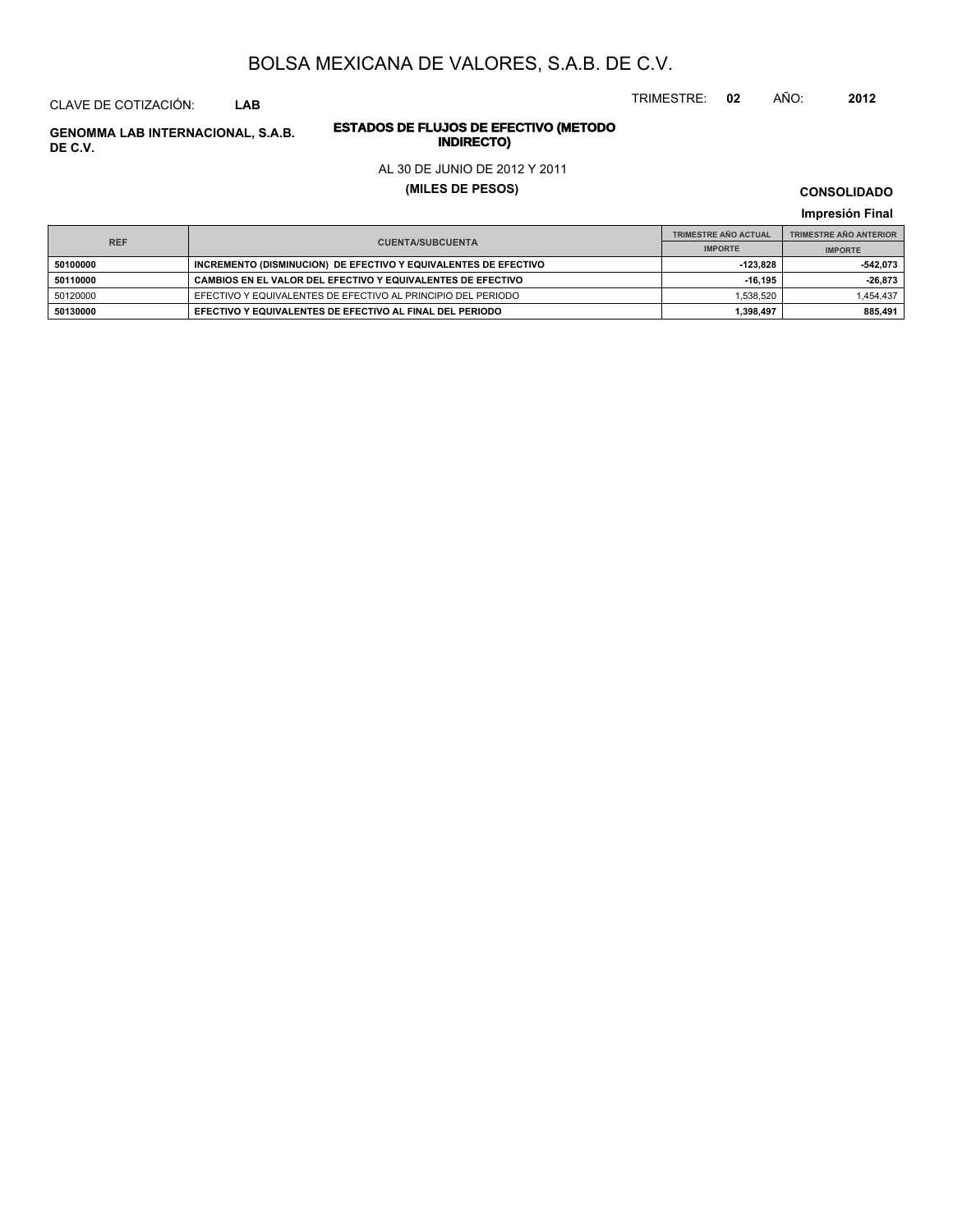# BOLSA MEXICANA DE VALORES, S.A.B. DE C.V.

CLAVE DE COTIZACIÓN: **LAB**

TRIMESTRE: **02** AÑO: **2012**

**GENOMMA LAB INTERNACIONAL, S.A.B. DE C.V.**

**ESTADOS DE FLUJOS DE EFECTIVO (METODO INDIRECTO)**

AL 30 DE JUNIO DE 2012 Y 2011

**(MILES DE PESOS)**

**CONSOLIDADO**

**Impresión Final**

| REF | CUENTA/SUBCUENTA | TRIMESTRE AÑO ACTUAL | TRIMESTRE AÑO ANTERIOR |
|---|---|---|---|
| | | IMPORTE | IMPORTE |
| **50100000** | **INCREMENTO (DISMINUCION) DE EFECTIVO Y EQUIVALENTES DE EFECTIVO** | **-123,828** | **-542,073** |
| **50110000** | **CAMBIOS EN EL VALOR DEL EFECTIVO Y EQUIVALENTES DE EFECTIVO** | **-16,195** | **-26,873** |
| 50120000 | EFECTIVO Y EQUIVALENTES DE EFECTIVO AL PRINCIPIO DEL PERIODO | 1,538,520 | 1,454,437 |
| **50130000** | **EFECTIVO Y EQUIVALENTES DE EFECTIVO AL FINAL DEL PERIODO** | **1,398,497** | **885,491** |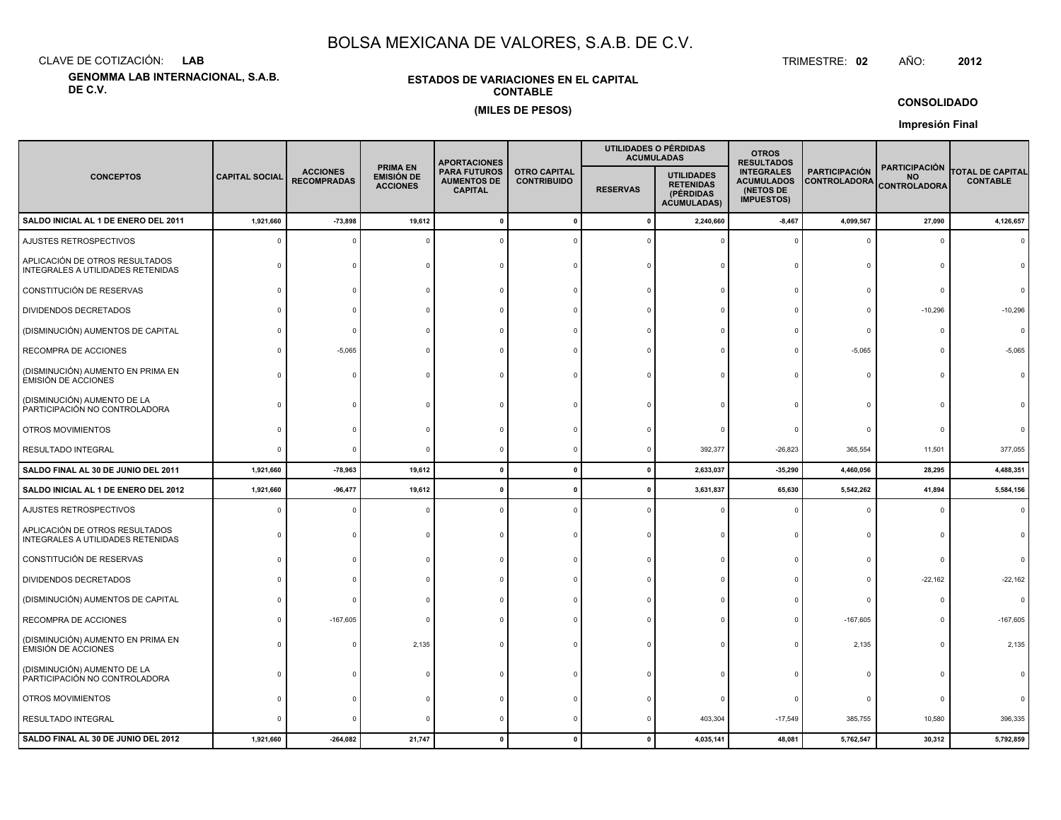# BOLSA MEXICANA DE VALORES, S.A.B. DE C.V.

CLAVE DE COTIZACIÓN: **LAB**

TRIMESTRE: **02** AÑO: **2012**

**GENOMMA LAB INTERNACIONAL, S.A.B. DE C.V.**

**ESTADOS DE VARIACIONES EN EL CAPITAL CONTABLE**

**(MILES DE PESOS)**

**CONSOLIDADO**

**Impresión Final**

| CONCEPTOS | CAPITAL SOCIAL | ACCIONES RECOMPRADAS | PRIMA EN EMISIÓN DE ACCIONES | APORTACIONES PARA FUTUROS AUMENTOS DE CAPITAL | OTRO CAPITAL CONTRIBUIDO | UTILIDADES O PÉRDIDAS ACUMULADAS | | OTROS RESULTADOS INTEGRALES ACUMULADOS (NETOS DE IMPUESTOS) | PARTICIPACIÓN CONTROLADORA | PARTICIPACIÓN NO CONTROLADORA | TOTAL DE CAPITAL CONTABLE |
|---|---|---|---|---|---|---|---|---|---|---|---|
| | | | | | | RESERVAS | UTILIDADES RETENIDAS (PÉRDIDAS ACUMULADAS) | | | | |
| **SALDO INICIAL AL 1 DE ENERO DEL 2011** | **1,921,660** | **-73,898** | **19,612** | **0** | **0** | **0** | **2,240,660** | **-8,467** | **4,099,567** | **27,090** | **4,126,657** |
| AJUSTES RETROSPECTIVOS | 0 | 0 | 0 | 0 | 0 | 0 | 0 | 0 | 0 | 0 | 0 |
| APLICACIÓN DE OTROS RESULTADOS INTEGRALES A UTILIDADES RETENIDAS | 0 | 0 | 0 | 0 | 0 | 0 | 0 | 0 | 0 | 0 | 0 |
| CONSTITUCIÓN DE RESERVAS | 0 | 0 | 0 | 0 | 0 | 0 | 0 | 0 | 0 | 0 | 0 |
| DIVIDENDOS DECRETADOS | 0 | 0 | 0 | 0 | 0 | 0 | 0 | 0 | 0 | -10,296 | -10,296 |
| (DISMINUCIÓN) AUMENTOS DE CAPITAL | 0 | 0 | 0 | 0 | 0 | 0 | 0 | 0 | 0 | 0 | 0 |
| RECOMPRA DE ACCIONES | 0 | -5,065 | 0 | 0 | 0 | 0 | 0 | 0 | -5,065 | 0 | -5,065 |
| (DISMINUCIÓN) AUMENTO EN PRIMA EN EMISIÓN DE ACCIONES | 0 | 0 | 0 | 0 | 0 | 0 | 0 | 0 | 0 | 0 | 0 |
| (DISMINUCIÓN) AUMENTO DE LA PARTICIPACIÓN NO CONTROLADORA | 0 | 0 | 0 | 0 | 0 | 0 | 0 | 0 | 0 | 0 | 0 |
| OTROS MOVIMIENTOS | 0 | 0 | 0 | 0 | 0 | 0 | 0 | 0 | 0 | 0 | 0 |
| RESULTADO INTEGRAL | 0 | 0 | 0 | 0 | 0 | 0 | 392,377 | -26,823 | 365,554 | 11,501 | 377,055 |
| **SALDO FINAL AL 30 DE JUNIO DEL 2011** | **1,921,660** | **-78,963** | **19,612** | **0** | **0** | **0** | **2,633,037** | **-35,290** | **4,460,056** | **28,295** | **4,488,351** |
| **SALDO INICIAL AL 1 DE ENERO DEL 2012** | **1,921,660** | **-96,477** | **19,612** | **0** | **0** | **0** | **3,631,837** | **65,630** | **5,542,262** | **41,894** | **5,584,156** |
| AJUSTES RETROSPECTIVOS | 0 | 0 | 0 | 0 | 0 | 0 | 0 | 0 | 0 | 0 | 0 |
| APLICACIÓN DE OTROS RESULTADOS INTEGRALES A UTILIDADES RETENIDAS | 0 | 0 | 0 | 0 | 0 | 0 | 0 | 0 | 0 | 0 | 0 |
| CONSTITUCIÓN DE RESERVAS | 0 | 0 | 0 | 0 | 0 | 0 | 0 | 0 | 0 | 0 | 0 |
| DIVIDENDOS DECRETADOS | 0 | 0 | 0 | 0 | 0 | 0 | 0 | 0 | 0 | -22,162 | -22,162 |
| (DISMINUCIÓN) AUMENTOS DE CAPITAL | 0 | 0 | 0 | 0 | 0 | 0 | 0 | 0 | 0 | 0 | 0 |
| RECOMPRA DE ACCIONES | 0 | -167,605 | 0 | 0 | 0 | 0 | 0 | 0 | -167,605 | 0 | -167,605 |
| (DISMINUCIÓN) AUMENTO EN PRIMA EN EMISIÓN DE ACCIONES | 0 | 0 | 2,135 | 0 | 0 | 0 | 0 | 0 | 2,135 | 0 | 2,135 |
| (DISMINUCIÓN) AUMENTO DE LA PARTICIPACIÓN NO CONTROLADORA | 0 | 0 | 0 | 0 | 0 | 0 | 0 | 0 | 0 | 0 | 0 |
| OTROS MOVIMIENTOS | 0 | 0 | 0 | 0 | 0 | 0 | 0 | 0 | 0 | 0 | 0 |
| RESULTADO INTEGRAL | 0 | 0 | 0 | 0 | 0 | 0 | 403,304 | -17,549 | 385,755 | 10,580 | 396,335 |
| **SALDO FINAL AL 30 DE JUNIO DEL 2012** | **1,921,660** | **-264,082** | **21,747** | **0** | **0** | **0** | **4,035,141** | **48,081** | **5,762,547** | **30,312** | **5,792,859** |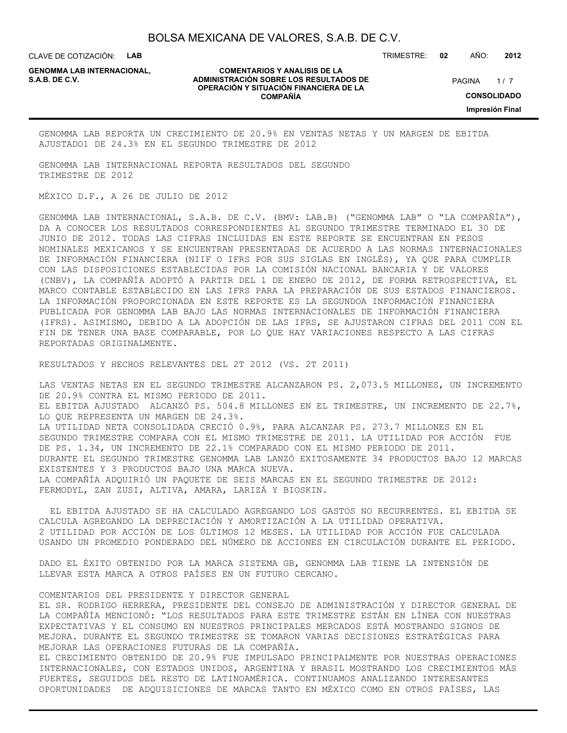GENOMMA LAB REPORTA UN CRECIMIENTO DE 20.9% EN VENTAS NETAS Y UN MARGEN DE EBITDA AJUSTADO1 DE 24.3% EN EL SEGUNDO TRIMESTRE DE 2012

GENOMMA LAB INTERNACIONAL REPORTA RESULTADOS DEL SEGUNDO TRIMESTRE DE 2012

MÉXICO D.F., A 26 DE JULIO DE 2012

GENOMMA LAB INTERNACIONAL, S.A.B. DE C.V. (BMV: LAB.B) ("GENOMMA LAB" O "LA COMPAÑÍA"), DA A CONOCER LOS RESULTADOS CORRESPONDIENTES AL SEGUNDO TRIMESTRE TERMINADO EL 30 DE JUNIO DE 2012. TODAS LAS CIFRAS INCLUIDAS EN ESTE REPORTE SE ENCUENTRAN EN PESOS NOMINALES MEXICANOS Y SE ENCUENTRAN PRESENTADAS DE ACUERDO A LAS NORMAS INTERNACIONALES DE INFORMACIÓN FINANCIERA (NIIF O IFRS POR SUS SIGLAS EN INGLÉS), YA QUE PARA CUMPLIR CON LAS DISPOSICIONES ESTABLECIDAS POR LA COMISIÓN NACIONAL BANCARIA Y DE VALORES (CNBV), LA COMPAÑÍA ADOPTÓ A PARTIR DEL 1 DE ENERO DE 2012, DE FORMA RETROSPECTIVA, EL MARCO CONTABLE ESTABLECIDO EN LAS IFRS PARA LA PREPARACIÓN DE SUS ESTADOS FINANCIEROS. LA INFORMACIÓN PROPORCIONADA EN ESTE REPORTE ES LA SEGUNDOA INFORMACIÓN FINANCIERA PUBLICADA POR GENOMMA LAB BAJO LAS NORMAS INTERNACIONALES DE INFORMACIÓN FINANCIERA (IFRS). ASIMISMO, DEBIDO A LA ADOPCIÓN DE LAS IFRS, SE AJUSTARON CIFRAS DEL 2011 CON EL FIN DE TENER UNA BASE COMPARABLE, POR LO QUE HAY VARIACIONES RESPECTO A LAS CIFRAS REPORTADAS ORIGINALMENTE.

RESULTADOS Y HECHOS RELEVANTES DEL 2T 2012 (VS. 2T 2011)

LAS VENTAS NETAS EN EL SEGUNDO TRIMESTRE ALCANZARON PS. 2,073.5 MILLONES, UN INCREMENTO DE 20.9% CONTRA EL MISMO PERIODO DE 2011.
EL EBITDA AJUSTADO ALCANZÓ PS. 504.8 MILLONES EN EL TRIMESTRE, UN INCREMENTO DE 22.7%, LO QUE REPRESENTA UN MARGEN DE 24.3%.
LA UTILIDAD NETA CONSOLIDADA CRECIÓ 0.9%, PARA ALCANZAR PS. 273.7 MILLONES EN EL SEGUNDO TRIMESTRE COMPARA CON EL MISMO TRIMESTRE DE 2011. LA UTILIDAD POR ACCIÓN FUE DE PS. 1.34, UN INCREMENTO DE 22.1% COMPARADO CON EL MISMO PERIODO DE 2011.
DURANTE EL SEGUNDO TRIMESTRE GENOMMA LAB LANZÓ EXITOSAMENTE 34 PRODUCTOS BAJO 12 MARCAS EXISTENTES Y 3 PRODUCTOS BAJO UNA MARCA NUEVA.
LA COMPAÑÍA ADQUIRIÓ UN PAQUETE DE SEIS MARCAS EN EL SEGUNDO TRIMESTRE DE 2012: FERMODYL, ZAN ZUSI, ALTIVA, AMARA, LARIZÁ Y BIOSKIN.

EL EBITDA AJUSTADO SE HA CALCULADO AGREGANDO LOS GASTOS NO RECURRENTES. EL EBITDA SE CALCULA AGREGANDO LA DEPRECIACIÓN Y AMORTIZACIÓN A LA UTILIDAD OPERATIVA.
2 UTILIDAD POR ACCIÓN DE LOS ÚLTIMOS 12 MESES. LA UTILIDAD POR ACCIÓN FUE CALCULADA USANDO UN PROMEDIO PONDERADO DEL NÚMERO DE ACCIONES EN CIRCULACIÓN DURANTE EL PERIODO.

DADO EL ÉXITO OBTENIDO POR LA MARCA SISTEMA GB, GENOMMA LAB TIENE LA INTENSIÓN DE LLEVAR ESTA MARCA A OTROS PAÍSES EN UN FUTURO CERCANO.

COMENTARIOS DEL PRESIDENTE Y DIRECTOR GENERAL
EL SR. RODRIGO HERRERA, PRESIDENTE DEL CONSEJO DE ADMINISTRACIÓN Y DIRECTOR GENERAL DE LA COMPAÑÍA MENCIONÓ: "LOS RESULTADOS PARA ESTE TRIMESTRE ESTÁN EN LÍNEA CON NUESTRAS EXPECTATIVAS Y EL CONSUMO EN NUESTROS PRINCIPALES MERCADOS ESTÁ MOSTRANDO SIGNOS DE MEJORA. DURANTE EL SEGUNDO TRIMESTRE SE TOMARON VARIAS DECISIONES ESTRATÉGICAS PARA MEJORAR LAS OPERACIONES FUTURAS DE LA COMPAÑÍA.
EL CRECIMIENTO OBTENIDO DE 20.9% FUE IMPULSADO PRINCIPALMENTE POR NUESTRAS OPERACIONES INTERNACIONALES, CON ESTADOS UNIDOS, ARGENTINA Y BRASIL MOSTRANDO LOS CRECIMIENTOS MÁS FUERTES, SEGUIDOS DEL RESTO DE LATINOAMÉRICA. CONTINUAMOS ANALIZANDO INTERESANTES OPORTUNIDADES DE ADQUISICIONES DE MARCAS TANTO EN MÉXICO COMO EN OTROS PAÍSES, LAS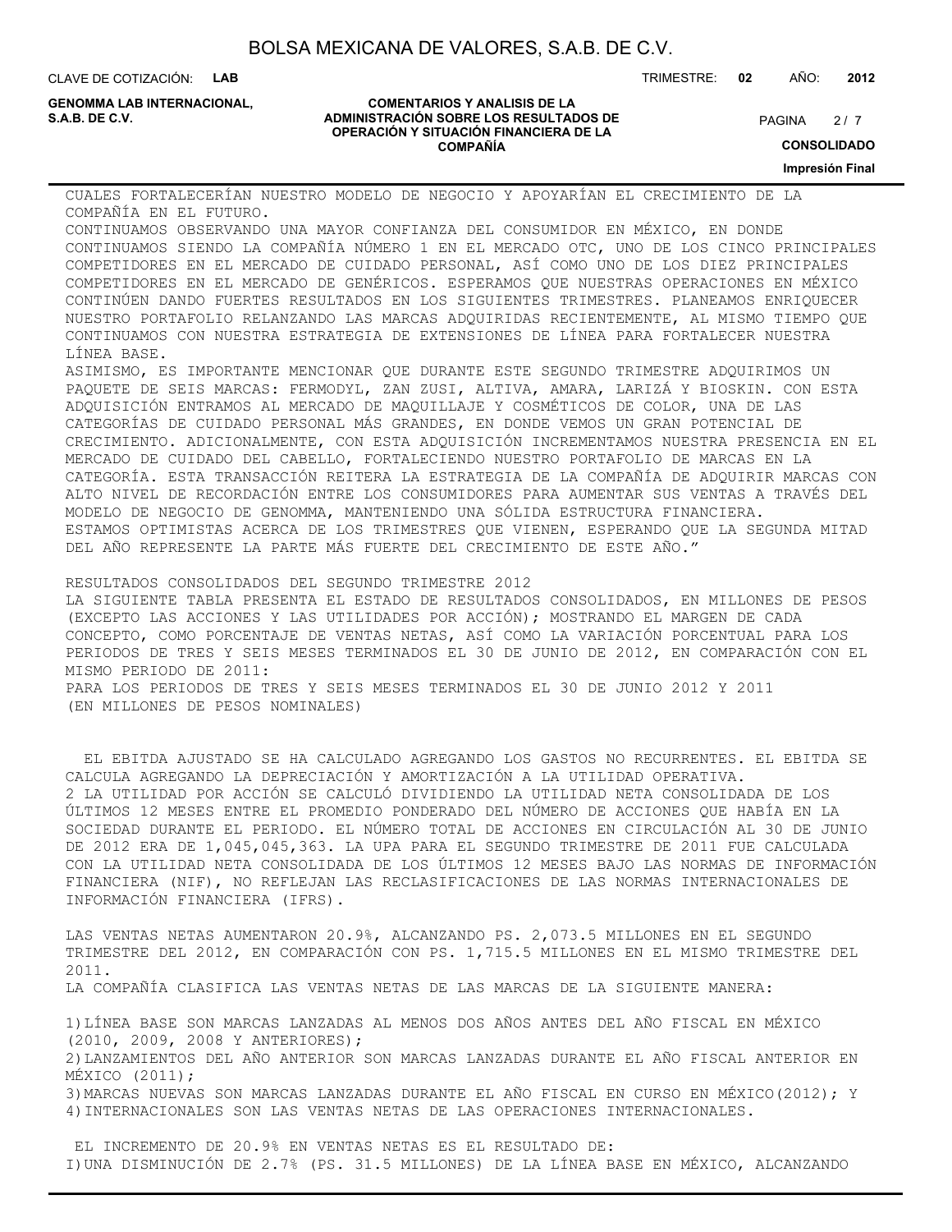CUALES FORTALECERÍAN NUESTRO MODELO DE NEGOCIO Y APOYARÍAN EL CRECIMIENTO DE LA COMPAÑÍA EN EL FUTURO.

CONTINUAMOS OBSERVANDO UNA MAYOR CONFIANZA DEL CONSUMIDOR EN MÉXICO, EN DONDE CONTINUAMOS SIENDO LA COMPAÑÍA NÚMERO 1 EN EL MERCADO OTC, UNO DE LOS CINCO PRINCIPALES COMPETIDORES EN EL MERCADO DE CUIDADO PERSONAL, ASÍ COMO UNO DE LOS DIEZ PRINCIPALES COMPETIDORES EN EL MERCADO DE GENÉRICOS. ESPERAMOS QUE NUESTRAS OPERACIONES EN MÉXICO CONTINÚEN DANDO FUERTES RESULTADOS EN LOS SIGUIENTES TRIMESTRES. PLANEAMOS ENRIQUECER NUESTRO PORTAFOLIO RELANZANDO LAS MARCAS ADQUIRIDAS RECIENTEMENTE, AL MISMO TIEMPO QUE CONTINUAMOS CON NUESTRA ESTRATEGIA DE EXTENSIONES DE LÍNEA PARA FORTALECER NUESTRA LÍNEA BASE.

ASIMISMO, ES IMPORTANTE MENCIONAR QUE DURANTE ESTE SEGUNDO TRIMESTRE ADQUIRIMOS UN PAQUETE DE SEIS MARCAS: FERMODYL, ZAN ZUSI, ALTIVA, AMARA, LARIZÁ Y BIOSKIN. CON ESTA ADQUISICIÓN ENTRAMOS AL MERCADO DE MAQUILLAJE Y COSMÉTICOS DE COLOR, UNA DE LAS CATEGORÍAS DE CUIDADO PERSONAL MÁS GRANDES, EN DONDE VEMOS UN GRAN POTENCIAL DE CRECIMIENTO. ADICIONALMENTE, CON ESTA ADQUISICIÓN INCREMENTAMOS NUESTRA PRESENCIA EN EL MERCADO DE CUIDADO DEL CABELLO, FORTALECIENDO NUESTRO PORTAFOLIO DE MARCAS EN LA CATEGORÍA. ESTA TRANSACCIÓN REITERA LA ESTRATEGIA DE LA COMPAÑÍA DE ADQUIRIR MARCAS CON ALTO NIVEL DE RECORDACIÓN ENTRE LOS CONSUMIDORES PARA AUMENTAR SUS VENTAS A TRAVÉS DEL MODELO DE NEGOCIO DE GENOMMA, MANTENIENDO UNA SÓLIDA ESTRUCTURA FINANCIERA.

ESTAMOS OPTIMISTAS ACERCA DE LOS TRIMESTRES QUE VIENEN, ESPERANDO QUE LA SEGUNDA MITAD DEL AÑO REPRESENTE LA PARTE MÁS FUERTE DEL CRECIMIENTO DE ESTE AÑO."

RESULTADOS CONSOLIDADOS DEL SEGUNDO TRIMESTRE 2012

LA SIGUIENTE TABLA PRESENTA EL ESTADO DE RESULTADOS CONSOLIDADOS, EN MILLONES DE PESOS (EXCEPTO LAS ACCIONES Y LAS UTILIDADES POR ACCIÓN); MOSTRANDO EL MARGEN DE CADA CONCEPTO, COMO PORCENTAJE DE VENTAS NETAS, ASÍ COMO LA VARIACIÓN PORCENTUAL PARA LOS PERIODOS DE TRES Y SEIS MESES TERMINADOS EL 30 DE JUNIO DE 2012, EN COMPARACIÓN CON EL MISMO PERIODO DE 2011:

PARA LOS PERIODOS DE TRES Y SEIS MESES TERMINADOS EL 30 DE JUNIO 2012 Y 2011

(EN MILLONES DE PESOS NOMINALES)

EL EBITDA AJUSTADO SE HA CALCULADO AGREGANDO LOS GASTOS NO RECURRENTES. EL EBITDA SE CALCULA AGREGANDO LA DEPRECIACIÓN Y AMORTIZACIÓN A LA UTILIDAD OPERATIVA.

2 LA UTILIDAD POR ACCIÓN SE CALCULÓ DIVIDIENDO LA UTILIDAD NETA CONSOLIDADA DE LOS ÚLTIMOS 12 MESES ENTRE EL PROMEDIO PONDERADO DEL NÚMERO DE ACCIONES QUE HABÍA EN LA SOCIEDAD DURANTE EL PERIODO. EL NÚMERO TOTAL DE ACCIONES EN CIRCULACIÓN AL 30 DE JUNIO DE 2012 ERA DE 1,045,045,363. LA UPA PARA EL SEGUNDO TRIMESTRE DE 2011 FUE CALCULADA CON LA UTILIDAD NETA CONSOLIDADA DE LOS ÚLTIMOS 12 MESES BAJO LAS NORMAS DE INFORMACIÓN FINANCIERA (NIF), NO REFLEJAN LAS RECLASIFICACIONES DE LAS NORMAS INTERNACIONALES DE INFORMACIÓN FINANCIERA (IFRS).

LAS VENTAS NETAS AUMENTARON 20.9%, ALCANZANDO PS. 2,073.5 MILLONES EN EL SEGUNDO TRIMESTRE DEL 2012, EN COMPARACIÓN CON PS. 1,715.5 MILLONES EN EL MISMO TRIMESTRE DEL 2011.

LA COMPAÑÍA CLASIFICA LAS VENTAS NETAS DE LAS MARCAS DE LA SIGUIENTE MANERA:

1) LÍNEA BASE SON MARCAS LANZADAS AL MENOS DOS AÑOS ANTES DEL AÑO FISCAL EN MÉXICO (2010, 2009, 2008 Y ANTERIORES);
2) LANZAMIENTOS DEL AÑO ANTERIOR SON MARCAS LANZADAS DURANTE EL AÑO FISCAL ANTERIOR EN MÉXICO (2011);
3) MARCAS NUEVAS SON MARCAS LANZADAS DURANTE EL AÑO FISCAL EN CURSO EN MÉXICO(2012); Y
4) INTERNACIONALES SON LAS VENTAS NETAS DE LAS OPERACIONES INTERNACIONALES.

EL INCREMENTO DE 20.9% EN VENTAS NETAS ES EL RESULTADO DE:

I) UNA DISMINUCIÓN DE 2.7% (PS. 31.5 MILLONES) DE LA LÍNEA BASE EN MÉXICO, ALCANZANDO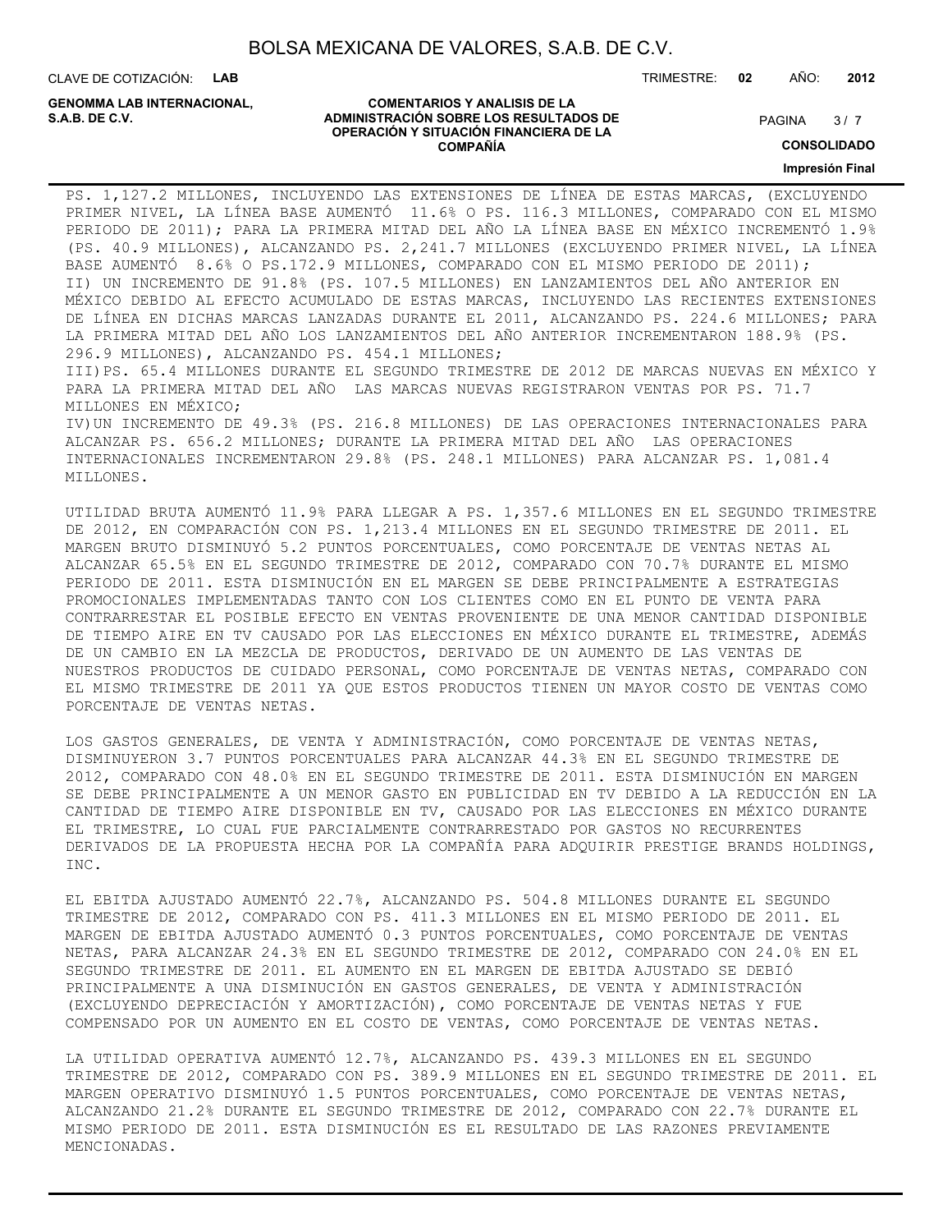PS. 1,127.2 MILLONES, INCLUYENDO LAS EXTENSIONES DE LÍNEA DE ESTAS MARCAS, (EXCLUYENDO PRIMER NIVEL, LA LÍNEA BASE AUMENTÓ 11.6% O PS. 116.3 MILLONES, COMPARADO CON EL MISMO PERIODO DE 2011); PARA LA PRIMERA MITAD DEL AÑO LA LÍNEA BASE EN MÉXICO INCREMENTÓ 1.9% (PS. 40.9 MILLONES), ALCANZANDO PS. 2,241.7 MILLONES (EXCLUYENDO PRIMER NIVEL, LA LÍNEA BASE AUMENTÓ 8.6% O PS.172.9 MILLONES, COMPARADO CON EL MISMO PERIODO DE 2011);
II) UN INCREMENTO DE 91.8% (PS. 107.5 MILLONES) EN LANZAMIENTOS DEL AÑO ANTERIOR EN MÉXICO DEBIDO AL EFECTO ACUMULADO DE ESTAS MARCAS, INCLUYENDO LAS RECIENTES EXTENSIONES DE LÍNEA EN DICHAS MARCAS LANZADAS DURANTE EL 2011, ALCANZANDO PS. 224.6 MILLONES; PARA LA PRIMERA MITAD DEL AÑO LOS LANZAMIENTOS DEL AÑO ANTERIOR INCREMENTARON 188.9% (PS. 296.9 MILLONES), ALCANZANDO PS. 454.1 MILLONES;
III)PS. 65.4 MILLONES DURANTE EL SEGUNDO TRIMESTRE DE 2012 DE MARCAS NUEVAS EN MÉXICO Y PARA LA PRIMERA MITAD DEL AÑO LAS MARCAS NUEVAS REGISTRARON VENTAS POR PS. 71.7 MILLONES EN MÉXICO;
IV)UN INCREMENTO DE 49.3% (PS. 216.8 MILLONES) DE LAS OPERACIONES INTERNACIONALES PARA ALCANZAR PS. 656.2 MILLONES; DURANTE LA PRIMERA MITAD DEL AÑO LAS OPERACIONES INTERNACIONALES INCREMENTARON 29.8% (PS. 248.1 MILLONES) PARA ALCANZAR PS. 1,081.4 MILLONES.

UTILIDAD BRUTA AUMENTÓ 11.9% PARA LLEGAR A PS. 1,357.6 MILLONES EN EL SEGUNDO TRIMESTRE DE 2012, EN COMPARACIÓN CON PS. 1,213.4 MILLONES EN EL SEGUNDO TRIMESTRE DE 2011. EL MARGEN BRUTO DISMINUYÓ 5.2 PUNTOS PORCENTUALES, COMO PORCENTAJE DE VENTAS NETAS AL ALCANZAR 65.5% EN EL SEGUNDO TRIMESTRE DE 2012, COMPARADO CON 70.7% DURANTE EL MISMO PERIODO DE 2011. ESTA DISMINUCIÓN EN EL MARGEN SE DEBE PRINCIPALMENTE A ESTRATEGIAS PROMOCIONALES IMPLEMENTADAS TANTO CON LOS CLIENTES COMO EN EL PUNTO DE VENTA PARA CONTRARRESTAR EL POSIBLE EFECTO EN VENTAS PROVENIENTE DE UNA MENOR CANTIDAD DISPONIBLE DE TIEMPO AIRE EN TV CAUSADO POR LAS ELECCIONES EN MÉXICO DURANTE EL TRIMESTRE, ADEMÁS DE UN CAMBIO EN LA MEZCLA DE PRODUCTOS, DERIVADO DE UN AUMENTO DE LAS VENTAS DE NUESTROS PRODUCTOS DE CUIDADO PERSONAL, COMO PORCENTAJE DE VENTAS NETAS, COMPARADO CON EL MISMO TRIMESTRE DE 2011 YA QUE ESTOS PRODUCTOS TIENEN UN MAYOR COSTO DE VENTAS COMO PORCENTAJE DE VENTAS NETAS.

LOS GASTOS GENERALES, DE VENTA Y ADMINISTRACIÓN, COMO PORCENTAJE DE VENTAS NETAS, DISMINUYERON 3.7 PUNTOS PORCENTUALES PARA ALCANZAR 44.3% EN EL SEGUNDO TRIMESTRE DE 2012, COMPARADO CON 48.0% EN EL SEGUNDO TRIMESTRE DE 2011. ESTA DISMINUCIÓN EN MARGEN SE DEBE PRINCIPALMENTE A UN MENOR GASTO EN PUBLICIDAD EN TV DEBIDO A LA REDUCCIÓN EN LA CANTIDAD DE TIEMPO AIRE DISPONIBLE EN TV, CAUSADO POR LAS ELECCIONES EN MÉXICO DURANTE EL TRIMESTRE, LO CUAL FUE PARCIALMENTE CONTRARRESTADO POR GASTOS NO RECURRENTES DERIVADOS DE LA PROPUESTA HECHA POR LA COMPAÑÍA PARA ADQUIRIR PRESTIGE BRANDS HOLDINGS, INC.

EL EBITDA AJUSTADO AUMENTÓ 22.7%, ALCANZANDO PS. 504.8 MILLONES DURANTE EL SEGUNDO TRIMESTRE DE 2012, COMPARADO CON PS. 411.3 MILLONES EN EL MISMO PERIODO DE 2011. EL MARGEN DE EBITDA AJUSTADO AUMENTÓ 0.3 PUNTOS PORCENTUALES, COMO PORCENTAJE DE VENTAS NETAS, PARA ALCANZAR 24.3% EN EL SEGUNDO TRIMESTRE DE 2012, COMPARADO CON 24.0% EN EL SEGUNDO TRIMESTRE DE 2011. EL AUMENTO EN EL MARGEN DE EBITDA AJUSTADO SE DEBIÓ PRINCIPALMENTE A UNA DISMINUCIÓN EN GASTOS GENERALES, DE VENTA Y ADMINISTRACIÓN (EXCLUYENDO DEPRECIACIÓN Y AMORTIZACIÓN), COMO PORCENTAJE DE VENTAS NETAS Y FUE COMPENSADO POR UN AUMENTO EN EL COSTO DE VENTAS, COMO PORCENTAJE DE VENTAS NETAS.

LA UTILIDAD OPERATIVA AUMENTÓ 12.7%, ALCANZANDO PS. 439.3 MILLONES EN EL SEGUNDO TRIMESTRE DE 2012, COMPARADO CON PS. 389.9 MILLONES EN EL SEGUNDO TRIMESTRE DE 2011. EL MARGEN OPERATIVO DISMINUYÓ 1.5 PUNTOS PORCENTUALES, COMO PORCENTAJE DE VENTAS NETAS, ALCANZANDO 21.2% DURANTE EL SEGUNDO TRIMESTRE DE 2012, COMPARADO CON 22.7% DURANTE EL MISMO PERIODO DE 2011. ESTA DISMINUCIÓN ES EL RESULTADO DE LAS RAZONES PREVIAMENTE MENCIONADAS.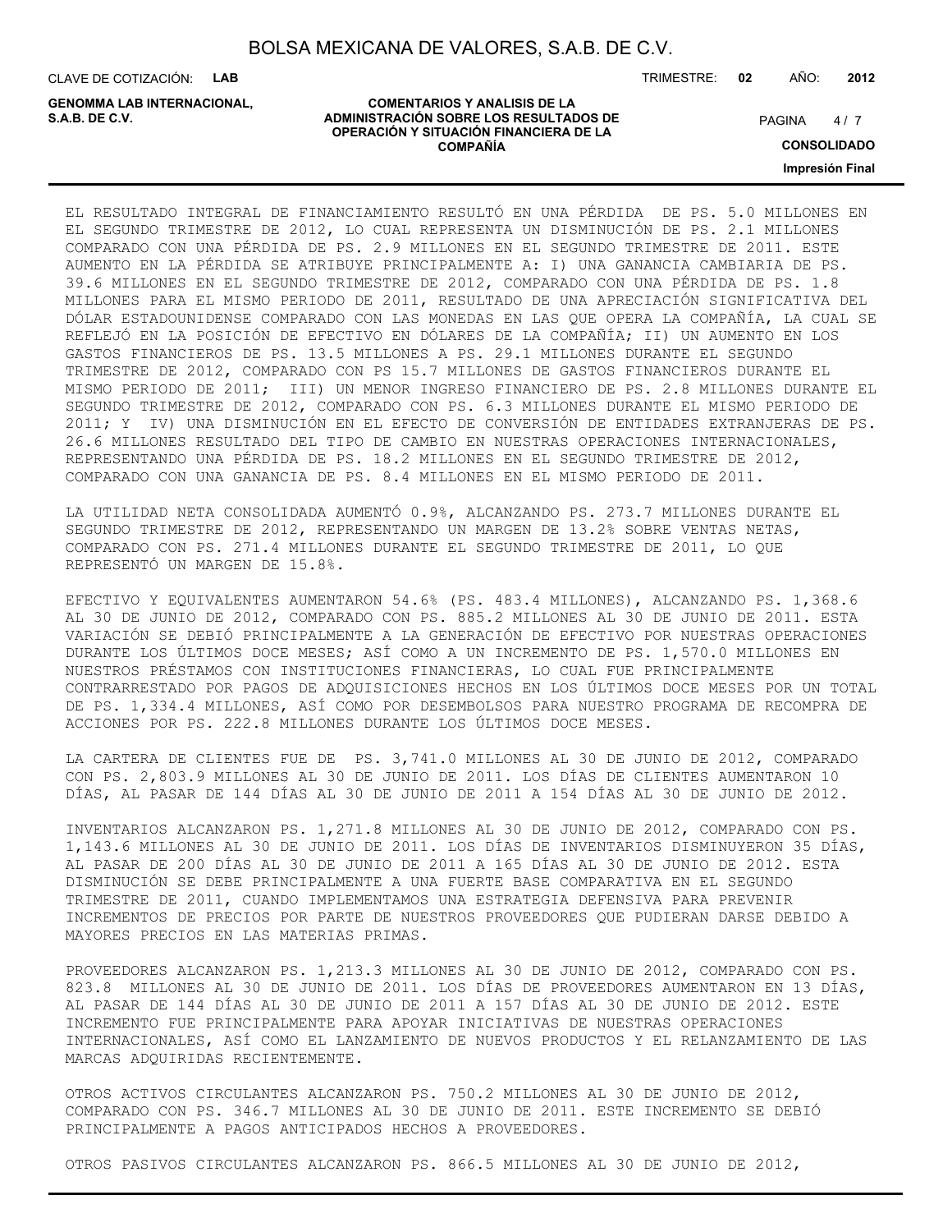EL RESULTADO INTEGRAL DE FINANCIAMIENTO RESULTÓ EN UNA PÉRDIDA DE PS. 5.0 MILLONES EN EL SEGUNDO TRIMESTRE DE 2012, LO CUAL REPRESENTA UN DISMINUCIÓN DE PS. 2.1 MILLONES COMPARADO CON UNA PÉRDIDA DE PS. 2.9 MILLONES EN EL SEGUNDO TRIMESTRE DE 2011. ESTE AUMENTO EN LA PÉRDIDA SE ATRIBUYE PRINCIPALMENTE A: I) UNA GANANCIA CAMBIARIA DE PS. 39.6 MILLONES EN EL SEGUNDO TRIMESTRE DE 2012, COMPARADO CON UNA PÉRDIDA DE PS. 1.8 MILLONES PARA EL MISMO PERIODO DE 2011, RESULTADO DE UNA APRECIACIÓN SIGNIFICATIVA DEL DÓLAR ESTADOUNIDENSE COMPARADO CON LAS MONEDAS EN LAS QUE OPERA LA COMPAÑÍA, LA CUAL SE REFLEJÓ EN LA POSICIÓN DE EFECTIVO EN DÓLARES DE LA COMPAÑÍA; II) UN AUMENTO EN LOS GASTOS FINANCIEROS DE PS. 13.5 MILLONES A PS. 29.1 MILLONES DURANTE EL SEGUNDO TRIMESTRE DE 2012, COMPARADO CON PS 15.7 MILLONES DE GASTOS FINANCIEROS DURANTE EL MISMO PERIODO DE 2011; III) UN MENOR INGRESO FINANCIERO DE PS. 2.8 MILLONES DURANTE EL SEGUNDO TRIMESTRE DE 2012, COMPARADO CON PS. 6.3 MILLONES DURANTE EL MISMO PERIODO DE 2011; Y IV) UNA DISMINUCIÓN EN EL EFECTO DE CONVERSIÓN DE ENTIDADES EXTRANJERAS DE PS. 26.6 MILLONES RESULTADO DEL TIPO DE CAMBIO EN NUESTRAS OPERACIONES INTERNACIONALES, REPRESENTANDO UNA PÉRDIDA DE PS. 18.2 MILLONES EN EL SEGUNDO TRIMESTRE DE 2012, COMPARADO CON UNA GANANCIA DE PS. 8.4 MILLONES EN EL MISMO PERIODO DE 2011.

LA UTILIDAD NETA CONSOLIDADA AUMENTÓ 0.9%, ALCANZANDO PS. 273.7 MILLONES DURANTE EL SEGUNDO TRIMESTRE DE 2012, REPRESENTANDO UN MARGEN DE 13.2% SOBRE VENTAS NETAS, COMPARADO CON PS. 271.4 MILLONES DURANTE EL SEGUNDO TRIMESTRE DE 2011, LO QUE REPRESENTÓ UN MARGEN DE 15.8%.

EFECTIVO Y EQUIVALENTES AUMENTARON 54.6% (PS. 483.4 MILLONES), ALCANZANDO PS. 1,368.6 AL 30 DE JUNIO DE 2012, COMPARADO CON PS. 885.2 MILLONES AL 30 DE JUNIO DE 2011. ESTA VARIACIÓN SE DEBIÓ PRINCIPALMENTE A LA GENERACIÓN DE EFECTIVO POR NUESTRAS OPERACIONES DURANTE LOS ÚLTIMOS DOCE MESES; ASÍ COMO A UN INCREMENTO DE PS. 1,570.0 MILLONES EN NUESTROS PRÉSTAMOS CON INSTITUCIONES FINANCIERAS, LO CUAL FUE PRINCIPALMENTE CONTRARRESTADO POR PAGOS DE ADQUISICIONES HECHOS EN LOS ÚLTIMOS DOCE MESES POR UN TOTAL DE PS. 1,334.4 MILLONES, ASÍ COMO POR DESEMBOLSOS PARA NUESTRO PROGRAMA DE RECOMPRA DE ACCIONES POR PS. 222.8 MILLONES DURANTE LOS ÚLTIMOS DOCE MESES.

LA CARTERA DE CLIENTES FUE DE PS. 3,741.0 MILLONES AL 30 DE JUNIO DE 2012, COMPARADO CON PS. 2,803.9 MILLONES AL 30 DE JUNIO DE 2011. LOS DÍAS DE CLIENTES AUMENTARON 10 DÍAS, AL PASAR DE 144 DÍAS AL 30 DE JUNIO DE 2011 A 154 DÍAS AL 30 DE JUNIO DE 2012.

INVENTARIOS ALCANZARON PS. 1,271.8 MILLONES AL 30 DE JUNIO DE 2012, COMPARADO CON PS. 1,143.6 MILLONES AL 30 DE JUNIO DE 2011. LOS DÍAS DE INVENTARIOS DISMINUYERON 35 DÍAS, AL PASAR DE 200 DÍAS AL 30 DE JUNIO DE 2011 A 165 DÍAS AL 30 DE JUNIO DE 2012. ESTA DISMINUCIÓN SE DEBE PRINCIPALMENTE A UNA FUERTE BASE COMPARATIVA EN EL SEGUNDO TRIMESTRE DE 2011, CUANDO IMPLEMENTAMOS UNA ESTRATEGIA DEFENSIVA PARA PREVENIR INCREMENTOS DE PRECIOS POR PARTE DE NUESTROS PROVEEDORES QUE PUDIERAN DARSE DEBIDO A MAYORES PRECIOS EN LAS MATERIAS PRIMAS.

PROVEEDORES ALCANZARON PS. 1,213.3 MILLONES AL 30 DE JUNIO DE 2012, COMPARADO CON PS. 823.8 MILLONES AL 30 DE JUNIO DE 2011. LOS DÍAS DE PROVEEDORES AUMENTARON EN 13 DÍAS, AL PASAR DE 144 DÍAS AL 30 DE JUNIO DE 2011 A 157 DÍAS AL 30 DE JUNIO DE 2012. ESTE INCREMENTO FUE PRINCIPALMENTE PARA APOYAR INICIATIVAS DE NUESTRAS OPERACIONES INTERNACIONALES, ASÍ COMO EL LANZAMIENTO DE NUEVOS PRODUCTOS Y EL RELANZAMIENTO DE LAS MARCAS ADQUIRIDAS RECIENTEMENTE.

OTROS ACTIVOS CIRCULANTES ALCANZARON PS. 750.2 MILLONES AL 30 DE JUNIO DE 2012, COMPARADO CON PS. 346.7 MILLONES AL 30 DE JUNIO DE 2011. ESTE INCREMENTO SE DEBIÓ PRINCIPALMENTE A PAGOS ANTICIPADOS HECHOS A PROVEEDORES.

OTROS PASIVOS CIRCULANTES ALCANZARON PS. 866.5 MILLONES AL 30 DE JUNIO DE 2012,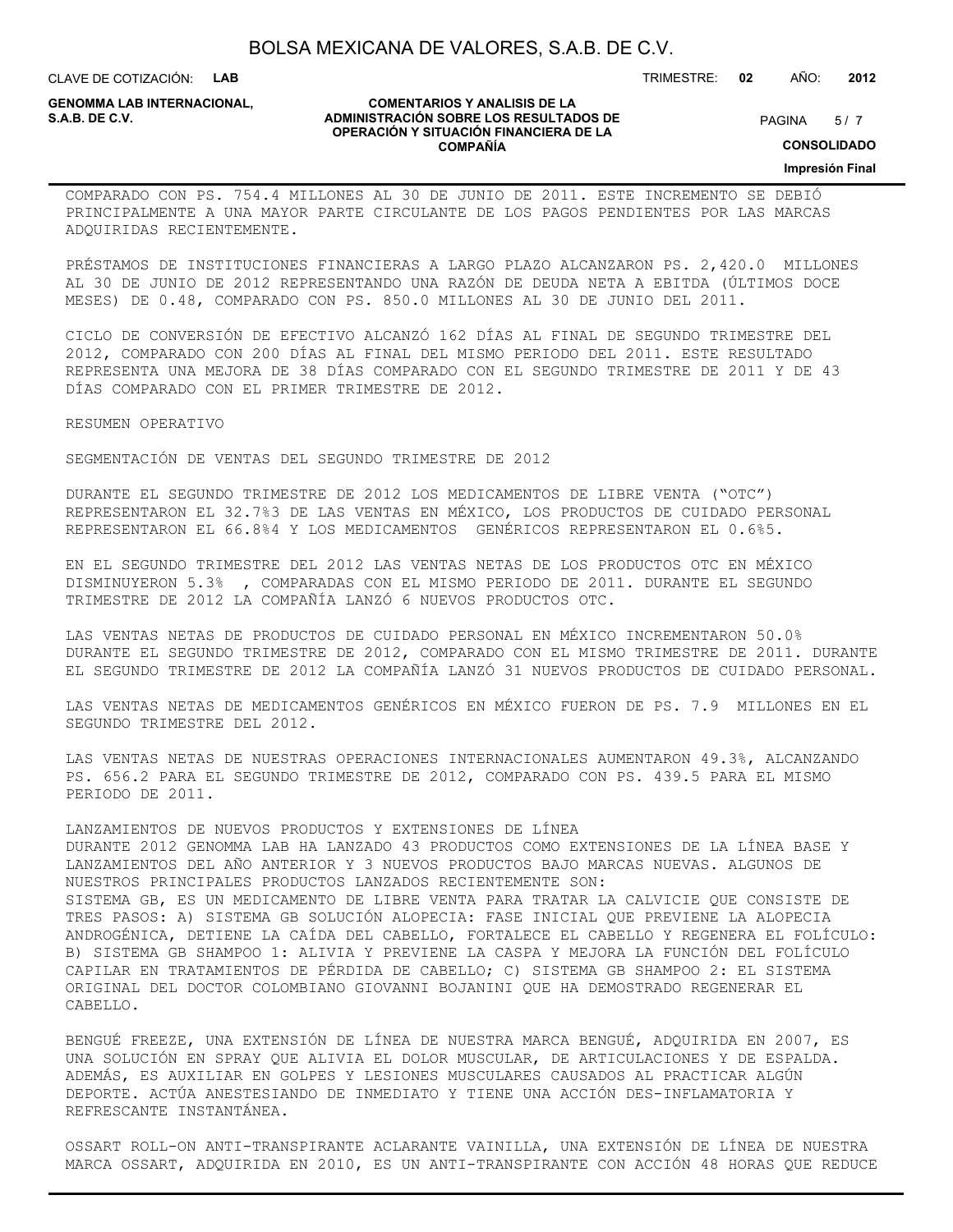COMPARADO CON PS. 754.4 MILLONES AL 30 DE JUNIO DE 2011. ESTE INCREMENTO SE DEBIÓ PRINCIPALMENTE A UNA MAYOR PARTE CIRCULANTE DE LOS PAGOS PENDIENTES POR LAS MARCAS ADQUIRIDAS RECIENTEMENTE.

PRÉSTAMOS DE INSTITUCIONES FINANCIERAS A LARGO PLAZO ALCANZARON PS. 2,420.0 MILLONES AL 30 DE JUNIO DE 2012 REPRESENTANDO UNA RAZÓN DE DEUDA NETA A EBITDA (ÚLTIMOS DOCE MESES) DE 0.48, COMPARADO CON PS. 850.0 MILLONES AL 30 DE JUNIO DEL 2011.

CICLO DE CONVERSIÓN DE EFECTIVO ALCANZÓ 162 DÍAS AL FINAL DE SEGUNDO TRIMESTRE DEL 2012, COMPARADO CON 200 DÍAS AL FINAL DEL MISMO PERIODO DEL 2011. ESTE RESULTADO REPRESENTA UNA MEJORA DE 38 DÍAS COMPARADO CON EL SEGUNDO TRIMESTRE DE 2011 Y DE 43 DÍAS COMPARADO CON EL PRIMER TRIMESTRE DE 2012.

RESUMEN OPERATIVO

SEGMENTACIÓN DE VENTAS DEL SEGUNDO TRIMESTRE DE 2012

DURANTE EL SEGUNDO TRIMESTRE DE 2012 LOS MEDICAMENTOS DE LIBRE VENTA ("OTC") REPRESENTARON EL 32.7%3 DE LAS VENTAS EN MÉXICO, LOS PRODUCTOS DE CUIDADO PERSONAL REPRESENTARON EL 66.8%4 Y LOS MEDICAMENTOS GENÉRICOS REPRESENTARON EL 0.6%5.

EN EL SEGUNDO TRIMESTRE DEL 2012 LAS VENTAS NETAS DE LOS PRODUCTOS OTC EN MÉXICO DISMINUYERON 5.3% , COMPARADAS CON EL MISMO PERIODO DE 2011. DURANTE EL SEGUNDO TRIMESTRE DE 2012 LA COMPAÑÍA LANZÓ 6 NUEVOS PRODUCTOS OTC.

LAS VENTAS NETAS DE PRODUCTOS DE CUIDADO PERSONAL EN MÉXICO INCREMENTARON 50.0% DURANTE EL SEGUNDO TRIMESTRE DE 2012, COMPARADO CON EL MISMO TRIMESTRE DE 2011. DURANTE EL SEGUNDO TRIMESTRE DE 2012 LA COMPAÑÍA LANZÓ 31 NUEVOS PRODUCTOS DE CUIDADO PERSONAL.

LAS VENTAS NETAS DE MEDICAMENTOS GENÉRICOS EN MÉXICO FUERON DE PS. 7.9 MILLONES EN EL SEGUNDO TRIMESTRE DEL 2012.

LAS VENTAS NETAS DE NUESTRAS OPERACIONES INTERNACIONALES AUMENTARON 49.3%, ALCANZANDO PS. 656.2 PARA EL SEGUNDO TRIMESTRE DE 2012, COMPARADO CON PS. 439.5 PARA EL MISMO PERIODO DE 2011.

LANZAMIENTOS DE NUEVOS PRODUCTOS Y EXTENSIONES DE LÍNEA
DURANTE 2012 GENOMMA LAB HA LANZADO 43 PRODUCTOS COMO EXTENSIONES DE LA LÍNEA BASE Y LANZAMIENTOS DEL AÑO ANTERIOR Y 3 NUEVOS PRODUCTOS BAJO MARCAS NUEVAS. ALGUNOS DE NUESTROS PRINCIPALES PRODUCTOS LANZADOS RECIENTEMENTE SON:
SISTEMA GB, ES UN MEDICAMENTO DE LIBRE VENTA PARA TRATAR LA CALVICIE QUE CONSISTE DE TRES PASOS: A) SISTEMA GB SOLUCIÓN ALOPECIA: FASE INICIAL QUE PREVIENE LA ALOPECIA ANDROGÉNICA, DETIENE LA CAÍDA DEL CABELLO, FORTALECE EL CABELLO Y REGENERA EL FOLÍCULO: B) SISTEMA GB SHAMPOO 1: ALIVIA Y PREVIENE LA CASPA Y MEJORA LA FUNCIÓN DEL FOLÍCULO CAPILAR EN TRATAMIENTOS DE PÉRDIDA DE CABELLO; C) SISTEMA GB SHAMPOO 2: EL SISTEMA ORIGINAL DEL DOCTOR COLOMBIANO GIOVANNI BOJANINI QUE HA DEMOSTRADO REGENERAR EL CABELLO.

BENGUÉ FREEZE, UNA EXTENSIÓN DE LÍNEA DE NUESTRA MARCA BENGUÉ, ADQUIRIDA EN 2007, ES UNA SOLUCIÓN EN SPRAY QUE ALIVIA EL DOLOR MUSCULAR, DE ARTICULACIONES Y DE ESPALDA. ADEMÁS, ES AUXILIAR EN GOLPES Y LESIONES MUSCULARES CAUSADOS AL PRACTICAR ALGÚN DEPORTE. ACTÚA ANESTESIANDO DE INMEDIATO Y TIENE UNA ACCIÓN DES-INFLAMATORIA Y REFRESCANTE INSTANTÁNEA.

OSSART ROLL-ON ANTI-TRANSPIRANTE ACLARANTE VAINILLA, UNA EXTENSIÓN DE LÍNEA DE NUESTRA MARCA OSSART, ADQUIRIDA EN 2010, ES UN ANTI-TRANSPIRANTE CON ACCIÓN 48 HORAS QUE REDUCE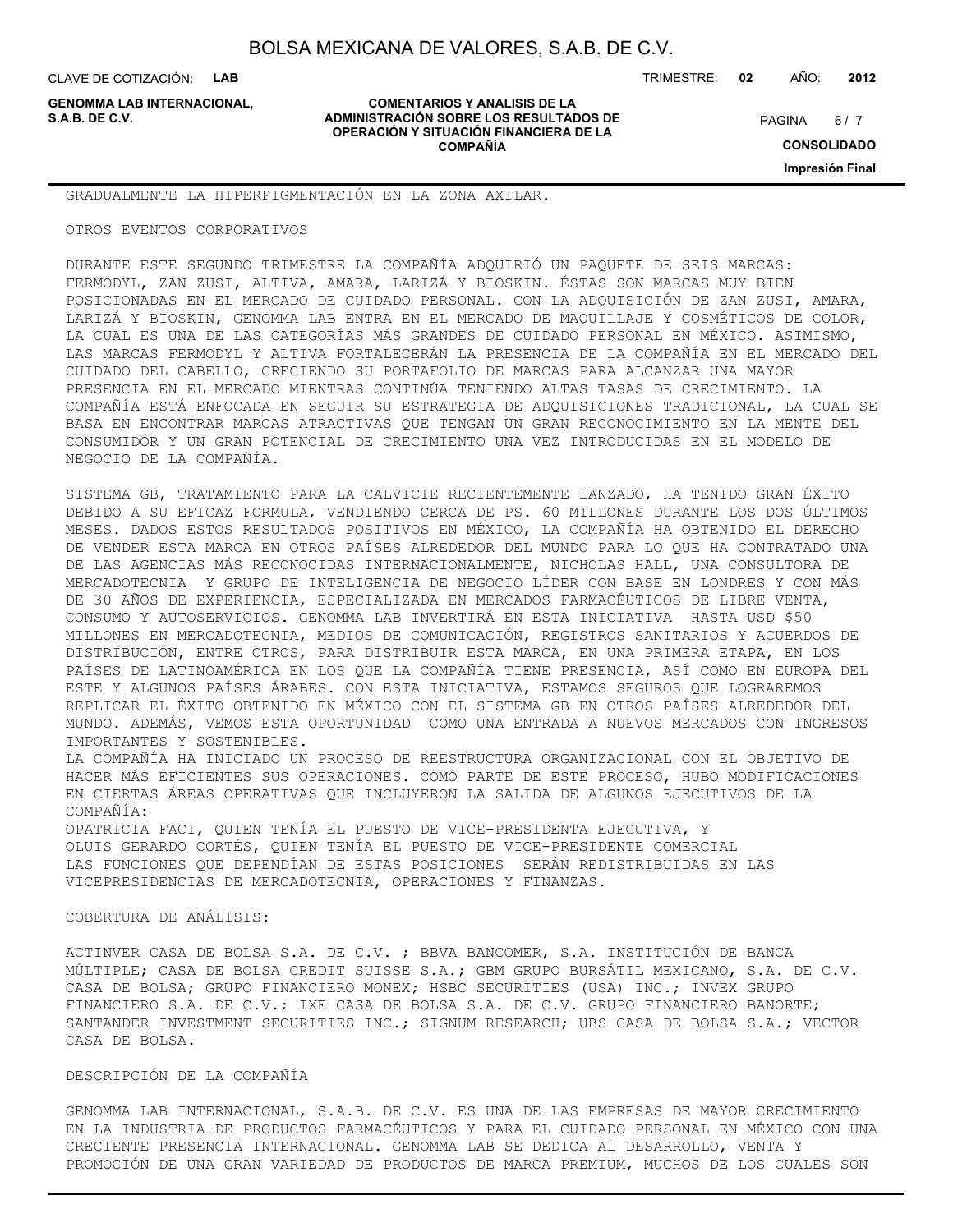GRADUALMENTE LA HIPERPIGMENTACIÓN EN LA ZONA AXILAR.

OTROS EVENTOS CORPORATIVOS

DURANTE ESTE SEGUNDO TRIMESTRE LA COMPAÑÍA ADQUIRIÓ UN PAQUETE DE SEIS MARCAS: FERMODYL, ZAN ZUSI, ALTIVA, AMARA, LARIZÁ Y BIOSKIN. ÉSTAS SON MARCAS MUY BIEN POSICIONADAS EN EL MERCADO DE CUIDADO PERSONAL. CON LA ADQUISICIÓN DE ZAN ZUSI, AMARA, LARIZÁ Y BIOSKIN, GENOMMA LAB ENTRA EN EL MERCADO DE MAQUILLAJE Y COSMÉTICOS DE COLOR, LA CUAL ES UNA DE LAS CATEGORÍAS MÁS GRANDES DE CUIDADO PERSONAL EN MÉXICO. ASIMISMO, LAS MARCAS FERMODYL Y ALTIVA FORTALECERÁN LA PRESENCIA DE LA COMPAÑÍA EN EL MERCADO DEL CUIDADO DEL CABELLO, CRECIENDO SU PORTAFOLIO DE MARCAS PARA ALCANZAR UNA MAYOR PRESENCIA EN EL MERCADO MIENTRAS CONTINÚA TENIENDO ALTAS TASAS DE CRECIMIENTO. LA COMPAÑÍA ESTÁ ENFOCADA EN SEGUIR SU ESTRATEGIA DE ADQUISICIONES TRADICIONAL, LA CUAL SE BASA EN ENCONTRAR MARCAS ATRACTIVAS QUE TENGAN UN GRAN RECONOCIMIENTO EN LA MENTE DEL CONSUMIDOR Y UN GRAN POTENCIAL DE CRECIMIENTO UNA VEZ INTRODUCIDAS EN EL MODELO DE NEGOCIO DE LA COMPAÑÍA.

SISTEMA GB, TRATAMIENTO PARA LA CALVICIE RECIENTEMENTE LANZADO, HA TENIDO GRAN ÉXITO DEBIDO A SU EFICAZ FORMULA, VENDIENDO CERCA DE PS. 60 MILLONES DURANTE LOS DOS ÚLTIMOS MESES. DADOS ESTOS RESULTADOS POSITIVOS EN MÉXICO, LA COMPAÑÍA HA OBTENIDO EL DERECHO DE VENDER ESTA MARCA EN OTROS PAÍSES ALREDEDOR DEL MUNDO PARA LO QUE HA CONTRATADO UNA DE LAS AGENCIAS MÁS RECONOCIDAS INTERNACIONALMENTE, NICHOLAS HALL, UNA CONSULTORA DE MERCADOTECNIA Y GRUPO DE INTELIGENCIA DE NEGOCIO LÍDER CON BASE EN LONDRES Y CON MÁS DE 30 AÑOS DE EXPERIENCIA, ESPECIALIZADA EN MERCADOS FARMACÉUTICOS DE LIBRE VENTA, CONSUMO Y AUTOSERVICIOS. GENOMMA LAB INVERTIRÁ EN ESTA INICIATIVA HASTA USD $50 MILLONES EN MERCADOTECNIA, MEDIOS DE COMUNICACIÓN, REGISTROS SANITARIOS Y ACUERDOS DE DISTRIBUCIÓN, ENTRE OTROS, PARA DISTRIBUIR ESTA MARCA, EN UNA PRIMERA ETAPA, EN LOS PAÍSES DE LATINOAMÉRICA EN LOS QUE LA COMPAÑÍA TIENE PRESENCIA, ASÍ COMO EN EUROPA DEL ESTE Y ALGUNOS PAÍSES ÁRABES. CON ESTA INICIATIVA, ESTAMOS SEGUROS QUE LOGRAREMOS REPLICAR EL ÉXITO OBTENIDO EN MÉXICO CON EL SISTEMA GB EN OTROS PAÍSES ALREDEDOR DEL MUNDO. ADEMÁS, VEMOS ESTA OPORTUNIDAD COMO UNA ENTRADA A NUEVOS MERCADOS CON INGRESOS IMPORTANTES Y SOSTENIBLES.
LA COMPAÑÍA HA INICIADO UN PROCESO DE REESTRUCTURA ORGANIZACIONAL CON EL OBJETIVO DE HACER MÁS EFICIENTES SUS OPERACIONES. COMO PARTE DE ESTE PROCESO, HUBO MODIFICACIONES EN CIERTAS ÁREAS OPERATIVAS QUE INCLUYERON LA SALIDA DE ALGUNOS EJECUTIVOS DE LA COMPAÑÍA:
OPATRICIA FACI, QUIEN TENÍA EL PUESTO DE VICE-PRESIDENTA EJECUTIVA, Y
OLUIS GERARDO CORTÉS, QUIEN TENÍA EL PUESTO DE VICE-PRESIDENTE COMERCIAL
LAS FUNCIONES QUE DEPENDÍAN DE ESTAS POSICIONES SERÁN REDISTRIBUIDAS EN LAS VICEPRESIDENCIAS DE MERCADOTECNIA, OPERACIONES Y FINANZAS.

COBERTURA DE ANÁLISIS:

ACTINVER CASA DE BOLSA S.A. DE C.V. ; BBVA BANCOMER, S.A. INSTITUCIÓN DE BANCA MÚLTIPLE; CASA DE BOLSA CREDIT SUISSE S.A.; GBM GRUPO BURSÁTIL MEXICANO, S.A. DE C.V. CASA DE BOLSA; GRUPO FINANCIERO MONEX; HSBC SECURITIES (USA) INC.; INVEX GRUPO FINANCIERO S.A. DE C.V.; IXE CASA DE BOLSA S.A. DE C.V. GRUPO FINANCIERO BANORTE; SANTANDER INVESTMENT SECURITIES INC.; SIGNUM RESEARCH; UBS CASA DE BOLSA S.A.; VECTOR CASA DE BOLSA.

DESCRIPCIÓN DE LA COMPAÑÍA

GENOMMA LAB INTERNACIONAL, S.A.B. DE C.V. ES UNA DE LAS EMPRESAS DE MAYOR CRECIMIENTO EN LA INDUSTRIA DE PRODUCTOS FARMACÉUTICOS Y PARA EL CUIDADO PERSONAL EN MÉXICO CON UNA CRECIENTE PRESENCIA INTERNACIONAL. GENOMMA LAB SE DEDICA AL DESARROLLO, VENTA Y PROMOCIÓN DE UNA GRAN VARIEDAD DE PRODUCTOS DE MARCA PREMIUM, MUCHOS DE LOS CUALES SON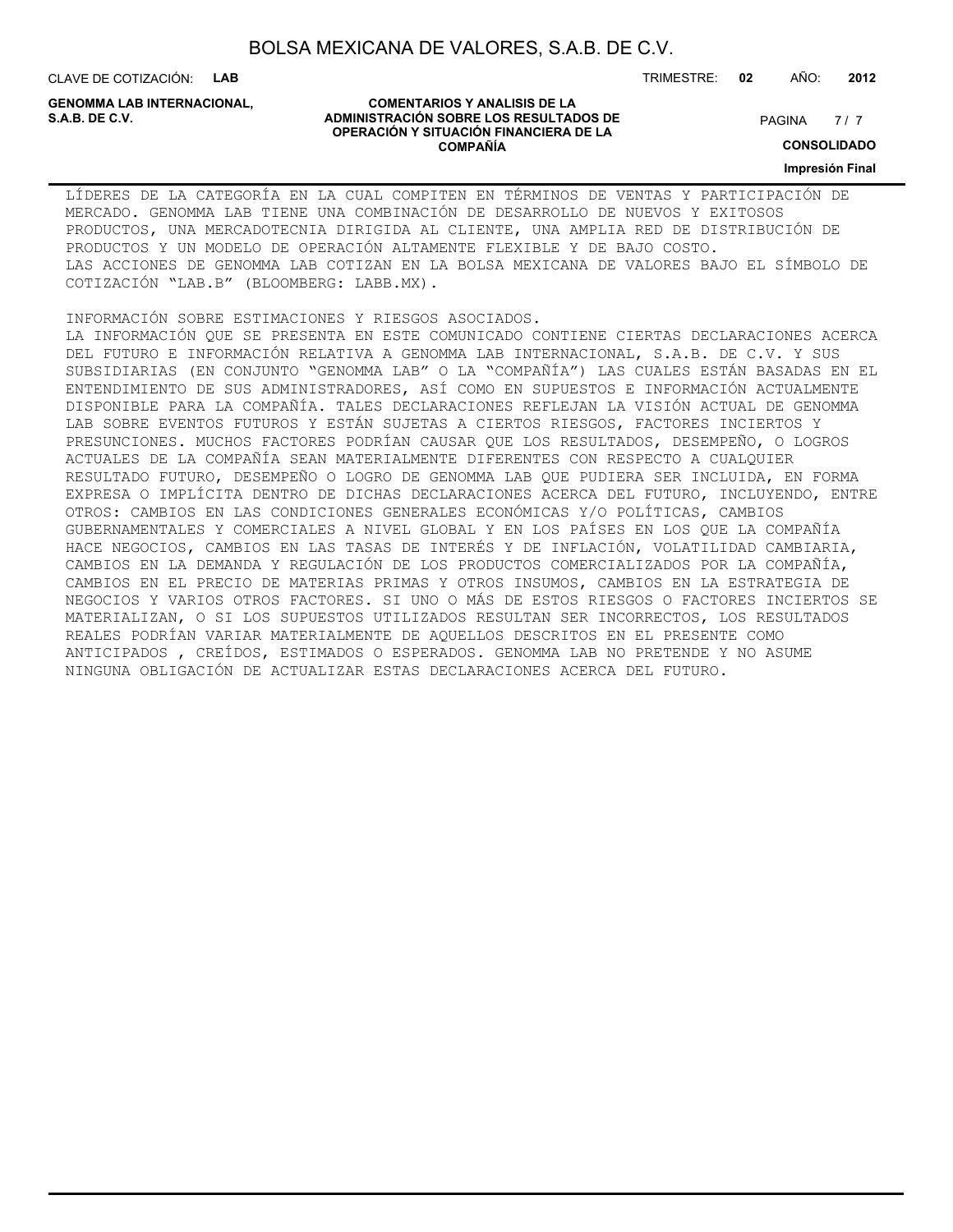LÍDERES DE LA CATEGORÍA EN LA CUAL COMPITEN EN TÉRMINOS DE VENTAS Y PARTICIPACIÓN DE MERCADO. GENOMMA LAB TIENE UNA COMBINACIÓN DE DESARROLLO DE NUEVOS Y EXITOSOS PRODUCTOS, UNA MERCADOTECNIA DIRIGIDA AL CLIENTE, UNA AMPLIA RED DE DISTRIBUCIÓN DE PRODUCTOS Y UN MODELO DE OPERACIÓN ALTAMENTE FLEXIBLE Y DE BAJO COSTO.
LAS ACCIONES DE GENOMMA LAB COTIZAN EN LA BOLSA MEXICANA DE VALORES BAJO EL SÍMBOLO DE COTIZACIÓN "LAB.B" (BLOOMBERG: LABB.MX).

INFORMACIÓN SOBRE ESTIMACIONES Y RIESGOS ASOCIADOS.
LA INFORMACIÓN QUE SE PRESENTA EN ESTE COMUNICADO CONTIENE CIERTAS DECLARACIONES ACERCA DEL FUTURO E INFORMACIÓN RELATIVA A GENOMMA LAB INTERNACIONAL, S.A.B. DE C.V. Y SUS SUBSIDIARIAS (EN CONJUNTO "GENOMMA LAB" O LA "COMPAÑÍA") LAS CUALES ESTÁN BASADAS EN EL ENTENDIMIENTO DE SUS ADMINISTRADORES, ASÍ COMO EN SUPUESTOS E INFORMACIÓN ACTUALMENTE DISPONIBLE PARA LA COMPAÑÍA. TALES DECLARACIONES REFLEJAN LA VISIÓN ACTUAL DE GENOMMA LAB SOBRE EVENTOS FUTUROS Y ESTÁN SUJETAS A CIERTOS RIESGOS, FACTORES INCIERTOS Y PRESUNCIONES. MUCHOS FACTORES PODRÍAN CAUSAR QUE LOS RESULTADOS, DESEMPEÑO, O LOGROS ACTUALES DE LA COMPAÑÍA SEAN MATERIALMENTE DIFERENTES CON RESPECTO A CUALQUIER RESULTADO FUTURO, DESEMPEÑO O LOGRO DE GENOMMA LAB QUE PUDIERA SER INCLUIDA, EN FORMA EXPRESA O IMPLÍCITA DENTRO DE DICHAS DECLARACIONES ACERCA DEL FUTURO, INCLUYENDO, ENTRE OTROS: CAMBIOS EN LAS CONDICIONES GENERALES ECONÓMICAS Y/O POLÍTICAS, CAMBIOS GUBERNAMENTALES Y COMERCIALES A NIVEL GLOBAL Y EN LOS PAÍSES EN LOS QUE LA COMPAÑÍA HACE NEGOCIOS, CAMBIOS EN LAS TASAS DE INTERÉS Y DE INFLACIÓN, VOLATILIDAD CAMBIARIA, CAMBIOS EN LA DEMANDA Y REGULACIÓN DE LOS PRODUCTOS COMERCIALIZADOS POR LA COMPAÑÍA, CAMBIOS EN EL PRECIO DE MATERIAS PRIMAS Y OTROS INSUMOS, CAMBIOS EN LA ESTRATEGIA DE NEGOCIOS Y VARIOS OTROS FACTORES. SI UNO O MÁS DE ESTOS RIESGOS O FACTORES INCIERTOS SE MATERIALIZAN, O SI LOS SUPUESTOS UTILIZADOS RESULTAN SER INCORRECTOS, LOS RESULTADOS REALES PODRÍAN VARIAR MATERIALMENTE DE AQUELLOS DESCRITOS EN EL PRESENTE COMO ANTICIPADOS , CREÍDOS, ESTIMADOS O ESPERADOS. GENOMMA LAB NO PRETENDE Y NO ASUME NINGUNA OBLIGACIÓN DE ACTUALIZAR ESTAS DECLARACIONES ACERCA DEL FUTURO.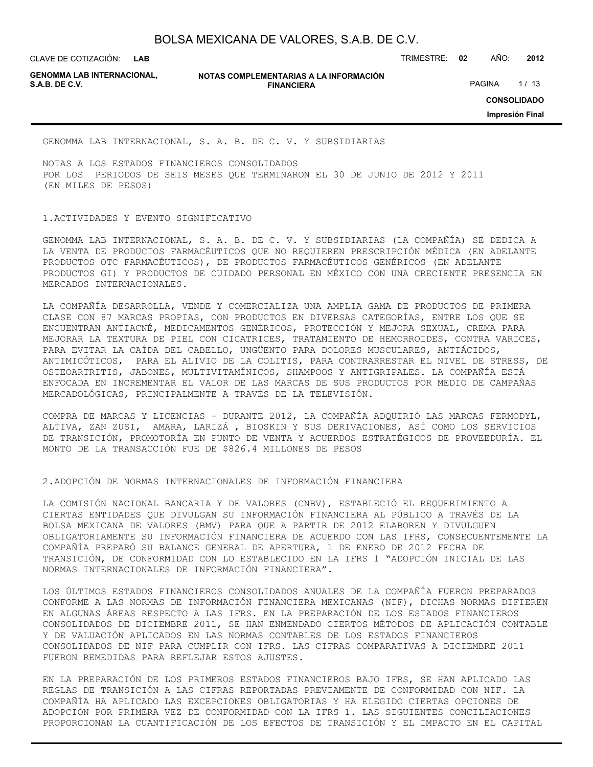GENOMMA LAB INTERNACIONAL, S. A. B. DE C. V. Y SUBSIDIARIAS

NOTAS A LOS ESTADOS FINANCIEROS CONSOLIDADOS
POR LOS PERIODOS DE SEIS MESES QUE TERMINARON EL 30 DE JUNIO DE 2012 Y 2011
(EN MILES DE PESOS)

## 1.ACTIVIDADES Y EVENTO SIGNIFICATIVO

GENOMMA LAB INTERNACIONAL, S. A. B. DE C. V. Y SUBSIDIARIAS (LA COMPAÑÍA) SE DEDICA A LA VENTA DE PRODUCTOS FARMACÉUTICOS QUE NO REQUIEREN PRESCRIPCIÓN MÉDICA (EN ADELANTE PRODUCTOS OTC FARMACÉUTICOS), DE PRODUCTOS FARMACÉUTICOS GENÉRICOS (EN ADELANTE PRODUCTOS GI) Y PRODUCTOS DE CUIDADO PERSONAL EN MÉXICO CON UNA CRECIENTE PRESENCIA EN MERCADOS INTERNACIONALES.

LA COMPAÑÍA DESARROLLA, VENDE Y COMERCIALIZA UNA AMPLIA GAMA DE PRODUCTOS DE PRIMERA CLASE CON 87 MARCAS PROPIAS, CON PRODUCTOS EN DIVERSAS CATEGORÍAS, ENTRE LOS QUE SE ENCUENTRAN ANTIACNÉ, MEDICAMENTOS GENÉRICOS, PROTECCIÓN Y MEJORA SEXUAL, CREMA PARA MEJORAR LA TEXTURA DE PIEL CON CICATRICES, TRATAMIENTO DE HEMORROIDES, CONTRA VARICES, PARA EVITAR LA CAÍDA DEL CABELLO, UNGÜENTO PARA DOLORES MUSCULARES, ANTIÁCIDOS, ANTIMICÓTICOS, PARA EL ALIVIO DE LA COLITIS, PARA CONTRARRESTAR EL NIVEL DE STRESS, DE OSTEOARTRITIS, JABONES, MULTIVITAMÍNICOS, SHAMPOOS Y ANTIGRIPALES. LA COMPAÑÍA ESTÁ ENFOCADA EN INCREMENTAR EL VALOR DE LAS MARCAS DE SUS PRODUCTOS POR MEDIO DE CAMPAÑAS MERCADOLÓGICAS, PRINCIPALMENTE A TRAVÉS DE LA TELEVISIÓN.

COMPRA DE MARCAS Y LICENCIAS - DURANTE 2012, LA COMPAÑÍA ADQUIRIÓ LAS MARCAS FERMODYL, ALTIVA, ZAN ZUSI, AMARA, LARIZÁ , BIOSKIN Y SUS DERIVACIONES, ASÍ COMO LOS SERVICIOS DE TRANSICIÓN, PROMOTORÍA EN PUNTO DE VENTA Y ACUERDOS ESTRATÉGICOS DE PROVEEDURÍA. EL MONTO DE LA TRANSACCIÓN FUE DE $826.4 MILLONES DE PESOS

## 2.ADOPCIÓN DE NORMAS INTERNACIONALES DE INFORMACIÓN FINANCIERA

LA COMISIÓN NACIONAL BANCARIA Y DE VALORES (CNBV), ESTABLECIÓ EL REQUERIMIENTO A CIERTAS ENTIDADES QUE DIVULGAN SU INFORMACIÓN FINANCIERA AL PÚBLICO A TRAVÉS DE LA BOLSA MEXICANA DE VALORES (BMV) PARA QUE A PARTIR DE 2012 ELABOREN Y DIVULGUEN OBLIGATORIAMENTE SU INFORMACIÓN FINANCIERA DE ACUERDO CON LAS IFRS, CONSECUENTEMENTE LA COMPAÑÍA PREPARÓ SU BALANCE GENERAL DE APERTURA, 1 DE ENERO DE 2012 FECHA DE TRANSICIÓN, DE CONFORMIDAD CON LO ESTABLECIDO EN LA IFRS 1 "ADOPCIÓN INICIAL DE LAS NORMAS INTERNACIONALES DE INFORMACIÓN FINANCIERA".

LOS ÚLTIMOS ESTADOS FINANCIEROS CONSOLIDADOS ANUALES DE LA COMPAÑÍA FUERON PREPARADOS CONFORME A LAS NORMAS DE INFORMACIÓN FINANCIERA MEXICANAS (NIF), DICHAS NORMAS DIFIEREN EN ALGUNAS ÁREAS RESPECTO A LAS IFRS. EN LA PREPARACIÓN DE LOS ESTADOS FINANCIEROS CONSOLIDADOS DE DICIEMBRE 2011, SE HAN ENMENDADO CIERTOS MÉTODOS DE APLICACIÓN CONTABLE Y DE VALUACIÓN APLICADOS EN LAS NORMAS CONTABLES DE LOS ESTADOS FINANCIEROS CONSOLIDADOS DE NIF PARA CUMPLIR CON IFRS. LAS CIFRAS COMPARATIVAS A DICIEMBRE 2011 FUERON REMEDIDAS PARA REFLEJAR ESTOS AJUSTES.

EN LA PREPARACIÓN DE LOS PRIMEROS ESTADOS FINANCIEROS BAJO IFRS, SE HAN APLICADO LAS REGLAS DE TRANSICIÓN A LAS CIFRAS REPORTADAS PREVIAMENTE DE CONFORMIDAD CON NIF. LA COMPAÑÍA HA APLICADO LAS EXCEPCIONES OBLIGATORIAS Y HA ELEGIDO CIERTAS OPCIONES DE ADOPCIÓN POR PRIMERA VEZ DE CONFORMIDAD CON LA IFRS 1. LAS SIGUIENTES CONCILIACIONES PROPORCIONAN LA CUANTIFICACIÓN DE LOS EFECTOS DE TRANSICIÓN Y EL IMPACTO EN EL CAPITAL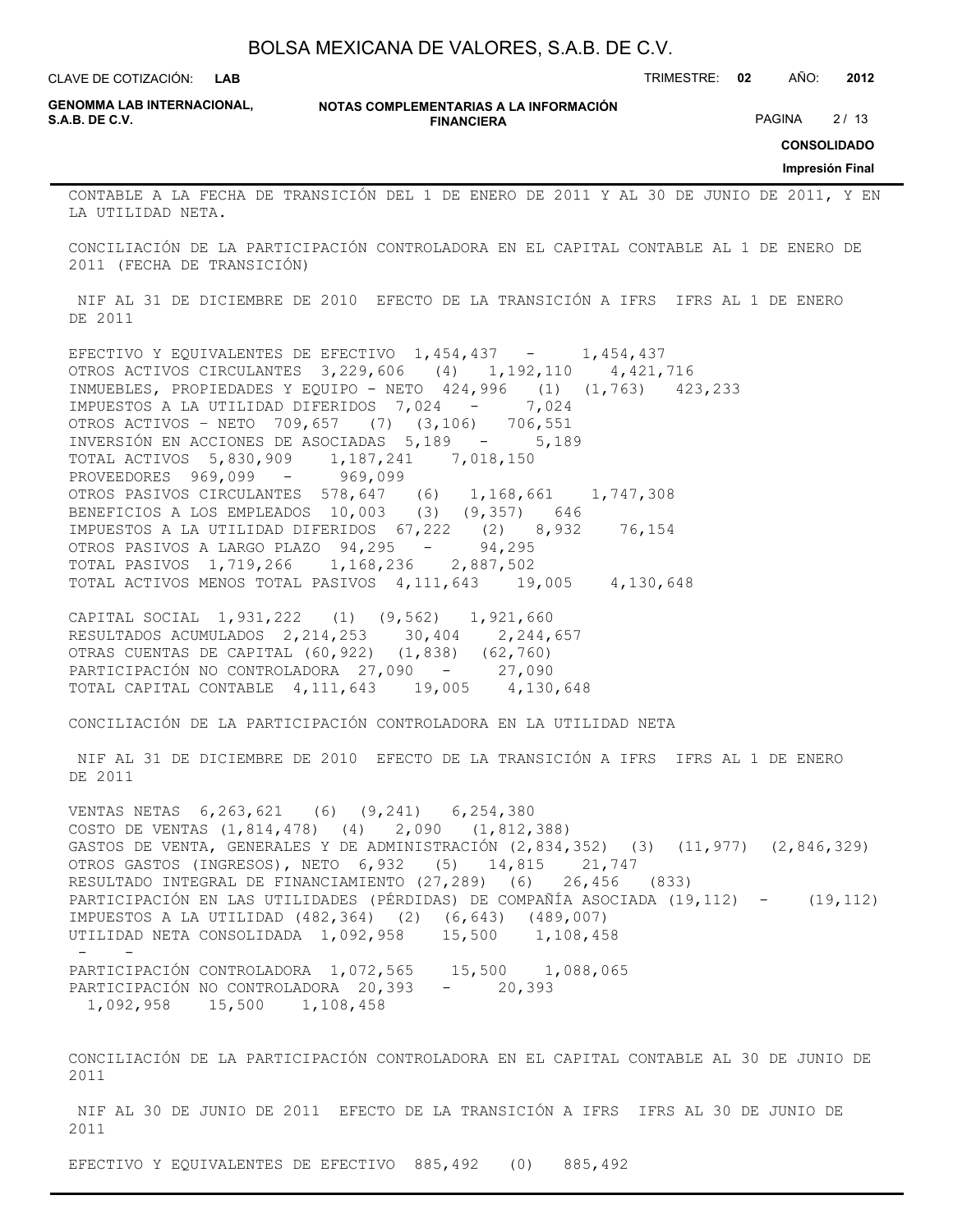CONTABLE A LA FECHA DE TRANSICIÓN DEL 1 DE ENERO DE 2011 Y AL 30 DE JUNIO DE 2011, Y EN LA UTILIDAD NETA.

CONCILIACIÓN DE LA PARTICIPACIÓN CONTROLADORA EN EL CAPITAL CONTABLE AL 1 DE ENERO DE 2011 (FECHA DE TRANSICIÓN)

| | NIF AL 31 DE DICIEMBRE DE 2010 | | EFECTO DE LA TRANSICIÓN A IFRS | IFRS AL 1 DE ENERO DE 2011 |
|---|---|---|---|---|
| EFECTIVO Y EQUIVALENTES DE EFECTIVO | 1,454,437 | | - | 1,454,437 |
| OTROS ACTIVOS CIRCULANTES | 3,229,606 | (4) | 1,192,110 | 4,421,716 |
| INMUEBLES, PROPIEDADES Y EQUIPO - NETO | 424,996 | (1) | (1,763) | 423,233 |
| IMPUESTOS A LA UTILIDAD DIFERIDOS | 7,024 | | - | 7,024 |
| OTROS ACTIVOS – NETO | 709,657 | (7) | (3,106) | 706,551 |
| INVERSIÓN EN ACCIONES DE ASOCIADAS | 5,189 | | - | 5,189 |
| TOTAL ACTIVOS | 5,830,909 | | 1,187,241 | 7,018,150 |
| PROVEEDORES | 969,099 | | - | 969,099 |
| OTROS PASIVOS CIRCULANTES | 578,647 | (6) | 1,168,661 | 1,747,308 |
| BENEFICIOS A LOS EMPLEADOS | 10,003 | (3) | (9,357) | 646 |
| IMPUESTOS A LA UTILIDAD DIFERIDOS | 67,222 | (2) | 8,932 | 76,154 |
| OTROS PASIVOS A LARGO PLAZO | 94,295 | | - | 94,295 |
| TOTAL PASIVOS | 1,719,266 | | 1,168,236 | 2,887,502 |
| TOTAL ACTIVOS MENOS TOTAL PASIVOS | 4,111,643 | | 19,005 | 4,130,648 |
| CAPITAL SOCIAL | 1,931,222 | (1) | (9,562) | 1,921,660 |
| RESULTADOS ACUMULADOS | 2,214,253 | | 30,404 | 2,244,657 |
| OTRAS CUENTAS DE CAPITAL | (60,922) | | (1,838) | (62,760) |
| PARTICIPACIÓN NO CONTROLADORA | 27,090 | | - | 27,090 |
| TOTAL CAPITAL CONTABLE | 4,111,643 | | 19,005 | 4,130,648 |

CONCILIACIÓN DE LA PARTICIPACIÓN CONTROLADORA EN LA UTILIDAD NETA

| | NIF AL 31 DE DICIEMBRE DE 2010 | | EFECTO DE LA TRANSICIÓN A IFRS | IFRS AL 1 DE ENERO DE 2011 |
|---|---|---|---|---|
| VENTAS NETAS | 6,263,621 | (6) | (9,241) | 6,254,380 |
| COSTO DE VENTAS | (1,814,478) | (4) | 2,090 | (1,812,388) |
| GASTOS DE VENTA, GENERALES Y DE ADMINISTRACIÓN | (2,834,352) | (3) | (11,977) | (2,846,329) |
| OTROS GASTOS (INGRESOS), NETO | 6,932 | (5) | 14,815 | 21,747 |
| RESULTADO INTEGRAL DE FINANCIAMIENTO | (27,289) | (6) | 26,456 | (833) |
| PARTICIPACIÓN EN LAS UTILIDADES (PÉRDIDAS) DE COMPAÑÍA ASOCIADA | (19,112) | | - | (19,112) |
| IMPUESTOS A LA UTILIDAD | (482,364) | (2) | (6,643) | (489,007) |
| UTILIDAD NETA CONSOLIDADA | 1,092,958 | | 15,500 | 1,108,458 |
| | - | | - | |
| PARTICIPACIÓN CONTROLADORA | 1,072,565 | | 15,500 | 1,088,065 |
| PARTICIPACIÓN NO CONTROLADORA | 20,393 | | - | 20,393 |
| | 1,092,958 | | 15,500 | 1,108,458 |

CONCILIACIÓN DE LA PARTICIPACIÓN CONTROLADORA EN EL CAPITAL CONTABLE AL 30 DE JUNIO DE 2011

| | NIF AL 30 DE JUNIO DE 2011 | EFECTO DE LA TRANSICIÓN A IFRS | IFRS AL 30 DE JUNIO DE 2011 |
|---|---|---|---|
| EFECTIVO Y EQUIVALENTES DE EFECTIVO | 885,492 | (0) | 885,492 |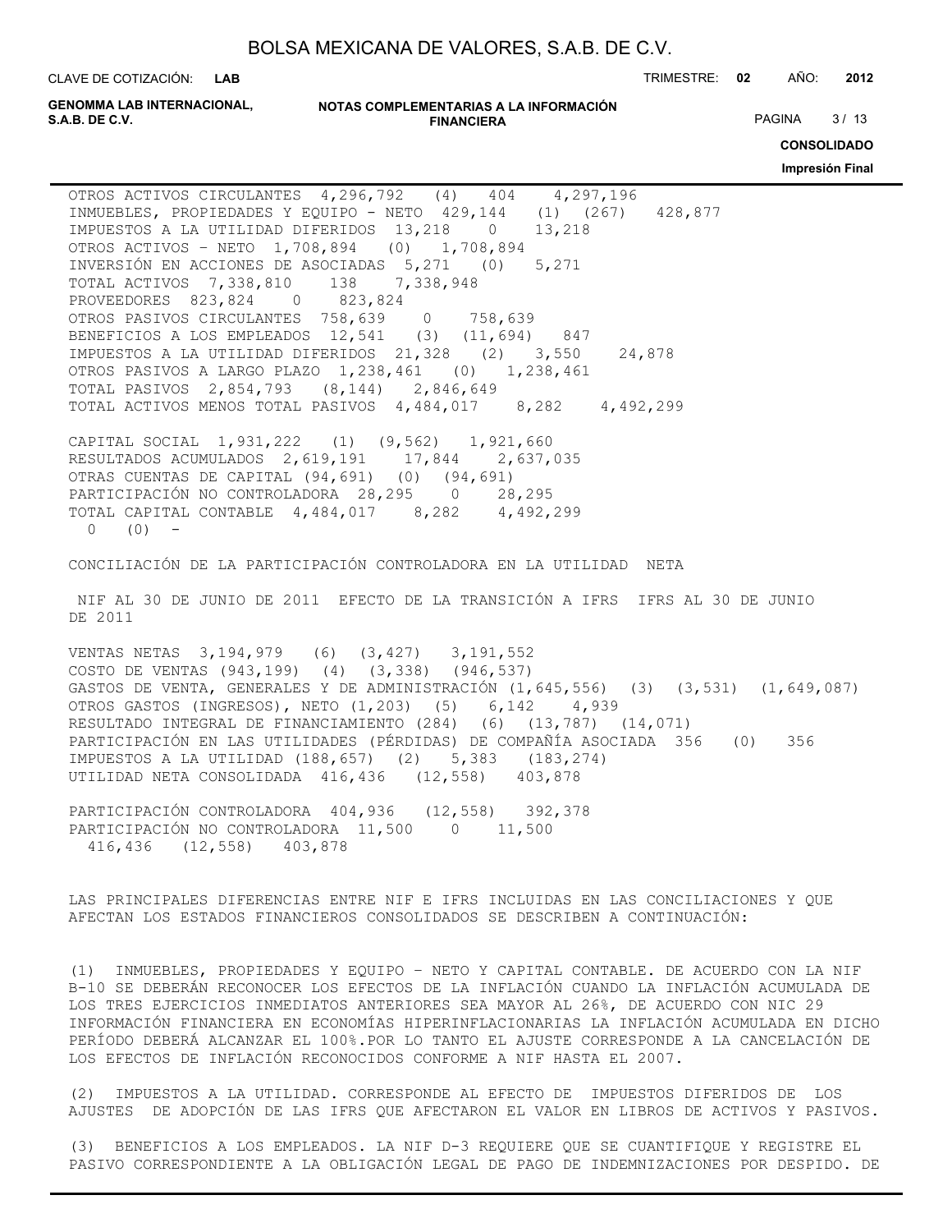| | | | |
|---|---|---|---|
| OTROS ACTIVOS CIRCULANTES | 4,296,792 | (4) 404 | 4,297,196 |
| INMUEBLES, PROPIEDADES Y EQUIPO - NETO | 429,144 | (1) (267) | 428,877 |
| IMPUESTOS A LA UTILIDAD DIFERIDOS | 13,218 | 0 | 13,218 |
| OTROS ACTIVOS – NETO | 1,708,894 | (0) | 1,708,894 |
| INVERSIÓN EN ACCIONES DE ASOCIADAS | 5,271 | (0) | 5,271 |
| TOTAL ACTIVOS | 7,338,810 | 138 | 7,338,948 |
| PROVEEDORES | 823,824 | 0 | 823,824 |
| OTROS PASIVOS CIRCULANTES | 758,639 | 0 | 758,639 |
| BENEFICIOS A LOS EMPLEADOS | 12,541 | (3) (11,694) | 847 |
| IMPUESTOS A LA UTILIDAD DIFERIDOS | 21,328 | (2) 3,550 | 24,878 |
| OTROS PASIVOS A LARGO PLAZO | 1,238,461 | (0) | 1,238,461 |
| TOTAL PASIVOS | 2,854,793 | (8,144) | 2,846,649 |
| TOTAL ACTIVOS MENOS TOTAL PASIVOS | 4,484,017 | 8,282 | 4,492,299 |

| | | | |
|---|---|---|---|
| CAPITAL SOCIAL | 1,931,222 | (1) (9,562) | 1,921,660 |
| RESULTADOS ACUMULADOS | 2,619,191 | 17,844 | 2,637,035 |
| OTRAS CUENTAS DE CAPITAL | (94,691) | (0) | (94,691) |
| PARTICIPACIÓN NO CONTROLADORA | 28,295 | 0 | 28,295 |
| TOTAL CAPITAL CONTABLE | 4,484,017 | 8,282 | 4,492,299 |
| | 0 | (0) | - |

CONCILIACIÓN DE LA PARTICIPACIÓN CONTROLADORA EN LA UTILIDAD NETA

| | NIF AL 30 DE JUNIO DE 2011 | EFECTO DE LA TRANSICIÓN A IFRS | IFRS AL 30 DE JUNIO DE 2011 |
|---|---|---|---|
| VENTAS NETAS | 3,194,979 | (6) (3,427) | 3,191,552 |
| COSTO DE VENTAS | (943,199) | (4) (3,338) | (946,537) |
| GASTOS DE VENTA, GENERALES Y DE ADMINISTRACIÓN | (1,645,556) | (3) (3,531) | (1,649,087) |
| OTROS GASTOS (INGRESOS), NETO | (1,203) | (5) 6,142 | 4,939 |
| RESULTADO INTEGRAL DE FINANCIAMIENTO | (284) | (6) (13,787) | (14,071) |
| PARTICIPACIÓN EN LAS UTILIDADES (PÉRDIDAS) DE COMPAÑÍA ASOCIADA | 356 | (0) | 356 |
| IMPUESTOS A LA UTILIDAD | (188,657) | (2) 5,383 | (183,274) |
| UTILIDAD NETA CONSOLIDADA | 416,436 | (12,558) | 403,878 |
| | | | |
| PARTICIPACIÓN CONTROLADORA | 404,936 | (12,558) | 392,378 |
| PARTICIPACIÓN NO CONTROLADORA | 11,500 | 0 | 11,500 |
| | 416,436 | (12,558) | 403,878 |

LAS PRINCIPALES DIFERENCIAS ENTRE NIF E IFRS INCLUIDAS EN LAS CONCILIACIONES Y QUE AFECTAN LOS ESTADOS FINANCIEROS CONSOLIDADOS SE DESCRIBEN A CONTINUACIÓN:

(1) INMUEBLES, PROPIEDADES Y EQUIPO – NETO Y CAPITAL CONTABLE. DE ACUERDO CON LA NIF B-10 SE DEBERÁN RECONOCER LOS EFECTOS DE LA INFLACIÓN CUANDO LA INFLACIÓN ACUMULADA DE LOS TRES EJERCICIOS INMEDIATOS ANTERIORES SEA MAYOR AL 26%, DE ACUERDO CON NIC 29 INFORMACIÓN FINANCIERA EN ECONOMÍAS HIPERINFLACIONARIAS LA INFLACIÓN ACUMULADA EN DICHO PERÍODO DEBERÁ ALCANZAR EL 100%.POR LO TANTO EL AJUSTE CORRESPONDE A LA CANCELACIÓN DE LOS EFECTOS DE INFLACIÓN RECONOCIDOS CONFORME A NIF HASTA EL 2007.

(2) IMPUESTOS A LA UTILIDAD. CORRESPONDE AL EFECTO DE IMPUESTOS DIFERIDOS DE LOS AJUSTES DE ADOPCIÓN DE LAS IFRS QUE AFECTARON EL VALOR EN LIBROS DE ACTIVOS Y PASIVOS.

(3) BENEFICIOS A LOS EMPLEADOS. LA NIF D-3 REQUIERE QUE SE CUANTIFIQUE Y REGISTRE EL PASIVO CORRESPONDIENTE A LA OBLIGACIÓN LEGAL DE PAGO DE INDEMNIZACIONES POR DESPIDO. DE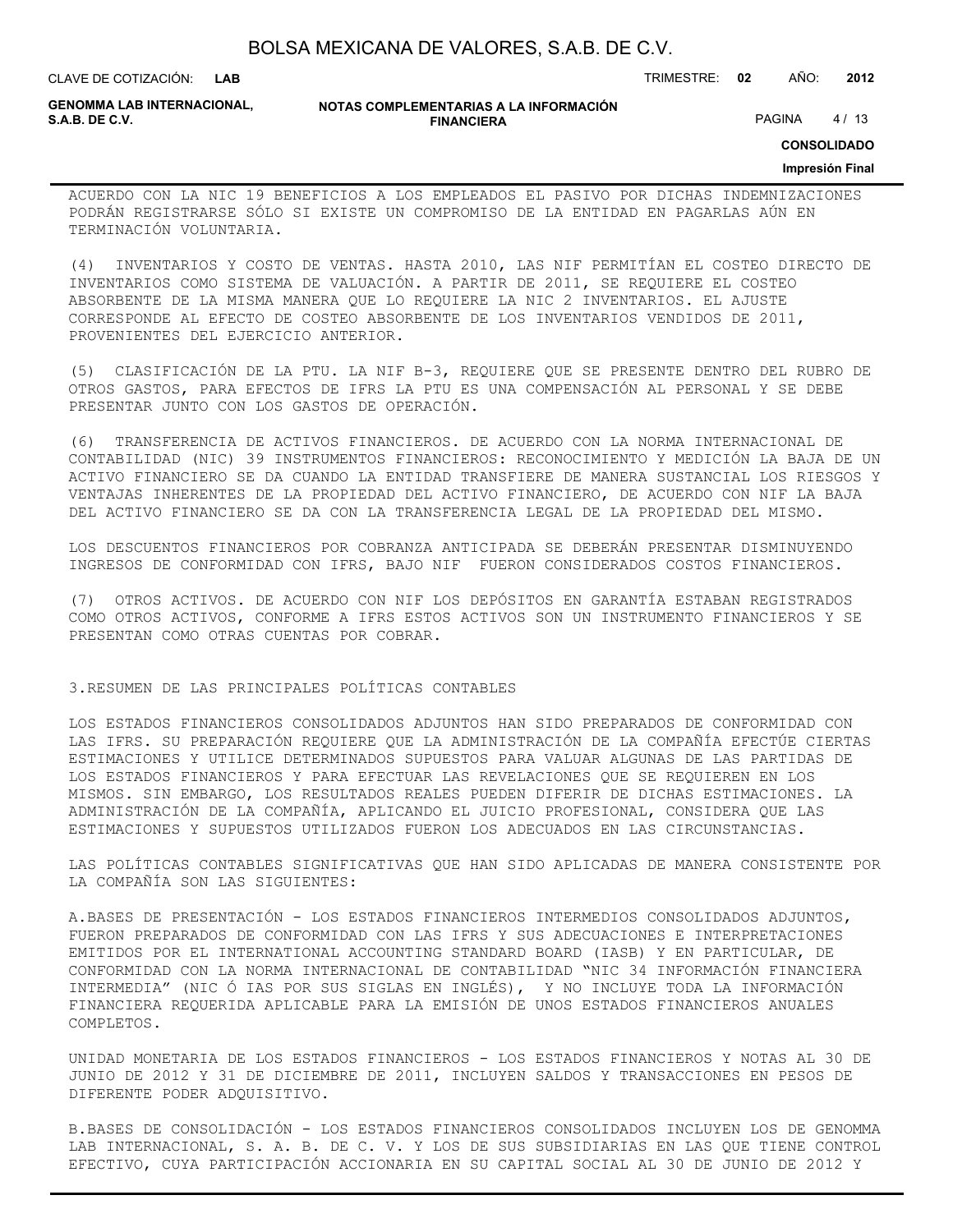ACUERDO CON LA NIC 19 BENEFICIOS A LOS EMPLEADOS EL PASIVO POR DICHAS INDEMNIZACIONES PODRÁN REGISTRARSE SÓLO SI EXISTE UN COMPROMISO DE LA ENTIDAD EN PAGARLAS AÚN EN TERMINACIÓN VOLUNTARIA.

(4) INVENTARIOS Y COSTO DE VENTAS. HASTA 2010, LAS NIF PERMITÍAN EL COSTEO DIRECTO DE INVENTARIOS COMO SISTEMA DE VALUACIÓN. A PARTIR DE 2011, SE REQUIERE EL COSTEO ABSORBENTE DE LA MISMA MANERA QUE LO REQUIERE LA NIC 2 INVENTARIOS. EL AJUSTE CORRESPONDE AL EFECTO DE COSTEO ABSORBENTE DE LOS INVENTARIOS VENDIDOS DE 2011, PROVENIENTES DEL EJERCICIO ANTERIOR.

(5) CLASIFICACIÓN DE LA PTU. LA NIF B-3, REQUIERE QUE SE PRESENTE DENTRO DEL RUBRO DE OTROS GASTOS, PARA EFECTOS DE IFRS LA PTU ES UNA COMPENSACIÓN AL PERSONAL Y SE DEBE PRESENTAR JUNTO CON LOS GASTOS DE OPERACIÓN.

(6) TRANSFERENCIA DE ACTIVOS FINANCIEROS. DE ACUERDO CON LA NORMA INTERNACIONAL DE CONTABILIDAD (NIC) 39 INSTRUMENTOS FINANCIEROS: RECONOCIMIENTO Y MEDICIÓN LA BAJA DE UN ACTIVO FINANCIERO SE DA CUANDO LA ENTIDAD TRANSFIERE DE MANERA SUSTANCIAL LOS RIESGOS Y VENTAJAS INHERENTES DE LA PROPIEDAD DEL ACTIVO FINANCIERO, DE ACUERDO CON NIF LA BAJA DEL ACTIVO FINANCIERO SE DA CON LA TRANSFERENCIA LEGAL DE LA PROPIEDAD DEL MISMO.

LOS DESCUENTOS FINANCIEROS POR COBRANZA ANTICIPADA SE DEBERÁN PRESENTAR DISMINUYENDO INGRESOS DE CONFORMIDAD CON IFRS, BAJO NIF FUERON CONSIDERADOS COSTOS FINANCIEROS.

(7) OTROS ACTIVOS. DE ACUERDO CON NIF LOS DEPÓSITOS EN GARANTÍA ESTABAN REGISTRADOS COMO OTROS ACTIVOS, CONFORME A IFRS ESTOS ACTIVOS SON UN INSTRUMENTO FINANCIEROS Y SE PRESENTAN COMO OTRAS CUENTAS POR COBRAR.

## 3.RESUMEN DE LAS PRINCIPALES POLÍTICAS CONTABLES

LOS ESTADOS FINANCIEROS CONSOLIDADOS ADJUNTOS HAN SIDO PREPARADOS DE CONFORMIDAD CON LAS IFRS. SU PREPARACIÓN REQUIERE QUE LA ADMINISTRACIÓN DE LA COMPAÑÍA EFECTÚE CIERTAS ESTIMACIONES Y UTILICE DETERMINADOS SUPUESTOS PARA VALUAR ALGUNAS DE LAS PARTIDAS DE LOS ESTADOS FINANCIEROS Y PARA EFECTUAR LAS REVELACIONES QUE SE REQUIEREN EN LOS MISMOS. SIN EMBARGO, LOS RESULTADOS REALES PUEDEN DIFERIR DE DICHAS ESTIMACIONES. LA ADMINISTRACIÓN DE LA COMPAÑÍA, APLICANDO EL JUICIO PROFESIONAL, CONSIDERA QUE LAS ESTIMACIONES Y SUPUESTOS UTILIZADOS FUERON LOS ADECUADOS EN LAS CIRCUNSTANCIAS.

LAS POLÍTICAS CONTABLES SIGNIFICATIVAS QUE HAN SIDO APLICADAS DE MANERA CONSISTENTE POR LA COMPAÑÍA SON LAS SIGUIENTES:

A.BASES DE PRESENTACIÓN - LOS ESTADOS FINANCIEROS INTERMEDIOS CONSOLIDADOS ADJUNTOS, FUERON PREPARADOS DE CONFORMIDAD CON LAS IFRS Y SUS ADECUACIONES E INTERPRETACIONES EMITIDOS POR EL INTERNATIONAL ACCOUNTING STANDARD BOARD (IASB) Y EN PARTICULAR, DE CONFORMIDAD CON LA NORMA INTERNACIONAL DE CONTABILIDAD "NIC 34 INFORMACIÓN FINANCIERA INTERMEDIA" (NIC Ó IAS POR SUS SIGLAS EN INGLÉS), Y NO INCLUYE TODA LA INFORMACIÓN FINANCIERA REQUERIDA APLICABLE PARA LA EMISIÓN DE UNOS ESTADOS FINANCIEROS ANUALES COMPLETOS.

UNIDAD MONETARIA DE LOS ESTADOS FINANCIEROS - LOS ESTADOS FINANCIEROS Y NOTAS AL 30 DE JUNIO DE 2012 Y 31 DE DICIEMBRE DE 2011, INCLUYEN SALDOS Y TRANSACCIONES EN PESOS DE DIFERENTE PODER ADQUISITIVO.

B.BASES DE CONSOLIDACIÓN - LOS ESTADOS FINANCIEROS CONSOLIDADOS INCLUYEN LOS DE GENOMMA LAB INTERNACIONAL, S. A. B. DE C. V. Y LOS DE SUS SUBSIDIARIAS EN LAS QUE TIENE CONTROL EFECTIVO, CUYA PARTICIPACIÓN ACCIONARIA EN SU CAPITAL SOCIAL AL 30 DE JUNIO DE 2012 Y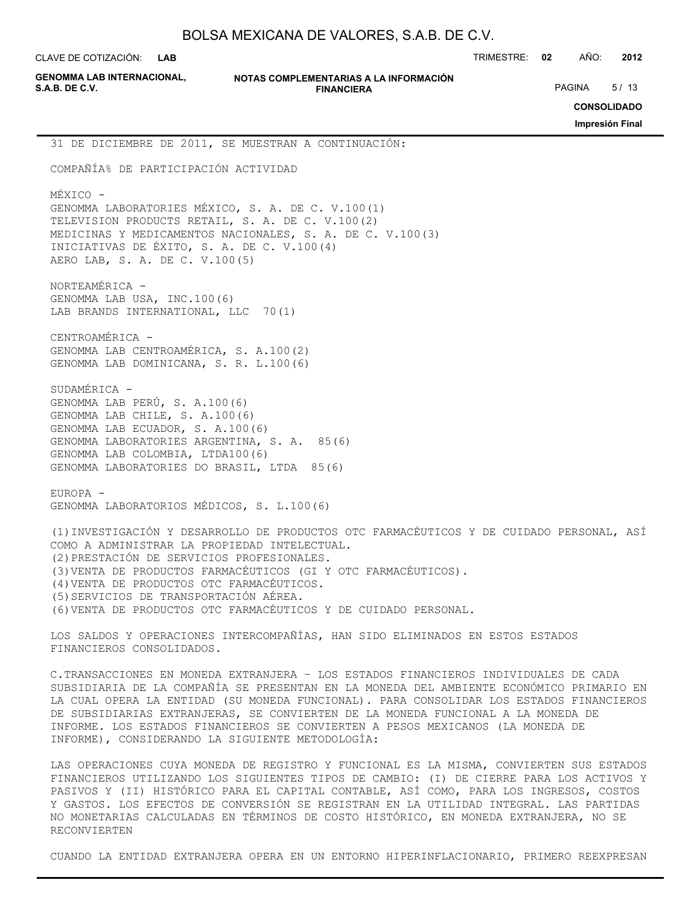31 DE DICIEMBRE DE 2011, SE MUESTRAN A CONTINUACIÓN:

| COMPAÑÍA | % DE PARTICIPACIÓN | ACTIVIDAD |
|---|---|---|
| MÉXICO - | | |
| GENOMMA LABORATORIES MÉXICO, S. A. DE C. V. | 100 | (1) |
| TELEVISION PRODUCTS RETAIL, S. A. DE C. V. | 100 | (2) |
| MEDICINAS Y MEDICAMENTOS NACIONALES, S. A. DE C. V. | 100 | (3) |
| INICIATIVAS DE ÉXITO, S. A. DE C. V. | 100 | (4) |
| AERO LAB, S. A. DE C. V. | 100 | (5) |
| NORTEAMÉRICA - | | |
| GENOMMA LAB USA, INC. | 100 | (6) |
| LAB BRANDS INTERNATIONAL, LLC | 70 | (1) |
| CENTROAMÉRICA - | | |
| GENOMMA LAB CENTROAMÉRICA, S. A. | 100 | (2) |
| GENOMMA LAB DOMINICANA, S. R. L. | 100 | (6) |
| SUDAMÉRICA - | | |
| GENOMMA LAB PERÚ, S. A. | 100 | (6) |
| GENOMMA LAB CHILE, S. A. | 100 | (6) |
| GENOMMA LAB ECUADOR, S. A. | 100 | (6) |
| GENOMMA LABORATORIES ARGENTINA, S. A. | 85 | (6) |
| GENOMMA LAB COLOMBIA, LTDA | 100 | (6) |
| GENOMMA LABORATORIES DO BRASIL, LTDA | 85 | (6) |
| EUROPA - | | |
| GENOMMA LABORATORIOS MÉDICOS, S. L. | 100 | (6) |

(1) INVESTIGACIÓN Y DESARROLLO DE PRODUCTOS OTC FARMACÉUTICOS Y DE CUIDADO PERSONAL, ASÍ COMO A ADMINISTRAR LA PROPIEDAD INTELECTUAL.
(2) PRESTACIÓN DE SERVICIOS PROFESIONALES.
(3) VENTA DE PRODUCTOS FARMACÉUTICOS (GI Y OTC FARMACÉUTICOS).
(4) VENTA DE PRODUCTOS OTC FARMACÉUTICOS.
(5) SERVICIOS DE TRANSPORTACIÓN AÉREA.
(6) VENTA DE PRODUCTOS OTC FARMACÉUTICOS Y DE CUIDADO PERSONAL.

LOS SALDOS Y OPERACIONES INTERCOMPAÑÍAS, HAN SIDO ELIMINADOS EN ESTOS ESTADOS FINANCIEROS CONSOLIDADOS.

C. TRANSACCIONES EN MONEDA EXTRANJERA – LOS ESTADOS FINANCIEROS INDIVIDUALES DE CADA SUBSIDIARIA DE LA COMPAÑÍA SE PRESENTAN EN LA MONEDA DEL AMBIENTE ECONÓMICO PRIMARIO EN LA CUAL OPERA LA ENTIDAD (SU MONEDA FUNCIONAL). PARA CONSOLIDAR LOS ESTADOS FINANCIEROS DE SUBSIDIARIAS EXTRANJERAS, SE CONVIERTEN DE LA MONEDA FUNCIONAL A LA MONEDA DE INFORME. LOS ESTADOS FINANCIEROS SE CONVIERTEN A PESOS MEXICANOS (LA MONEDA DE INFORME), CONSIDERANDO LA SIGUIENTE METODOLOGÍA:

LAS OPERACIONES CUYA MONEDA DE REGISTRO Y FUNCIONAL ES LA MISMA, CONVIERTEN SUS ESTADOS FINANCIEROS UTILIZANDO LOS SIGUIENTES TIPOS DE CAMBIO: (I) DE CIERRE PARA LOS ACTIVOS Y PASIVOS Y (II) HISTÓRICO PARA EL CAPITAL CONTABLE, ASÍ COMO, PARA LOS INGRESOS, COSTOS Y GASTOS. LOS EFECTOS DE CONVERSIÓN SE REGISTRAN EN LA UTILIDAD INTEGRAL. LAS PARTIDAS NO MONETARIAS CALCULADAS EN TÉRMINOS DE COSTO HISTÓRICO, EN MONEDA EXTRANJERA, NO SE RECONVIERTEN

CUANDO LA ENTIDAD EXTRANJERA OPERA EN UN ENTORNO HIPERINFLACIONARIO, PRIMERO REEXPRESAN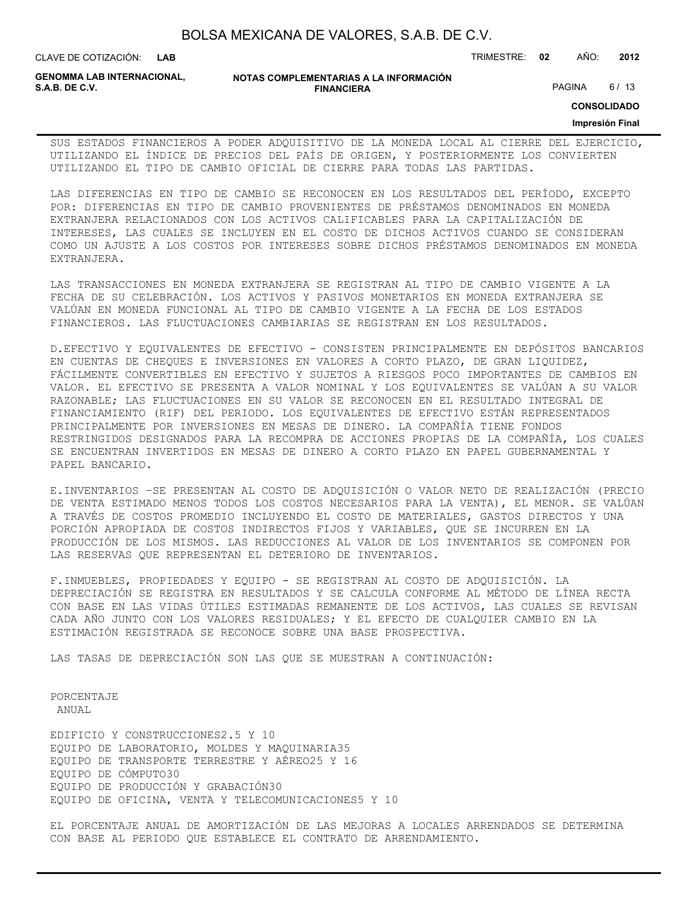SUS ESTADOS FINANCIEROS A PODER ADQUISITIVO DE LA MONEDA LOCAL AL CIERRE DEL EJERCICIO, UTILIZANDO EL ÍNDICE DE PRECIOS DEL PAÍS DE ORIGEN, Y POSTERIORMENTE LOS CONVIERTEN UTILIZANDO EL TIPO DE CAMBIO OFICIAL DE CIERRE PARA TODAS LAS PARTIDAS.

LAS DIFERENCIAS EN TIPO DE CAMBIO SE RECONOCEN EN LOS RESULTADOS DEL PERÍODO, EXCEPTO POR: DIFERENCIAS EN TIPO DE CAMBIO PROVENIENTES DE PRÉSTAMOS DENOMINADOS EN MONEDA EXTRANJERA RELACIONADOS CON LOS ACTIVOS CALIFICABLES PARA LA CAPITALIZACIÓN DE INTERESES, LAS CUALES SE INCLUYEN EN EL COSTO DE DICHOS ACTIVOS CUANDO SE CONSIDERAN COMO UN AJUSTE A LOS COSTOS POR INTERESES SOBRE DICHOS PRÉSTAMOS DENOMINADOS EN MONEDA EXTRANJERA.

LAS TRANSACCIONES EN MONEDA EXTRANJERA SE REGISTRAN AL TIPO DE CAMBIO VIGENTE A LA FECHA DE SU CELEBRACIÓN. LOS ACTIVOS Y PASIVOS MONETARIOS EN MONEDA EXTRANJERA SE VALÚAN EN MONEDA FUNCIONAL AL TIPO DE CAMBIO VIGENTE A LA FECHA DE LOS ESTADOS FINANCIEROS. LAS FLUCTUACIONES CAMBIARIAS SE REGISTRAN EN LOS RESULTADOS.

D.EFECTIVO Y EQUIVALENTES DE EFECTIVO - CONSISTEN PRINCIPALMENTE EN DEPÓSITOS BANCARIOS EN CUENTAS DE CHEQUES E INVERSIONES EN VALORES A CORTO PLAZO, DE GRAN LIQUIDEZ, FÁCILMENTE CONVERTIBLES EN EFECTIVO Y SUJETOS A RIESGOS POCO IMPORTANTES DE CAMBIOS EN VALOR. EL EFECTIVO SE PRESENTA A VALOR NOMINAL Y LOS EQUIVALENTES SE VALÚAN A SU VALOR RAZONABLE; LAS FLUCTUACIONES EN SU VALOR SE RECONOCEN EN EL RESULTADO INTEGRAL DE FINANCIAMIENTO (RIF) DEL PERIODO. LOS EQUIVALENTES DE EFECTIVO ESTÁN REPRESENTADOS PRINCIPALMENTE POR INVERSIONES EN MESAS DE DINERO. LA COMPAÑÍA TIENE FONDOS RESTRINGIDOS DESIGNADOS PARA LA RECOMPRA DE ACCIONES PROPIAS DE LA COMPAÑÍA, LOS CUALES SE ENCUENTRAN INVERTIDOS EN MESAS DE DINERO A CORTO PLAZO EN PAPEL GUBERNAMENTAL Y PAPEL BANCARIO.

E.INVENTARIOS –SE PRESENTAN AL COSTO DE ADQUISICIÓN O VALOR NETO DE REALIZACIÓN (PRECIO DE VENTA ESTIMADO MENOS TODOS LOS COSTOS NECESARIOS PARA LA VENTA), EL MENOR. SE VALÚAN A TRAVÉS DE COSTOS PROMEDIO INCLUYENDO EL COSTO DE MATERIALES, GASTOS DIRECTOS Y UNA PORCIÓN APROPIADA DE COSTOS INDIRECTOS FIJOS Y VARIABLES, QUE SE INCURREN EN LA PRODUCCIÓN DE LOS MISMOS. LAS REDUCCIONES AL VALOR DE LOS INVENTARIOS SE COMPONEN POR LAS RESERVAS QUE REPRESENTAN EL DETERIORO DE INVENTARIOS.

F.INMUEBLES, PROPIEDADES Y EQUIPO - SE REGISTRAN AL COSTO DE ADQUISICIÓN. LA DEPRECIACIÓN SE REGISTRA EN RESULTADOS Y SE CALCULA CONFORME AL MÉTODO DE LÍNEA RECTA CON BASE EN LAS VIDAS ÚTILES ESTIMADAS REMANENTE DE LOS ACTIVOS, LAS CUALES SE REVISAN CADA AÑO JUNTO CON LOS VALORES RESIDUALES; Y EL EFECTO DE CUALQUIER CAMBIO EN LA ESTIMACIÓN REGISTRADA SE RECONOCE SOBRE UNA BASE PROSPECTIVA.

LAS TASAS DE DEPRECIACIÓN SON LAS QUE SE MUESTRAN A CONTINUACIÓN:

| | PORCENTAJE ANUAL |
|---|---|
| EDIFICIO Y CONSTRUCCIONES | 2.5 Y 10 |
| EQUIPO DE LABORATORIO, MOLDES Y MAQUINARIA | 35 |
| EQUIPO DE TRANSPORTE TERRESTRE Y AÉREO | 25 Y 16 |
| EQUIPO DE CÓMPUTO | 30 |
| EQUIPO DE PRODUCCIÓN Y GRABACIÓN | 30 |
| EQUIPO DE OFICINA, VENTA Y TELECOMUNICACIONES | 5 Y 10 |

EL PORCENTAJE ANUAL DE AMORTIZACIÓN DE LAS MEJORAS A LOCALES ARRENDADOS SE DETERMINA CON BASE AL PERIODO QUE ESTABLECE EL CONTRATO DE ARRENDAMIENTO.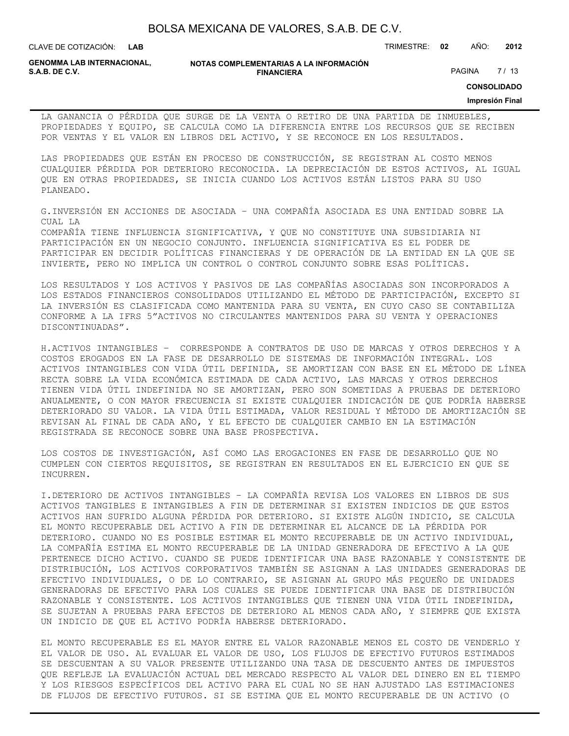LA GANANCIA O PÉRDIDA QUE SURGE DE LA VENTA O RETIRO DE UNA PARTIDA DE INMUEBLES, PROPIEDADES Y EQUIPO, SE CALCULA COMO LA DIFERENCIA ENTRE LOS RECURSOS QUE SE RECIBEN POR VENTAS Y EL VALOR EN LIBROS DEL ACTIVO, Y SE RECONOCE EN LOS RESULTADOS.

LAS PROPIEDADES QUE ESTÁN EN PROCESO DE CONSTRUCCIÓN, SE REGISTRAN AL COSTO MENOS CUALQUIER PÉRDIDA POR DETERIORO RECONOCIDA. LA DEPRECIACIÓN DE ESTOS ACTIVOS, AL IGUAL QUE EN OTRAS PROPIEDADES, SE INICIA CUANDO LOS ACTIVOS ESTÁN LISTOS PARA SU USO PLANEADO.

G.INVERSIÓN EN ACCIONES DE ASOCIADA – UNA COMPAÑÍA ASOCIADA ES UNA ENTIDAD SOBRE LA CUAL LA
COMPAÑÍA TIENE INFLUENCIA SIGNIFICATIVA, Y QUE NO CONSTITUYE UNA SUBSIDIARIA NI PARTICIPACIÓN EN UN NEGOCIO CONJUNTO. INFLUENCIA SIGNIFICATIVA ES EL PODER DE PARTICIPAR EN DECIDIR POLÍTICAS FINANCIERAS Y DE OPERACIÓN DE LA ENTIDAD EN LA QUE SE INVIERTE, PERO NO IMPLICA UN CONTROL O CONTROL CONJUNTO SOBRE ESAS POLÍTICAS.

LOS RESULTADOS Y LOS ACTIVOS Y PASIVOS DE LAS COMPAÑÍAS ASOCIADAS SON INCORPORADOS A LOS ESTADOS FINANCIEROS CONSOLIDADOS UTILIZANDO EL MÉTODO DE PARTICIPACIÓN, EXCEPTO SI LA INVERSIÓN ES CLASIFICADA COMO MANTENIDA PARA SU VENTA, EN CUYO CASO SE CONTABILIZA CONFORME A LA IFRS 5"ACTIVOS NO CIRCULANTES MANTENIDOS PARA SU VENTA Y OPERACIONES DISCONTINUADAS".

H.ACTIVOS INTANGIBLES – CORRESPONDE A CONTRATOS DE USO DE MARCAS Y OTROS DERECHOS Y A COSTOS EROGADOS EN LA FASE DE DESARROLLO DE SISTEMAS DE INFORMACIÓN INTEGRAL. LOS ACTIVOS INTANGIBLES CON VIDA ÚTIL DEFINIDA, SE AMORTIZAN CON BASE EN EL MÉTODO DE LÍNEA RECTA SOBRE LA VIDA ECONÓMICA ESTIMADA DE CADA ACTIVO, LAS MARCAS Y OTROS DERECHOS TIENEN VIDA ÚTIL INDEFINIDA NO SE AMORTIZAN, PERO SON SOMETIDAS A PRUEBAS DE DETERIORO ANUALMENTE, O CON MAYOR FRECUENCIA SI EXISTE CUALQUIER INDICACIÓN DE QUE PODRÍA HABERSE DETERIORADO SU VALOR. LA VIDA ÚTIL ESTIMADA, VALOR RESIDUAL Y MÉTODO DE AMORTIZACIÓN SE REVISAN AL FINAL DE CADA AÑO, Y EL EFECTO DE CUALQUIER CAMBIO EN LA ESTIMACIÓN REGISTRADA SE RECONOCE SOBRE UNA BASE PROSPECTIVA.

LOS COSTOS DE INVESTIGACIÓN, ASÍ COMO LAS EROGACIONES EN FASE DE DESARROLLO QUE NO CUMPLEN CON CIERTOS REQUISITOS, SE REGISTRAN EN RESULTADOS EN EL EJERCICIO EN QUE SE INCURREN.

I.DETERIORO DE ACTIVOS INTANGIBLES – LA COMPAÑÍA REVISA LOS VALORES EN LIBROS DE SUS ACTIVOS TANGIBLES E INTANGIBLES A FIN DE DETERMINAR SI EXISTEN INDICIOS DE QUE ESTOS ACTIVOS HAN SUFRIDO ALGUNA PÉRDIDA POR DETERIORO. SI EXISTE ALGÚN INDICIO, SE CALCULA EL MONTO RECUPERABLE DEL ACTIVO A FIN DE DETERMINAR EL ALCANCE DE LA PÉRDIDA POR DETERIORO. CUANDO NO ES POSIBLE ESTIMAR EL MONTO RECUPERABLE DE UN ACTIVO INDIVIDUAL, LA COMPAÑÍA ESTIMA EL MONTO RECUPERABLE DE LA UNIDAD GENERADORA DE EFECTIVO A LA QUE PERTENECE DICHO ACTIVO. CUANDO SE PUEDE IDENTIFICAR UNA BASE RAZONABLE Y CONSISTENTE DE DISTRIBUCIÓN, LOS ACTIVOS CORPORATIVOS TAMBIÉN SE ASIGNAN A LAS UNIDADES GENERADORAS DE EFECTIVO INDIVIDUALES, O DE LO CONTRARIO, SE ASIGNAN AL GRUPO MÁS PEQUEÑO DE UNIDADES GENERADORAS DE EFECTIVO PARA LOS CUALES SE PUEDE IDENTIFICAR UNA BASE DE DISTRIBUCIÓN RAZONABLE Y CONSISTENTE. LOS ACTIVOS INTANGIBLES QUE TIENEN UNA VIDA ÚTIL INDEFINIDA, SE SUJETAN A PRUEBAS PARA EFECTOS DE DETERIORO AL MENOS CADA AÑO, Y SIEMPRE QUE EXISTA UN INDICIO DE QUE EL ACTIVO PODRÍA HABERSE DETERIORADO.

EL MONTO RECUPERABLE ES EL MAYOR ENTRE EL VALOR RAZONABLE MENOS EL COSTO DE VENDERLO Y EL VALOR DE USO. AL EVALUAR EL VALOR DE USO, LOS FLUJOS DE EFECTIVO FUTUROS ESTIMADOS SE DESCUENTAN A SU VALOR PRESENTE UTILIZANDO UNA TASA DE DESCUENTO ANTES DE IMPUESTOS QUE REFLEJE LA EVALUACIÓN ACTUAL DEL MERCADO RESPECTO AL VALOR DEL DINERO EN EL TIEMPO Y LOS RIESGOS ESPECÍFICOS DEL ACTIVO PARA EL CUAL NO SE HAN AJUSTADO LAS ESTIMACIONES DE FLUJOS DE EFECTIVO FUTUROS. SI SE ESTIMA QUE EL MONTO RECUPERABLE DE UN ACTIVO (O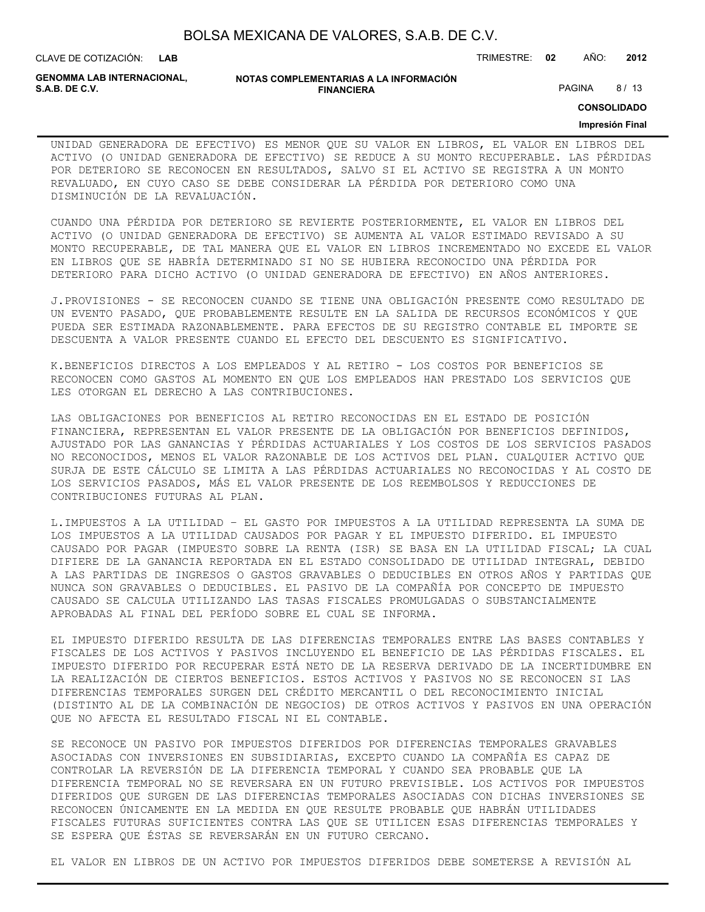UNIDAD GENERADORA DE EFECTIVO) ES MENOR QUE SU VALOR EN LIBROS, EL VALOR EN LIBROS DEL ACTIVO (O UNIDAD GENERADORA DE EFECTIVO) SE REDUCE A SU MONTO RECUPERABLE. LAS PÉRDIDAS POR DETERIORO SE RECONOCEN EN RESULTADOS, SALVO SI EL ACTIVO SE REGISTRA A UN MONTO REVALUADO, EN CUYO CASO SE DEBE CONSIDERAR LA PÉRDIDA POR DETERIORO COMO UNA DISMINUCIÓN DE LA REVALUACIÓN.

CUANDO UNA PÉRDIDA POR DETERIORO SE REVIERTE POSTERIORMENTE, EL VALOR EN LIBROS DEL ACTIVO (O UNIDAD GENERADORA DE EFECTIVO) SE AUMENTA AL VALOR ESTIMADO REVISADO A SU MONTO RECUPERABLE, DE TAL MANERA QUE EL VALOR EN LIBROS INCREMENTADO NO EXCEDE EL VALOR EN LIBROS QUE SE HABRÍA DETERMINADO SI NO SE HUBIERA RECONOCIDO UNA PÉRDIDA POR DETERIORO PARA DICHO ACTIVO (O UNIDAD GENERADORA DE EFECTIVO) EN AÑOS ANTERIORES.

J.PROVISIONES - SE RECONOCEN CUANDO SE TIENE UNA OBLIGACIÓN PRESENTE COMO RESULTADO DE UN EVENTO PASADO, QUE PROBABLEMENTE RESULTE EN LA SALIDA DE RECURSOS ECONÓMICOS Y QUE PUEDA SER ESTIMADA RAZONABLEMENTE. PARA EFECTOS DE SU REGISTRO CONTABLE EL IMPORTE SE DESCUENTA A VALOR PRESENTE CUANDO EL EFECTO DEL DESCUENTO ES SIGNIFICATIVO.

K.BENEFICIOS DIRECTOS A LOS EMPLEADOS Y AL RETIRO - LOS COSTOS POR BENEFICIOS SE RECONOCEN COMO GASTOS AL MOMENTO EN QUE LOS EMPLEADOS HAN PRESTADO LOS SERVICIOS QUE LES OTORGAN EL DERECHO A LAS CONTRIBUCIONES.

LAS OBLIGACIONES POR BENEFICIOS AL RETIRO RECONOCIDAS EN EL ESTADO DE POSICIÓN FINANCIERA, REPRESENTAN EL VALOR PRESENTE DE LA OBLIGACIÓN POR BENEFICIOS DEFINIDOS, AJUSTADO POR LAS GANANCIAS Y PÉRDIDAS ACTUARIALES Y LOS COSTOS DE LOS SERVICIOS PASADOS NO RECONOCIDOS, MENOS EL VALOR RAZONABLE DE LOS ACTIVOS DEL PLAN. CUALQUIER ACTIVO QUE SURJA DE ESTE CÁLCULO SE LIMITA A LAS PÉRDIDAS ACTUARIALES NO RECONOCIDAS Y AL COSTO DE LOS SERVICIOS PASADOS, MÁS EL VALOR PRESENTE DE LOS REEMBOLSOS Y REDUCCIONES DE CONTRIBUCIONES FUTURAS AL PLAN.

L.IMPUESTOS A LA UTILIDAD – EL GASTO POR IMPUESTOS A LA UTILIDAD REPRESENTA LA SUMA DE LOS IMPUESTOS A LA UTILIDAD CAUSADOS POR PAGAR Y EL IMPUESTO DIFERIDO. EL IMPUESTO CAUSADO POR PAGAR (IMPUESTO SOBRE LA RENTA (ISR) SE BASA EN LA UTILIDAD FISCAL; LA CUAL DIFIERE DE LA GANANCIA REPORTADA EN EL ESTADO CONSOLIDADO DE UTILIDAD INTEGRAL, DEBIDO A LAS PARTIDAS DE INGRESOS O GASTOS GRAVABLES O DEDUCIBLES EN OTROS AÑOS Y PARTIDAS QUE NUNCA SON GRAVABLES O DEDUCIBLES. EL PASIVO DE LA COMPAÑÍA POR CONCEPTO DE IMPUESTO CAUSADO SE CALCULA UTILIZANDO LAS TASAS FISCALES PROMULGADAS O SUBSTANCIALMENTE APROBADAS AL FINAL DEL PERÍODO SOBRE EL CUAL SE INFORMA.

EL IMPUESTO DIFERIDO RESULTA DE LAS DIFERENCIAS TEMPORALES ENTRE LAS BASES CONTABLES Y FISCALES DE LOS ACTIVOS Y PASIVOS INCLUYENDO EL BENEFICIO DE LAS PÉRDIDAS FISCALES. EL IMPUESTO DIFERIDO POR RECUPERAR ESTÁ NETO DE LA RESERVA DERIVADO DE LA INCERTIDUMBRE EN LA REALIZACIÓN DE CIERTOS BENEFICIOS. ESTOS ACTIVOS Y PASIVOS NO SE RECONOCEN SI LAS DIFERENCIAS TEMPORALES SURGEN DEL CRÉDITO MERCANTIL O DEL RECONOCIMIENTO INICIAL (DISTINTO AL DE LA COMBINACIÓN DE NEGOCIOS) DE OTROS ACTIVOS Y PASIVOS EN UNA OPERACIÓN QUE NO AFECTA EL RESULTADO FISCAL NI EL CONTABLE.

SE RECONOCE UN PASIVO POR IMPUESTOS DIFERIDOS POR DIFERENCIAS TEMPORALES GRAVABLES ASOCIADAS CON INVERSIONES EN SUBSIDIARIAS, EXCEPTO CUANDO LA COMPAÑÍA ES CAPAZ DE CONTROLAR LA REVERSIÓN DE LA DIFERENCIA TEMPORAL Y CUANDO SEA PROBABLE QUE LA DIFERENCIA TEMPORAL NO SE REVERSARA EN UN FUTURO PREVISIBLE. LOS ACTIVOS POR IMPUESTOS DIFERIDOS QUE SURGEN DE LAS DIFERENCIAS TEMPORALES ASOCIADAS CON DICHAS INVERSIONES SE RECONOCEN ÚNICAMENTE EN LA MEDIDA EN QUE RESULTE PROBABLE QUE HABRÁN UTILIDADES FISCALES FUTURAS SUFICIENTES CONTRA LAS QUE SE UTILICEN ESAS DIFERENCIAS TEMPORALES Y SE ESPERA QUE ÉSTAS SE REVERSARÁN EN UN FUTURO CERCANO.

EL VALOR EN LIBROS DE UN ACTIVO POR IMPUESTOS DIFERIDOS DEBE SOMETERSE A REVISIÓN AL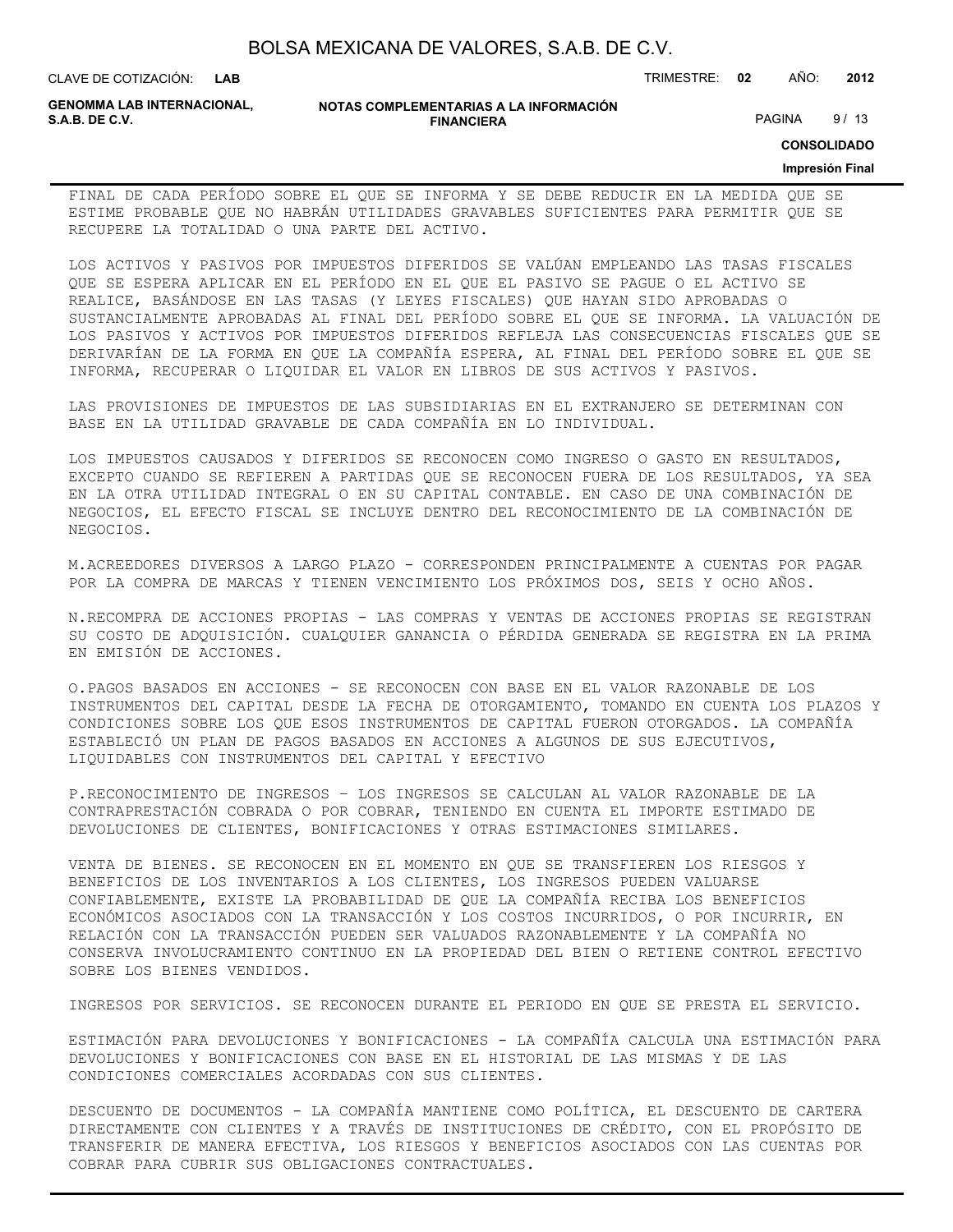FINAL DE CADA PERÍODO SOBRE EL QUE SE INFORMA Y SE DEBE REDUCIR EN LA MEDIDA QUE SE ESTIME PROBABLE QUE NO HABRÁN UTILIDADES GRAVABLES SUFICIENTES PARA PERMITIR QUE SE RECUPERE LA TOTALIDAD O UNA PARTE DEL ACTIVO.

LOS ACTIVOS Y PASIVOS POR IMPUESTOS DIFERIDOS SE VALÚAN EMPLEANDO LAS TASAS FISCALES QUE SE ESPERA APLICAR EN EL PERÍODO EN EL QUE EL PASIVO SE PAGUE O EL ACTIVO SE REALICE, BASÁNDOSE EN LAS TASAS (Y LEYES FISCALES) QUE HAYAN SIDO APROBADAS O SUSTANCIALMENTE APROBADAS AL FINAL DEL PERÍODO SOBRE EL QUE SE INFORMA. LA VALUACIÓN DE LOS PASIVOS Y ACTIVOS POR IMPUESTOS DIFERIDOS REFLEJA LAS CONSECUENCIAS FISCALES QUE SE DERIVARÍAN DE LA FORMA EN QUE LA COMPAÑÍA ESPERA, AL FINAL DEL PERÍODO SOBRE EL QUE SE INFORMA, RECUPERAR O LIQUIDAR EL VALOR EN LIBROS DE SUS ACTIVOS Y PASIVOS.

LAS PROVISIONES DE IMPUESTOS DE LAS SUBSIDIARIAS EN EL EXTRANJERO SE DETERMINAN CON BASE EN LA UTILIDAD GRAVABLE DE CADA COMPAÑÍA EN LO INDIVIDUAL.

LOS IMPUESTOS CAUSADOS Y DIFERIDOS SE RECONOCEN COMO INGRESO O GASTO EN RESULTADOS, EXCEPTO CUANDO SE REFIEREN A PARTIDAS QUE SE RECONOCEN FUERA DE LOS RESULTADOS, YA SEA EN LA OTRA UTILIDAD INTEGRAL O EN SU CAPITAL CONTABLE. EN CASO DE UNA COMBINACIÓN DE NEGOCIOS, EL EFECTO FISCAL SE INCLUYE DENTRO DEL RECONOCIMIENTO DE LA COMBINACIÓN DE NEGOCIOS.

M.ACREEDORES DIVERSOS A LARGO PLAZO - CORRESPONDEN PRINCIPALMENTE A CUENTAS POR PAGAR POR LA COMPRA DE MARCAS Y TIENEN VENCIMIENTO LOS PRÓXIMOS DOS, SEIS Y OCHO AÑOS.

N.RECOMPRA DE ACCIONES PROPIAS - LAS COMPRAS Y VENTAS DE ACCIONES PROPIAS SE REGISTRAN SU COSTO DE ADQUISICIÓN. CUALQUIER GANANCIA O PÉRDIDA GENERADA SE REGISTRA EN LA PRIMA EN EMISIÓN DE ACCIONES.

O.PAGOS BASADOS EN ACCIONES - SE RECONOCEN CON BASE EN EL VALOR RAZONABLE DE LOS INSTRUMENTOS DEL CAPITAL DESDE LA FECHA DE OTORGAMIENTO, TOMANDO EN CUENTA LOS PLAZOS Y CONDICIONES SOBRE LOS QUE ESOS INSTRUMENTOS DE CAPITAL FUERON OTORGADOS. LA COMPAÑÍA ESTABLECIÓ UN PLAN DE PAGOS BASADOS EN ACCIONES A ALGUNOS DE SUS EJECUTIVOS, LIQUIDABLES CON INSTRUMENTOS DEL CAPITAL Y EFECTIVO

P.RECONOCIMIENTO DE INGRESOS – LOS INGRESOS SE CALCULAN AL VALOR RAZONABLE DE LA CONTRAPRESTACIÓN COBRADA O POR COBRAR, TENIENDO EN CUENTA EL IMPORTE ESTIMADO DE DEVOLUCIONES DE CLIENTES, BONIFICACIONES Y OTRAS ESTIMACIONES SIMILARES.

VENTA DE BIENES. SE RECONOCEN EN EL MOMENTO EN QUE SE TRANSFIEREN LOS RIESGOS Y BENEFICIOS DE LOS INVENTARIOS A LOS CLIENTES, LOS INGRESOS PUEDEN VALUARSE CONFIABLEMENTE, EXISTE LA PROBABILIDAD DE QUE LA COMPAÑÍA RECIBA LOS BENEFICIOS ECONÓMICOS ASOCIADOS CON LA TRANSACCIÓN Y LOS COSTOS INCURRIDOS, O POR INCURRIR, EN RELACIÓN CON LA TRANSACCIÓN PUEDEN SER VALUADOS RAZONABLEMENTE Y LA COMPAÑÍA NO CONSERVA INVOLUCRAMIENTO CONTINUO EN LA PROPIEDAD DEL BIEN O RETIENE CONTROL EFECTIVO SOBRE LOS BIENES VENDIDOS.

INGRESOS POR SERVICIOS. SE RECONOCEN DURANTE EL PERIODO EN QUE SE PRESTA EL SERVICIO.

ESTIMACIÓN PARA DEVOLUCIONES Y BONIFICACIONES - LA COMPAÑÍA CALCULA UNA ESTIMACIÓN PARA DEVOLUCIONES Y BONIFICACIONES CON BASE EN EL HISTORIAL DE LAS MISMAS Y DE LAS CONDICIONES COMERCIALES ACORDADAS CON SUS CLIENTES.

DESCUENTO DE DOCUMENTOS - LA COMPAÑÍA MANTIENE COMO POLÍTICA, EL DESCUENTO DE CARTERA DIRECTAMENTE CON CLIENTES Y A TRAVÉS DE INSTITUCIONES DE CRÉDITO, CON EL PROPÓSITO DE TRANSFERIR DE MANERA EFECTIVA, LOS RIESGOS Y BENEFICIOS ASOCIADOS CON LAS CUENTAS POR COBRAR PARA CUBRIR SUS OBLIGACIONES CONTRACTUALES.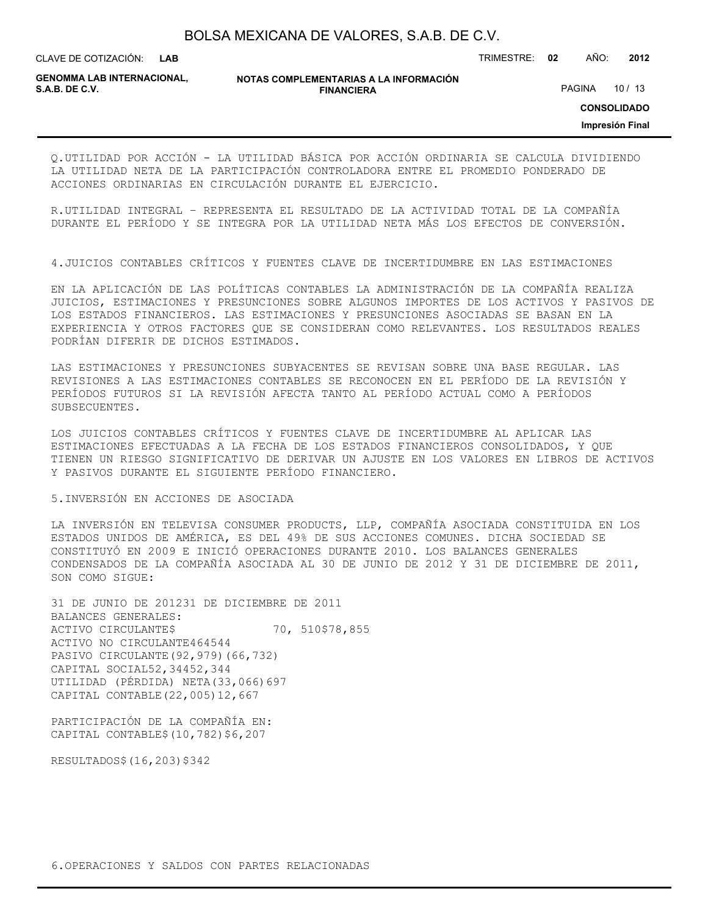Q.UTILIDAD POR ACCIÓN - LA UTILIDAD BÁSICA POR ACCIÓN ORDINARIA SE CALCULA DIVIDIENDO LA UTILIDAD NETA DE LA PARTICIPACIÓN CONTROLADORA ENTRE EL PROMEDIO PONDERADO DE ACCIONES ORDINARIAS EN CIRCULACIÓN DURANTE EL EJERCICIO.

R.UTILIDAD INTEGRAL – REPRESENTA EL RESULTADO DE LA ACTIVIDAD TOTAL DE LA COMPAÑÍA DURANTE EL PERÍODO Y SE INTEGRA POR LA UTILIDAD NETA MÁS LOS EFECTOS DE CONVERSIÓN.

4.JUICIOS CONTABLES CRÍTICOS Y FUENTES CLAVE DE INCERTIDUMBRE EN LAS ESTIMACIONES

EN LA APLICACIÓN DE LAS POLÍTICAS CONTABLES LA ADMINISTRACIÓN DE LA COMPAÑÍA REALIZA JUICIOS, ESTIMACIONES Y PRESUNCIONES SOBRE ALGUNOS IMPORTES DE LOS ACTIVOS Y PASIVOS DE LOS ESTADOS FINANCIEROS. LAS ESTIMACIONES Y PRESUNCIONES ASOCIADAS SE BASAN EN LA EXPERIENCIA Y OTROS FACTORES QUE SE CONSIDERAN COMO RELEVANTES. LOS RESULTADOS REALES PODRÍAN DIFERIR DE DICHOS ESTIMADOS.

LAS ESTIMACIONES Y PRESUNCIONES SUBYACENTES SE REVISAN SOBRE UNA BASE REGULAR. LAS REVISIONES A LAS ESTIMACIONES CONTABLES SE RECONOCEN EN EL PERÍODO DE LA REVISIÓN Y PERÍODOS FUTUROS SI LA REVISIÓN AFECTA TANTO AL PERÍODO ACTUAL COMO A PERÍODOS SUBSECUENTES.

LOS JUICIOS CONTABLES CRÍTICOS Y FUENTES CLAVE DE INCERTIDUMBRE AL APLICAR LAS ESTIMACIONES EFECTUADAS A LA FECHA DE LOS ESTADOS FINANCIEROS CONSOLIDADOS, Y QUE TIENEN UN RIESGO SIGNIFICATIVO DE DERIVAR UN AJUSTE EN LOS VALORES EN LIBROS DE ACTIVOS Y PASIVOS DURANTE EL SIGUIENTE PERÍODO FINANCIERO.

5.INVERSIÓN EN ACCIONES DE ASOCIADA

LA INVERSIÓN EN TELEVISA CONSUMER PRODUCTS, LLP, COMPAÑÍA ASOCIADA CONSTITUIDA EN LOS ESTADOS UNIDOS DE AMÉRICA, ES DEL 49% DE SUS ACCIONES COMUNES. DICHA SOCIEDAD SE CONSTITUYÓ EN 2009 E INICIÓ OPERACIONES DURANTE 2010. LOS BALANCES GENERALES CONDENSADOS DE LA COMPAÑÍA ASOCIADA AL 30 DE JUNIO DE 2012 Y 31 DE DICIEMBRE DE 2011, SON COMO SIGUE:

| | 31 DE JUNIO DE 2012 | 31 DE DICIEMBRE DE 2011 |
|---|---|---|
| BALANCES GENERALES: | | |
| ACTIVO CIRCULANTE | $ 70, 510 | $78,855 |
| ACTIVO NO CIRCULANTE | 464 | 544 |
| PASIVO CIRCULANTE | (92,979) | (66,732) |
| CAPITAL SOCIAL | 52,344 | 52,344 |
| UTILIDAD (PÉRDIDA) NETA | (33,066) | 697 |
| CAPITAL CONTABLE | (22,005) | 12,667 |
| PARTICIPACIÓN DE LA COMPAÑÍA EN: | | |
| CAPITAL CONTABLE | $(10,782) | $6,207 |
| RESULTADOS | $(16,203) | $342 |

6.OPERACIONES Y SALDOS CON PARTES RELACIONADAS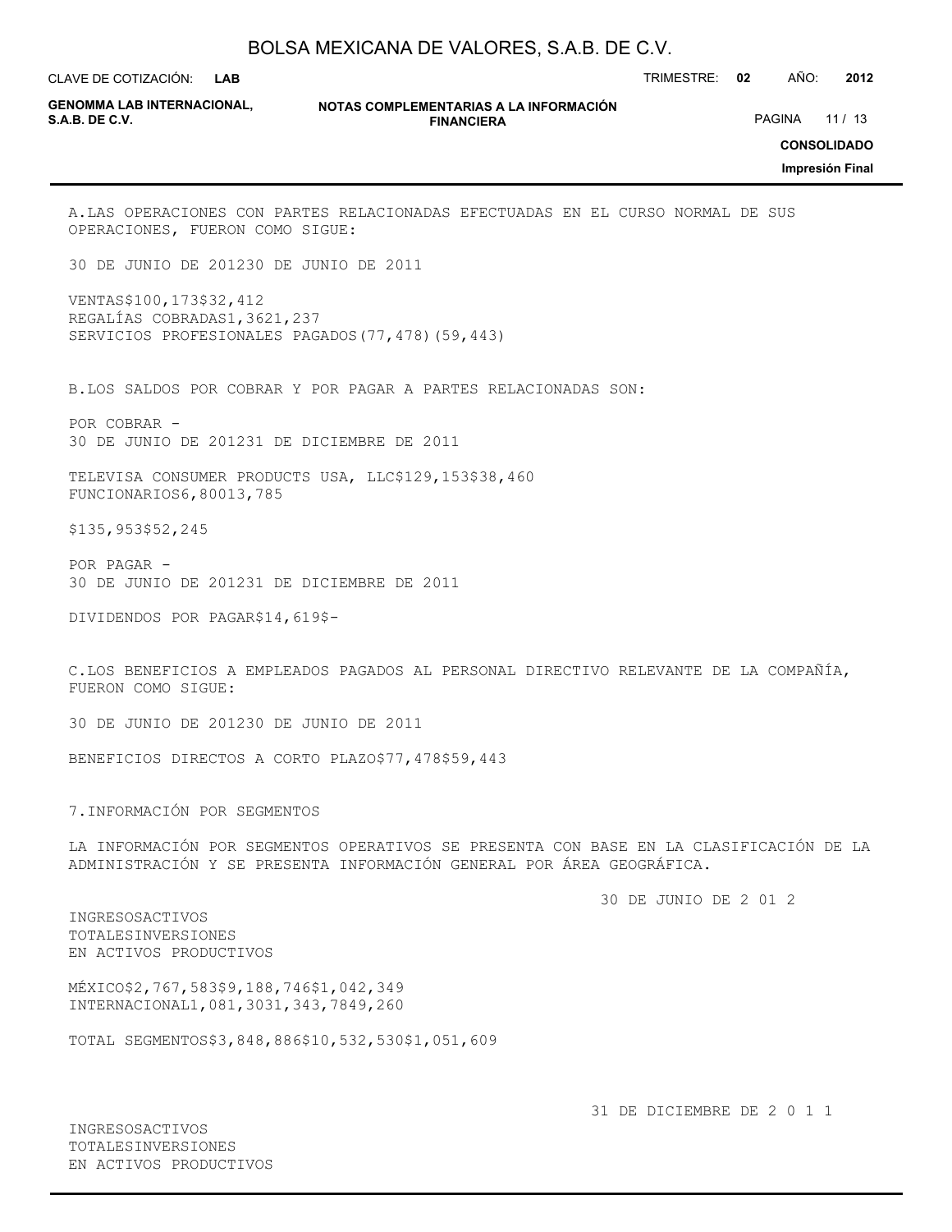A. LAS OPERACIONES CON PARTES RELACIONADAS EFECTUADAS EN EL CURSO NORMAL DE SUS OPERACIONES, FUERON COMO SIGUE:

| | 30 DE JUNIO DE 2012 | 30 DE JUNIO DE 2011 |
|---|---|---|
| VENTAS | $100,173 | $32,412 |
| REGALÍAS COBRADAS | 1,362 | 1,237 |
| SERVICIOS PROFESIONALES PAGADOS | (77,478) | (59,443) |

B. LOS SALDOS POR COBRAR Y POR PAGAR A PARTES RELACIONADAS SON:

POR COBRAR -

| | 30 DE JUNIO DE 2012 | 31 DE DICIEMBRE DE 2011 |
|---|---|---|
| TELEVISA CONSUMER PRODUCTS USA, LLC | $129,153 | $38,460 |
| FUNCIONARIOS | 6,800 | 13,785 |
| | $135,953 | $52,245 |

POR PAGAR -

| | 30 DE JUNIO DE 2012 | 31 DE DICIEMBRE DE 2011 |
|---|---|---|
| DIVIDENDOS POR PAGAR | $14,619 | $- |

C. LOS BENEFICIOS A EMPLEADOS PAGADOS AL PERSONAL DIRECTIVO RELEVANTE DE LA COMPAÑÍA, FUERON COMO SIGUE:

| | 30 DE JUNIO DE 2012 | 30 DE JUNIO DE 2011 |
|---|---|---|
| BENEFICIOS DIRECTOS A CORTO PLAZO | $77,478 | $59,443 |

7. INFORMACIÓN POR SEGMENTOS

LA INFORMACIÓN POR SEGMENTOS OPERATIVOS SE PRESENTA CON BASE EN LA CLASIFICACIÓN DE LA ADMINISTRACIÓN Y SE PRESENTA INFORMACIÓN GENERAL POR ÁREA GEOGRÁFICA.

30 DE JUNIO DE 2 01 2

| | INGRESOS | ACTIVOS TOTALES | INVERSIONES EN ACTIVOS PRODUCTIVOS |
|---|---|---|---|
| MÉXICO | $2,767,583 | $9,188,746 | $1,042,349 |
| INTERNACIONAL | 1,081,303 | 1,343,784 | 9,260 |
| TOTAL SEGMENTOS | $3,848,886 | $10,532,530 | $1,051,609 |

31 DE DICIEMBRE DE 2 0 1 1

| | INGRESOS | ACTIVOS TOTALES | INVERSIONES EN ACTIVOS PRODUCTIVOS |
|---|---|---|---|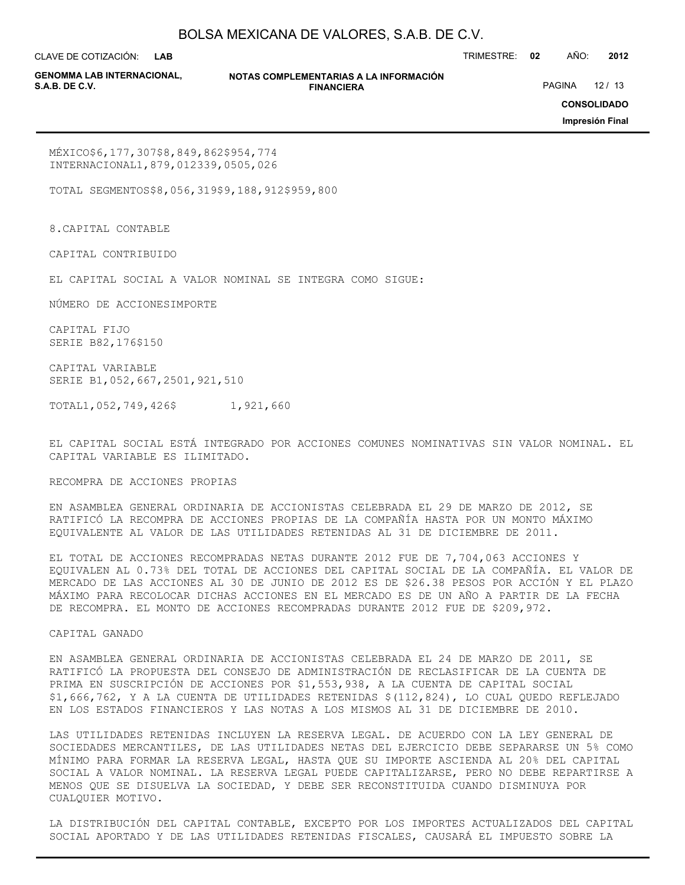| | | | |
|---|---|---|---|
| MÉXICO | $6,177,307 | $8,849,862 | $954,774 |
| INTERNACIONAL | 1,879,012 | 339,050 | 5,026 |
| TOTAL SEGMENTOS | $8,056,319 | $9,188,912 | $959,800 |

8.CAPITAL CONTABLE

CAPITAL CONTRIBUIDO

EL CAPITAL SOCIAL A VALOR NOMINAL SE INTEGRA COMO SIGUE:

| | NÚMERO DE ACCIONES | IMPORTE |
|---|---|---|
| CAPITAL FIJO | | |
| SERIE B | 82,176 | $150 |
| CAPITAL VARIABLE | | |
| SERIE B | 1,052,667,250 | 1,921,510 |
| TOTAL | 1,052,749,426 | $ 1,921,660 |

EL CAPITAL SOCIAL ESTÁ INTEGRADO POR ACCIONES COMUNES NOMINATIVAS SIN VALOR NOMINAL. EL CAPITAL VARIABLE ES ILIMITADO.

RECOMPRA DE ACCIONES PROPIAS

EN ASAMBLEA GENERAL ORDINARIA DE ACCIONISTAS CELEBRADA EL 29 DE MARZO DE 2012, SE RATIFICÓ LA RECOMPRA DE ACCIONES PROPIAS DE LA COMPAÑÍA HASTA POR UN MONTO MÁXIMO EQUIVALENTE AL VALOR DE LAS UTILIDADES RETENIDAS AL 31 DE DICIEMBRE DE 2011.

EL TOTAL DE ACCIONES RECOMPRADAS NETAS DURANTE 2012 FUE DE 7,704,063 ACCIONES Y EQUIVALEN AL 0.73% DEL TOTAL DE ACCIONES DEL CAPITAL SOCIAL DE LA COMPAÑÍA. EL VALOR DE MERCADO DE LAS ACCIONES AL 30 DE JUNIO DE 2012 ES DE $26.38 PESOS POR ACCIÓN Y EL PLAZO MÁXIMO PARA RECOLOCAR DICHAS ACCIONES EN EL MERCADO ES DE UN AÑO A PARTIR DE LA FECHA DE RECOMPRA. EL MONTO DE ACCIONES RECOMPRADAS DURANTE 2012 FUE DE $209,972.

CAPITAL GANADO

EN ASAMBLEA GENERAL ORDINARIA DE ACCIONISTAS CELEBRADA EL 24 DE MARZO DE 2011, SE RATIFICÓ LA PROPUESTA DEL CONSEJO DE ADMINISTRACIÓN DE RECLASIFICAR DE LA CUENTA DE PRIMA EN SUSCRIPCIÓN DE ACCIONES POR $1,553,938, A LA CUENTA DE CAPITAL SOCIAL $1,666,762, Y A LA CUENTA DE UTILIDADES RETENIDAS $(112,824), LO CUAL QUEDO REFLEJADO EN LOS ESTADOS FINANCIEROS Y LAS NOTAS A LOS MISMOS AL 31 DE DICIEMBRE DE 2010.

LAS UTILIDADES RETENIDAS INCLUYEN LA RESERVA LEGAL. DE ACUERDO CON LA LEY GENERAL DE SOCIEDADES MERCANTILES, DE LAS UTILIDADES NETAS DEL EJERCICIO DEBE SEPARARSE UN 5% COMO MÍNIMO PARA FORMAR LA RESERVA LEGAL, HASTA QUE SU IMPORTE ASCIENDA AL 20% DEL CAPITAL SOCIAL A VALOR NOMINAL. LA RESERVA LEGAL PUEDE CAPITALIZARSE, PERO NO DEBE REPARTIRSE A MENOS QUE SE DISUELVA LA SOCIEDAD, Y DEBE SER RECONSTITUIDA CUANDO DISMINUYA POR CUALQUIER MOTIVO.

LA DISTRIBUCIÓN DEL CAPITAL CONTABLE, EXCEPTO POR LOS IMPORTES ACTUALIZADOS DEL CAPITAL SOCIAL APORTADO Y DE LAS UTILIDADES RETENIDAS FISCALES, CAUSARÁ EL IMPUESTO SOBRE LA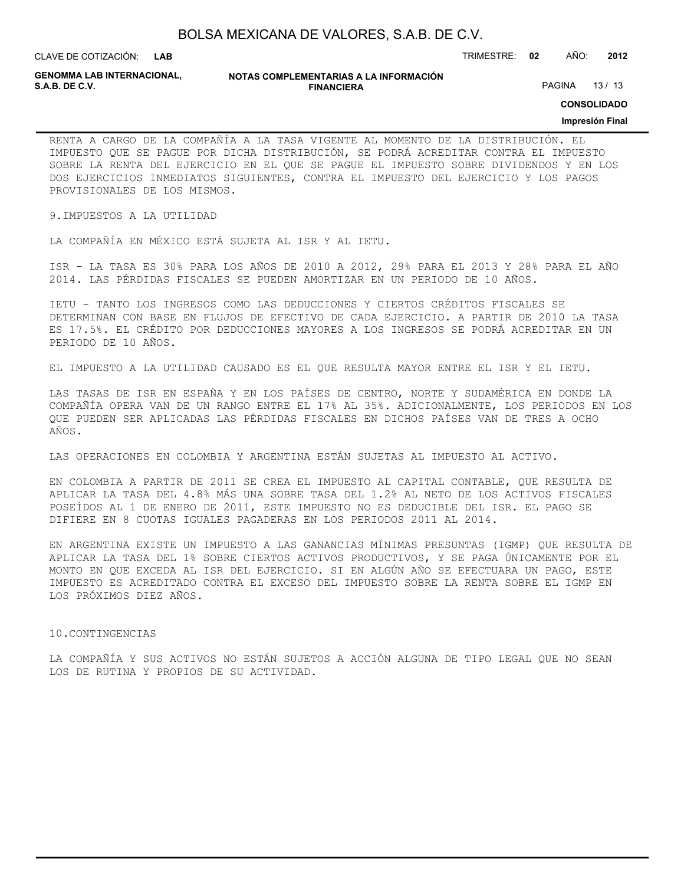RENTA A CARGO DE LA COMPAÑÍA A LA TASA VIGENTE AL MOMENTO DE LA DISTRIBUCIÓN. EL IMPUESTO QUE SE PAGUE POR DICHA DISTRIBUCIÓN, SE PODRÁ ACREDITAR CONTRA EL IMPUESTO SOBRE LA RENTA DEL EJERCICIO EN EL QUE SE PAGUE EL IMPUESTO SOBRE DIVIDENDOS Y EN LOS DOS EJERCICIOS INMEDIATOS SIGUIENTES, CONTRA EL IMPUESTO DEL EJERCICIO Y LOS PAGOS PROVISIONALES DE LOS MISMOS.

9.IMPUESTOS A LA UTILIDAD

LA COMPAÑÍA EN MÉXICO ESTÁ SUJETA AL ISR Y AL IETU.

ISR - LA TASA ES 30% PARA LOS AÑOS DE 2010 A 2012, 29% PARA EL 2013 Y 28% PARA EL AÑO 2014. LAS PÉRDIDAS FISCALES SE PUEDEN AMORTIZAR EN UN PERIODO DE 10 AÑOS.

IETU - TANTO LOS INGRESOS COMO LAS DEDUCCIONES Y CIERTOS CRÉDITOS FISCALES SE DETERMINAN CON BASE EN FLUJOS DE EFECTIVO DE CADA EJERCICIO. A PARTIR DE 2010 LA TASA ES 17.5%. EL CRÉDITO POR DEDUCCIONES MAYORES A LOS INGRESOS SE PODRÁ ACREDITAR EN UN PERIODO DE 10 AÑOS.

EL IMPUESTO A LA UTILIDAD CAUSADO ES EL QUE RESULTA MAYOR ENTRE EL ISR Y EL IETU.

LAS TASAS DE ISR EN ESPAÑA Y EN LOS PAÍSES DE CENTRO, NORTE Y SUDAMÉRICA EN DONDE LA COMPAÑÍA OPERA VAN DE UN RANGO ENTRE EL 17% AL 35%. ADICIONALMENTE, LOS PERIODOS EN LOS QUE PUEDEN SER APLICADAS LAS PÉRDIDAS FISCALES EN DICHOS PAÍSES VAN DE TRES A OCHO AÑOS.

LAS OPERACIONES EN COLOMBIA Y ARGENTINA ESTÁN SUJETAS AL IMPUESTO AL ACTIVO.

EN COLOMBIA A PARTIR DE 2011 SE CREA EL IMPUESTO AL CAPITAL CONTABLE, QUE RESULTA DE APLICAR LA TASA DEL 4.8% MÁS UNA SOBRE TASA DEL 1.2% AL NETO DE LOS ACTIVOS FISCALES POSEÍDOS AL 1 DE ENERO DE 2011, ESTE IMPUESTO NO ES DEDUCIBLE DEL ISR. EL PAGO SE DIFIERE EN 8 CUOTAS IGUALES PAGADERAS EN LOS PERIODOS 2011 AL 2014.

EN ARGENTINA EXISTE UN IMPUESTO A LAS GANANCIAS MÍNIMAS PRESUNTAS (IGMP) QUE RESULTA DE APLICAR LA TASA DEL 1% SOBRE CIERTOS ACTIVOS PRODUCTIVOS, Y SE PAGA ÚNICAMENTE POR EL MONTO EN QUE EXCEDA AL ISR DEL EJERCICIO. SI EN ALGÚN AÑO SE EFECTUARA UN PAGO, ESTE IMPUESTO ES ACREDITADO CONTRA EL EXCESO DEL IMPUESTO SOBRE LA RENTA SOBRE EL IGMP EN LOS PRÓXIMOS DIEZ AÑOS.

10.CONTINGENCIAS

LA COMPAÑÍA Y SUS ACTIVOS NO ESTÁN SUJETOS A ACCIÓN ALGUNA DE TIPO LEGAL QUE NO SEAN LOS DE RUTINA Y PROPIOS DE SU ACTIVIDAD.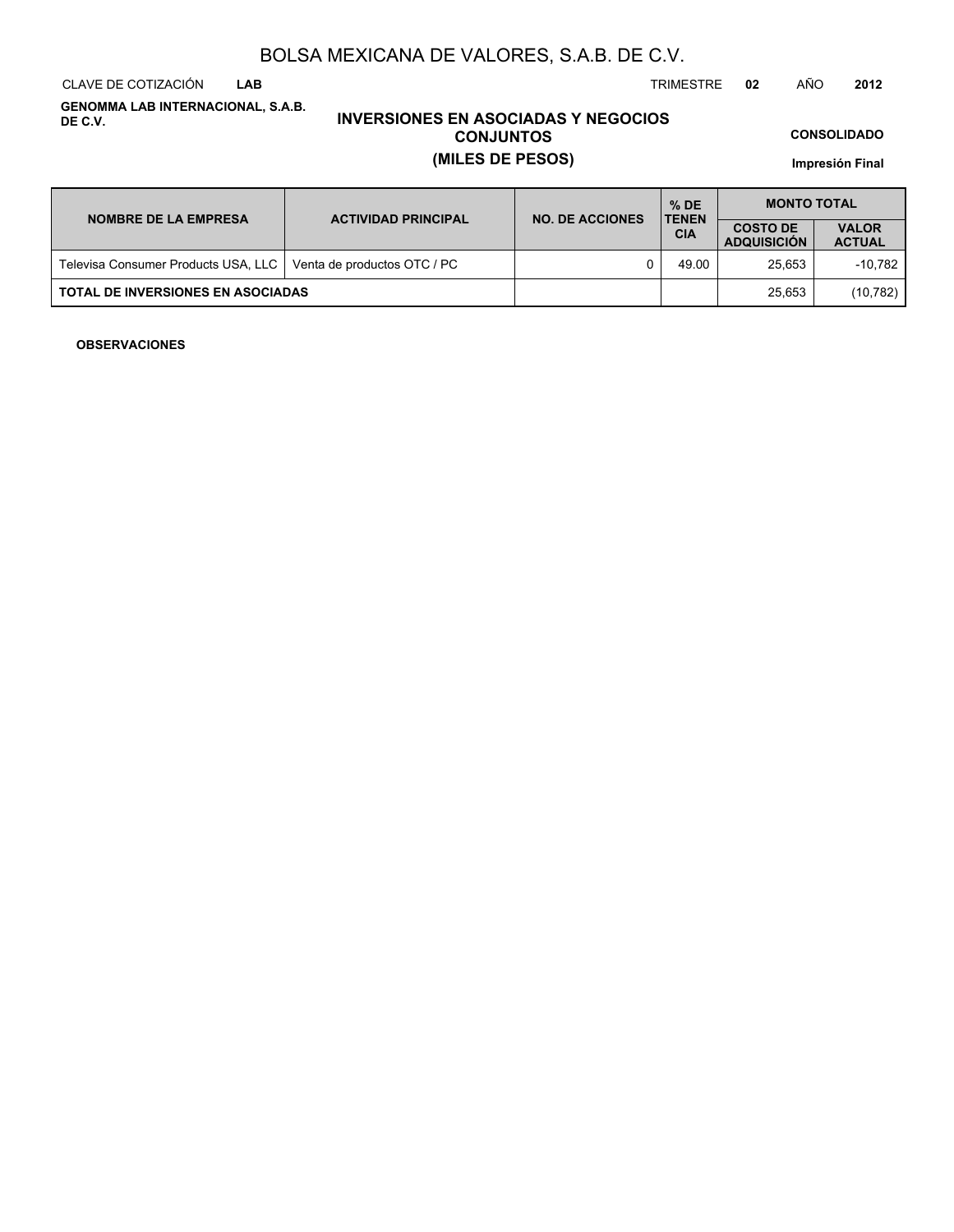# BOLSA MEXICANA DE VALORES, S.A.B. DE C.V.

CLAVE DE COTIZACIÓN **LAB** TRIMESTRE **02** AÑO **2012**

**GENOMMA LAB INTERNACIONAL, S.A.B. DE C.V.**

## INVERSIONES EN ASOCIADAS Y NEGOCIOS CONJUNTOS
## (MILES DE PESOS)

**CONSOLIDADO**

**Impresión Final**

| NOMBRE DE LA EMPRESA | ACTIVIDAD PRINCIPAL | NO. DE ACCIONES | % DE TENENCIA | MONTO TOTAL | |
|---|---|---|---|---|---|
| | | | | COSTO DE ADQUISICIÓN | VALOR ACTUAL |
| Televisa Consumer Products USA, LLC | Venta de productos OTC / PC | 0 | 49.00 | 25,653 | -10,782 |
| **TOTAL DE INVERSIONES EN ASOCIADAS** | | | | 25,653 | (10,782) |

**OBSERVACIONES**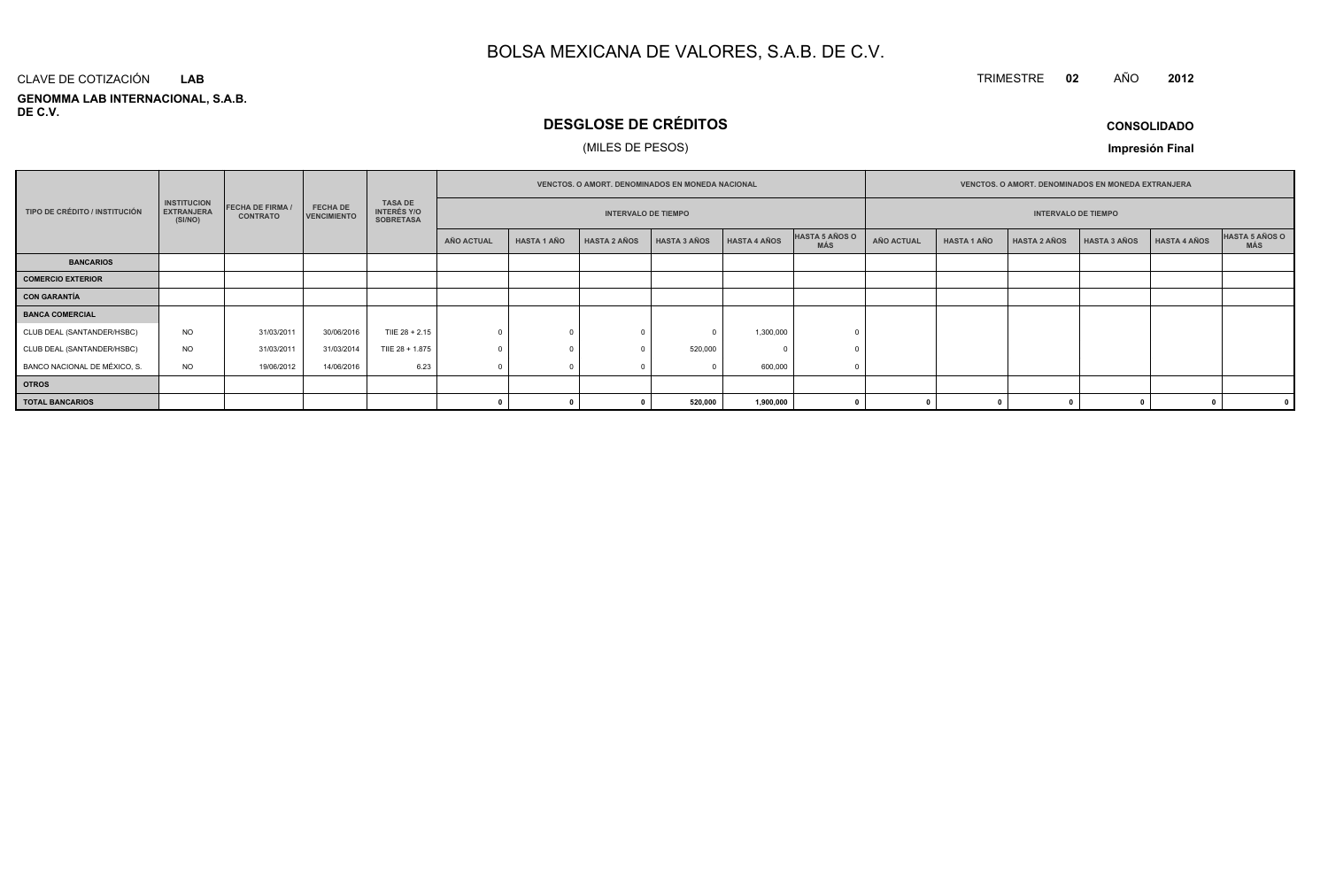# BOLSA MEXICANA DE VALORES, S.A.B. DE C.V.

CLAVE DE COTIZACIÓN **LAB**

**GENOMMA LAB INTERNACIONAL, S.A.B. DE C.V.**

TRIMESTRE **02** AÑO **2012**

## DESGLOSE DE CRÉDITOS

(MILES DE PESOS)

**CONSOLIDADO**

**Impresión Final**

| TIPO DE CRÉDITO / INSTITUCIÓN | INSTITUCION EXTRANJERA (SI/NO) | FECHA DE FIRMA / CONTRATO | FECHA DE VENCIMIENTO | TASA DE INTERÉS Y/O SOBRETASA | VENCTOS. O AMORT. DENOMINADOS EN MONEDA NACIONAL | | | | | | VENCTOS. O AMORT. DENOMINADOS EN MONEDA EXTRANJERA | | | | | |
|---|---|---|---|---|---|---|---|---|---|---|---|---|---|---|---|---|
| | | | | | INTERVALO DE TIEMPO | | | | | | INTERVALO DE TIEMPO | | | | | |
| | | | | | AÑO ACTUAL | HASTA 1 AÑO | HASTA 2 AÑOS | HASTA 3 AÑOS | HASTA 4 AÑOS | HASTA 5 AÑOS O MÁS | AÑO ACTUAL | HASTA 1 AÑO | HASTA 2 AÑOS | HASTA 3 AÑOS | HASTA 4 AÑOS | HASTA 5 AÑOS O MÁS |
| **BANCARIOS** | | | | | | | | | | | | | | | | |
| **COMERCIO EXTERIOR** | | | | | | | | | | | | | | | | |
| **CON GARANTÍA** | | | | | | | | | | | | | | | | |
| **BANCA COMERCIAL** | | | | | | | | | | | | | | | | |
| CLUB DEAL (SANTANDER/HSBC) | NO | 31/03/2011 | 30/06/2016 | TIIE 28 + 2.15 | 0 | 0 | 0 | 0 | 1,300,000 | 0 | | | | | | |
| CLUB DEAL (SANTANDER/HSBC) | NO | 31/03/2011 | 31/03/2014 | TIIE 28 + 1.875 | 0 | 0 | 0 | 520,000 | 0 | 0 | | | | | | |
| BANCO NACIONAL DE MÉXICO, S. | NO | 19/06/2012 | 14/06/2016 | 6.23 | 0 | 0 | 0 | 0 | 600,000 | 0 | | | | | | |
| **OTROS** | | | | | | | | | | | | | | | | |
| **TOTAL BANCARIOS** | | | | | **0** | **0** | **0** | **520,000** | **1,900,000** | **0** | **0** | **0** | **0** | **0** | **0** | **0** |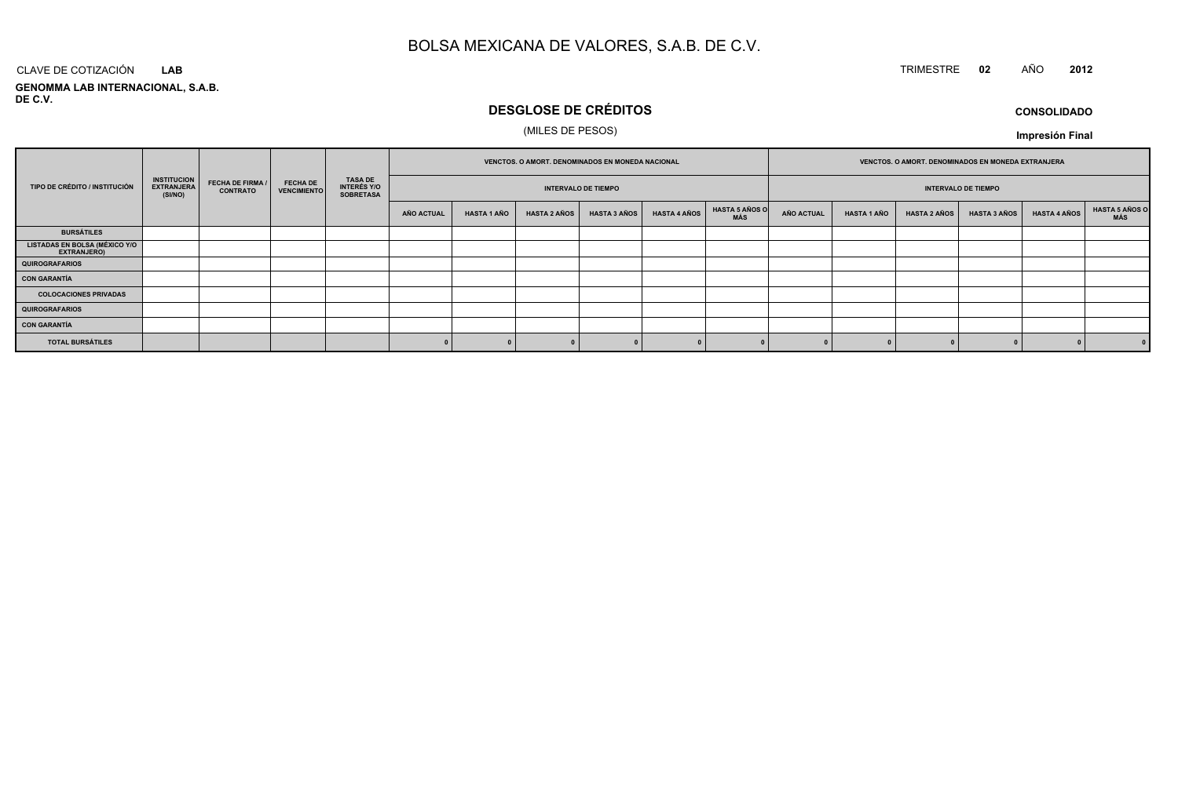# BOLSA MEXICANA DE VALORES, S.A.B. DE C.V.

CLAVE DE COTIZACIÓN **LAB**

TRIMESTRE **02** AÑO **2012**

**GENOMMA LAB INTERNACIONAL, S.A.B. DE C.V.**

## DESGLOSE DE CRÉDITOS

(MILES DE PESOS)

**CONSOLIDADO**

**Impresión Final**

| TIPO DE CRÉDITO / INSTITUCIÓN | INSTITUCION EXTRANJERA (SI/NO) | FECHA DE FIRMA / CONTRATO | FECHA DE VENCIMIENTO | TASA DE INTERÉS Y/O SOBRETASA | VENCTOS. O AMORT. DENOMINADOS EN MONEDA NACIONAL | | | | | | VENCTOS. O AMORT. DENOMINADOS EN MONEDA EXTRANJERA | | | | | |
|---|---|---|---|---|---|---|---|---|---|---|---|---|---|---|---|---|
| | | | | | INTERVALO DE TIEMPO | | | | | | INTERVALO DE TIEMPO | | | | | |
| | | | | | AÑO ACTUAL | HASTA 1 AÑO | HASTA 2 AÑOS | HASTA 3 AÑOS | HASTA 4 AÑOS | HASTA 5 AÑOS O MÁS | AÑO ACTUAL | HASTA 1 AÑO | HASTA 2 AÑOS | HASTA 3 AÑOS | HASTA 4 AÑOS | HASTA 5 AÑOS O MÁS |
| **BURSÁTILES** | | | | | | | | | | | | | | | | |
| **LISTADAS EN BOLSA (MÉXICO Y/O EXTRANJERO)** | | | | | | | | | | | | | | | | |
| **QUIROGRAFARIOS** | | | | | | | | | | | | | | | | |
| **CON GARANTÍA** | | | | | | | | | | | | | | | | |
| **COLOCACIONES PRIVADAS** | | | | | | | | | | | | | | | | |
| **QUIROGRAFARIOS** | | | | | | | | | | | | | | | | |
| **CON GARANTÍA** | | | | | | | | | | | | | | | | |
| **TOTAL BURSÁTILES** | | | | | 0 | 0 | 0 | 0 | 0 | 0 | 0 | 0 | 0 | 0 | 0 | 0 |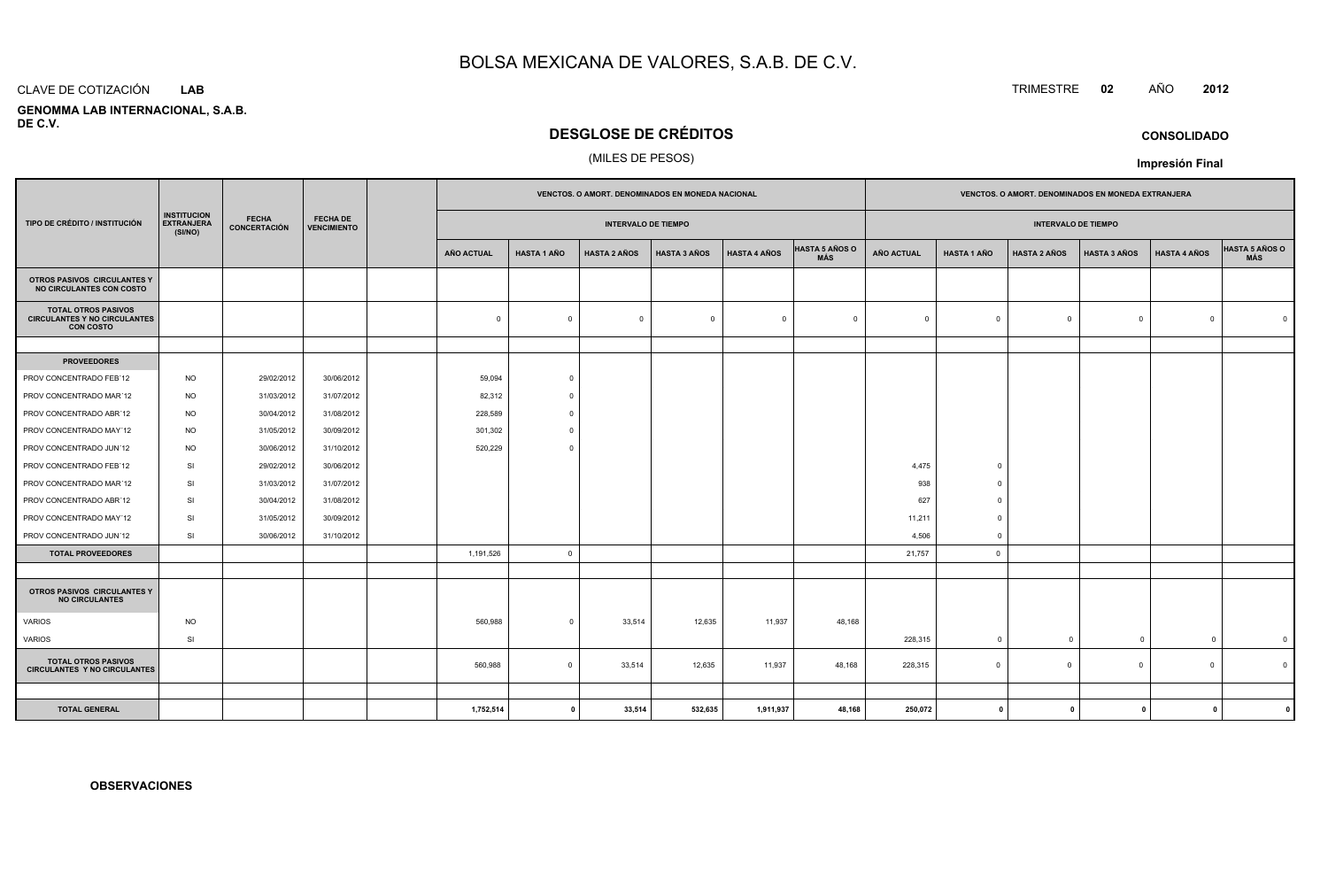# BOLSA MEXICANA DE VALORES, S.A.B. DE C.V.

CLAVE DE COTIZACIÓN **LAB**

**GENOMMA LAB INTERNACIONAL, S.A.B. DE C.V.**

TRIMESTRE **02** AÑO **2012**

## DESGLOSE DE CRÉDITOS

(MILES DE PESOS)

**CONSOLIDADO**

**Impresión Final**

| TIPO DE CRÉDITO / INSTITUCIÓN | INSTITUCION EXTRANJERA (SI/NO) | FECHA CONCERTACIÓN | FECHA DE VENCIMIENTO | | VENCTOS. O AMORT. DENOMINADOS EN MONEDA NACIONAL | | | | | | VENCTOS. O AMORT. DENOMINADOS EN MONEDA EXTRANJERA | | | | | |
|---|---|---|---|---|---|---|---|---|---|---|---|---|---|---|---|---|
| | | | | | INTERVALO DE TIEMPO | | | | | | INTERVALO DE TIEMPO | | | | | |
| | | | | | AÑO ACTUAL | HASTA 1 AÑO | HASTA 2 AÑOS | HASTA 3 AÑOS | HASTA 4 AÑOS | HASTA 5 AÑOS O MÁS | AÑO ACTUAL | HASTA 1 AÑO | HASTA 2 AÑOS | HASTA 3 AÑOS | HASTA 4 AÑOS | HASTA 5 AÑOS O MÁS |
| **OTROS PASIVOS CIRCULANTES Y NO CIRCULANTES CON COSTO** | | | | | | | | | | | | | | | | |
| **TOTAL OTROS PASIVOS CIRCULANTES Y NO CIRCULANTES CON COSTO** | | | | | 0 | 0 | 0 | 0 | 0 | 0 | 0 | 0 | 0 | 0 | 0 | 0 |
| | | | | | | | | | | | | | | | | |
| **PROVEEDORES** | | | | | | | | | | | | | | | | |
| PROV CONCENTRADO FEB´12 | NO | 29/02/2012 | 30/06/2012 | | 59,094 | 0 | | | | | | | | | | |
| PROV CONCENTRADO MAR´12 | NO | 31/03/2012 | 31/07/2012 | | 82,312 | 0 | | | | | | | | | | |
| PROV CONCENTRADO ABR´12 | NO | 30/04/2012 | 31/08/2012 | | 228,589 | 0 | | | | | | | | | | |
| PROV CONCENTRADO MAY´12 | NO | 31/05/2012 | 30/09/2012 | | 301,302 | 0 | | | | | | | | | | |
| PROV CONCENTRADO JUN´12 | NO | 30/06/2012 | 31/10/2012 | | 520,229 | 0 | | | | | | | | | | |
| PROV CONCENTRADO FEB´12 | SI | 29/02/2012 | 30/06/2012 | | | | | | | | 4,475 | 0 | | | | |
| PROV CONCENTRADO MAR´12 | SI | 31/03/2012 | 31/07/2012 | | | | | | | | 938 | 0 | | | | |
| PROV CONCENTRADO ABR´12 | SI | 30/04/2012 | 31/08/2012 | | | | | | | | 627 | 0 | | | | |
| PROV CONCENTRADO MAY´12 | SI | 31/05/2012 | 30/09/2012 | | | | | | | | 11,211 | 0 | | | | |
| PROV CONCENTRADO JUN´12 | SI | 30/06/2012 | 31/10/2012 | | | | | | | | 4,506 | 0 | | | | |
| **TOTAL PROVEEDORES** | | | | | 1,191,526 | 0 | | | | | 21,757 | 0 | | | | |
| | | | | | | | | | | | | | | | | |
| **OTROS PASIVOS CIRCULANTES Y NO CIRCULANTES** | | | | | | | | | | | | | | | | |
| VARIOS | NO | | | | 560,988 | 0 | 33,514 | 12,635 | 11,937 | 48,168 | | | | | | |
| VARIOS | SI | | | | | | | | | | 228,315 | 0 | 0 | 0 | 0 | 0 |
| **TOTAL OTROS PASIVOS CIRCULANTES Y NO CIRCULANTES** | | | | | 560,988 | 0 | 33,514 | 12,635 | 11,937 | 48,168 | 228,315 | 0 | 0 | 0 | 0 | 0 |
| | | | | | | | | | | | | | | | | |
| **TOTAL GENERAL** | | | | | **1,752,514** | **0** | **33,514** | **532,635** | **1,911,937** | **48,168** | **250,072** | **0** | **0** | **0** | **0** | **0** |

**OBSERVACIONES**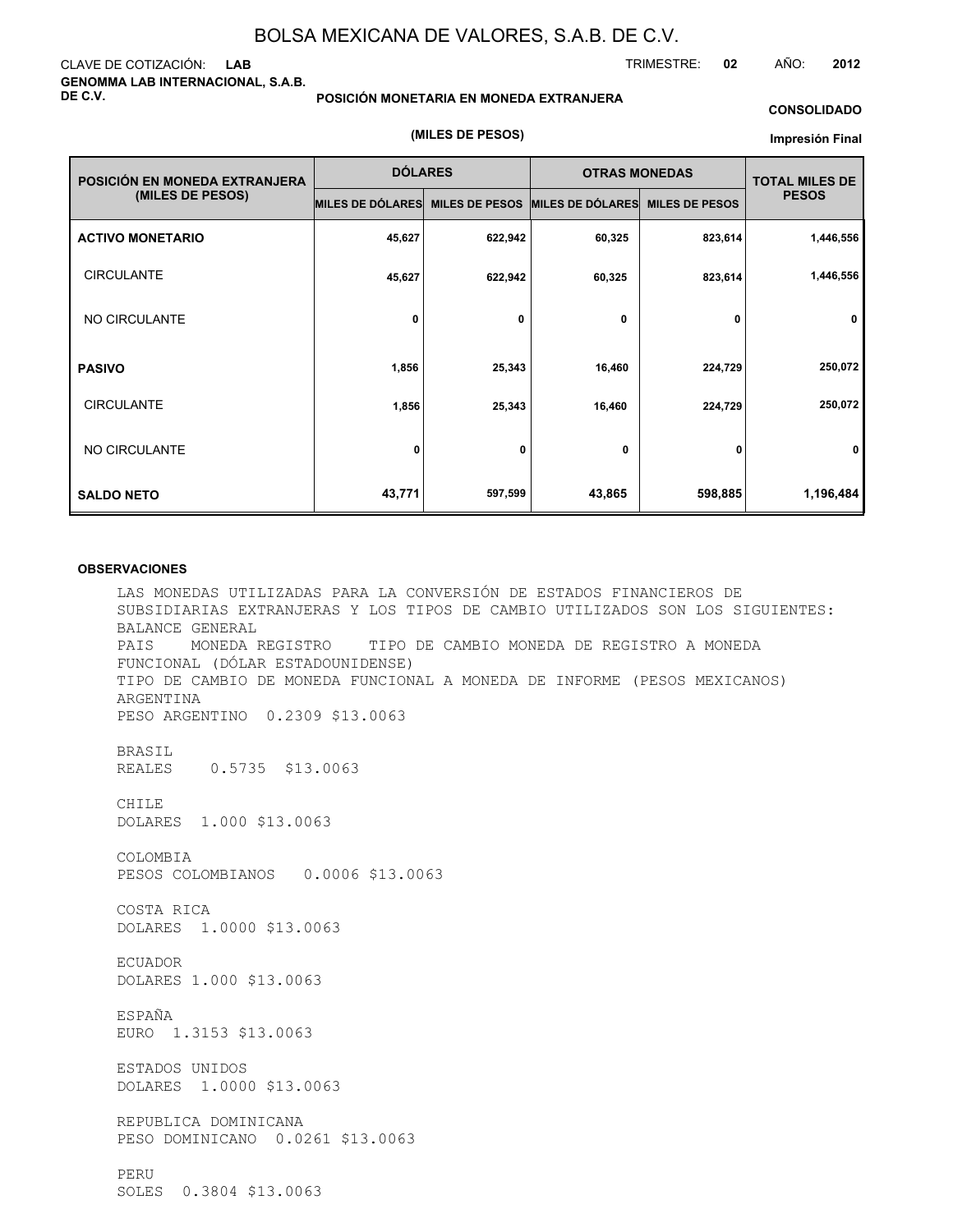# BOLSA MEXICANA DE VALORES, S.A.B. DE C.V.

CLAVE DE COTIZACIÓN: **LAB**

TRIMESTRE: **02** AÑO: **2012**

**GENOMMA LAB INTERNACIONAL, S.A.B. DE C.V.**

**POSICIÓN MONETARIA EN MONEDA EXTRANJERA**

**(MILES DE PESOS)**

**CONSOLIDADO**

**Impresión Final**

| POSICIÓN EN MONEDA EXTRANJERA (MILES DE PESOS) | DÓLARES | | OTRAS MONEDAS | | TOTAL MILES DE PESOS |
|---|---|---|---|---|---|
| | MILES DE DÓLARES | MILES DE PESOS | MILES DE DÓLARES | MILES DE PESOS | |
| **ACTIVO MONETARIO** | 45,627 | 622,942 | 60,325 | 823,614 | 1,446,556 |
| CIRCULANTE | 45,627 | 622,942 | 60,325 | 823,614 | 1,446,556 |
| NO CIRCULANTE | 0 | 0 | 0 | 0 | 0 |
| **PASIVO** | 1,856 | 25,343 | 16,460 | 224,729 | 250,072 |
| CIRCULANTE | 1,856 | 25,343 | 16,460 | 224,729 | 250,072 |
| NO CIRCULANTE | 0 | 0 | 0 | 0 | 0 |
| **SALDO NETO** | 43,771 | 597,599 | 43,865 | 598,885 | 1,196,484 |

**OBSERVACIONES**

LAS MONEDAS UTILIZADAS PARA LA CONVERSIÓN DE ESTADOS FINANCIEROS DE SUBSIDIARIAS EXTRANJERAS Y LOS TIPOS DE CAMBIO UTILIZADOS SON LOS SIGUIENTES:
BALANCE GENERAL
PAIS MONEDA REGISTRO TIPO DE CAMBIO MONEDA DE REGISTRO A MONEDA FUNCIONAL (DÓLAR ESTADOUNIDENSE)
TIPO DE CAMBIO DE MONEDA FUNCIONAL A MONEDA DE INFORME (PESOS MEXICANOS)
ARGENTINA
PESO ARGENTINO 0.2309 $13.0063

BRASIL
REALES 0.5735 $13.0063

CHILE
DOLARES 1.000 $13.0063

COLOMBIA
PESOS COLOMBIANOS 0.0006 $13.0063

COSTA RICA
DOLARES 1.0000 $13.0063

ECUADOR
DOLARES 1.000 $13.0063

ESPAÑA
EURO 1.3153 $13.0063

ESTADOS UNIDOS
DOLARES 1.0000 $13.0063

REPUBLICA DOMINICANA
PESO DOMINICANO 0.0261 $13.0063

PERU
SOLES 0.3804 $13.0063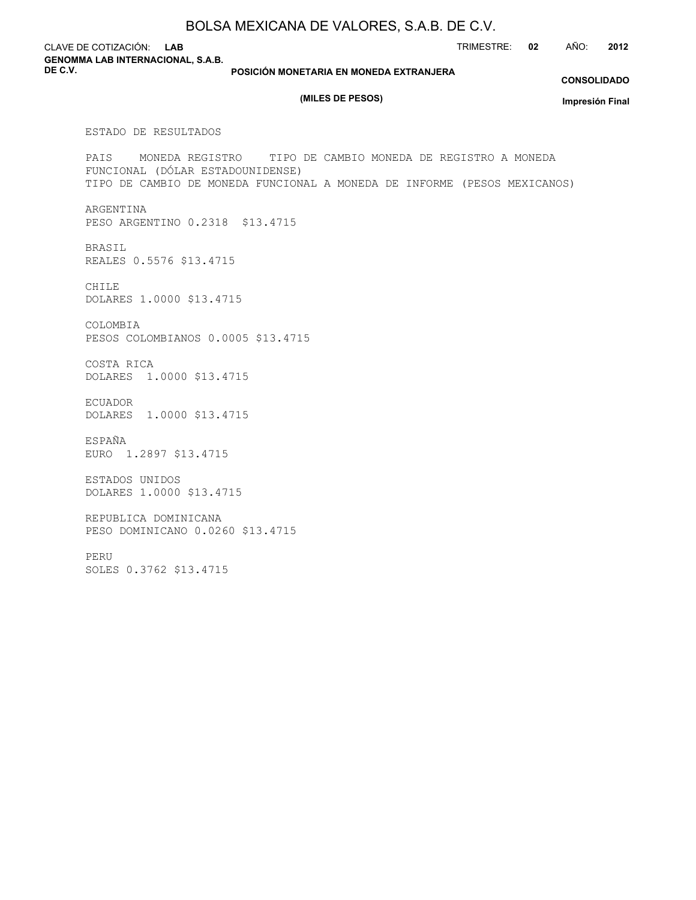CLAVE DE COTIZACIÓN: **LAB**

**GENOMMA LAB INTERNACIONAL, S.A.B. DE C.V.**

TRIMESTRE: **02** AÑO: **2012**

**POSICIÓN MONETARIA EN MONEDA EXTRANJERA**

**(MILES DE PESOS)**

**CONSOLIDADO**

**Impresión Final**

ESTADO DE RESULTADOS

PAIS MONEDA REGISTRO TIPO DE CAMBIO MONEDA DE REGISTRO A MONEDA FUNCIONAL (DÓLAR ESTADOUNIDENSE)
TIPO DE CAMBIO DE MONEDA FUNCIONAL A MONEDA DE INFORME (PESOS MEXICANOS)

ARGENTINA
PESO ARGENTINO 0.2318 $13.4715

BRASIL
REALES 0.5576 $13.4715

CHILE
DOLARES 1.0000 $13.4715

COLOMBIA
PESOS COLOMBIANOS 0.0005 $13.4715

COSTA RICA
DOLARES 1.0000 $13.4715

ECUADOR
DOLARES 1.0000 $13.4715

ESPAÑA
EURO 1.2897 $13.4715

ESTADOS UNIDOS
DOLARES 1.0000 $13.4715

REPUBLICA DOMINICANA
PESO DOMINICANO 0.0260 $13.4715

PERU
SOLES 0.3762 $13.4715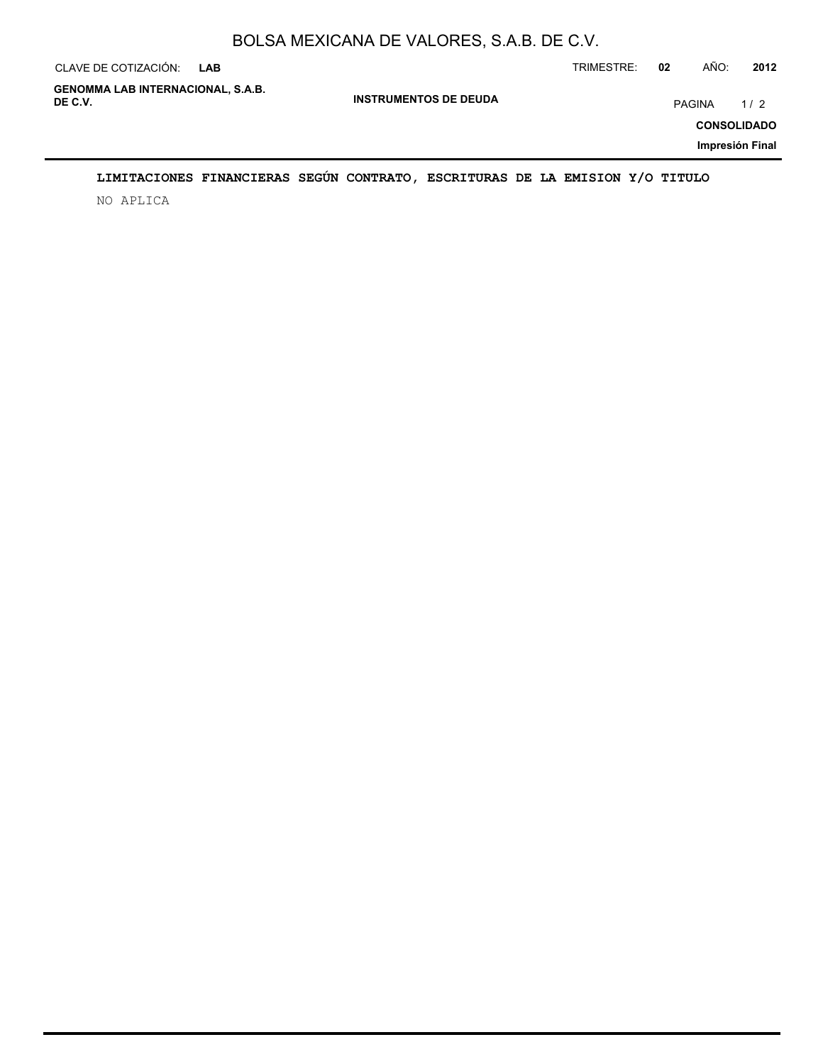## LIMITACIONES FINANCIERAS SEGÚN CONTRATO, ESCRITURAS DE LA EMISION Y/O TITULO

NO APLICA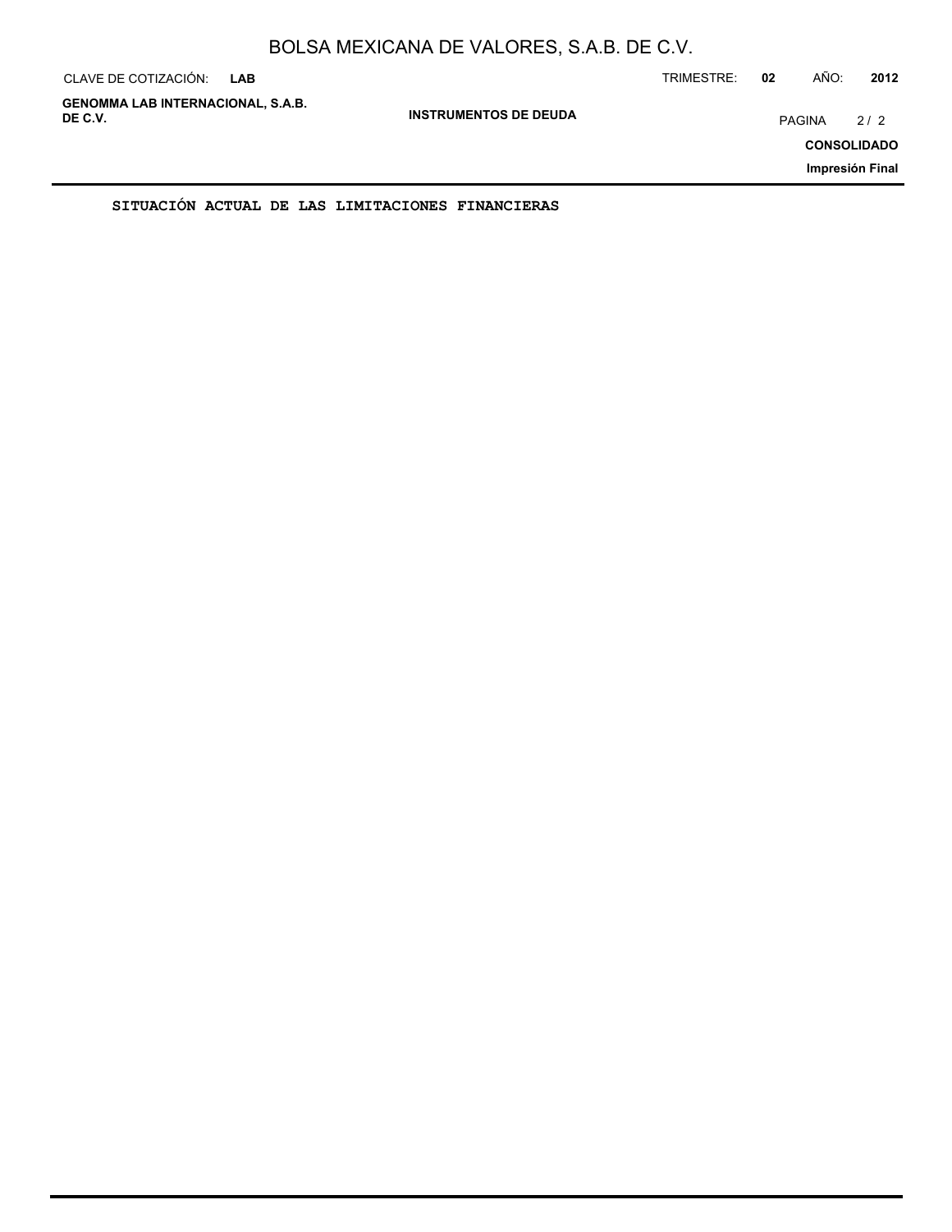**SITUACIÓN ACTUAL DE LAS LIMITACIONES FINANCIERAS**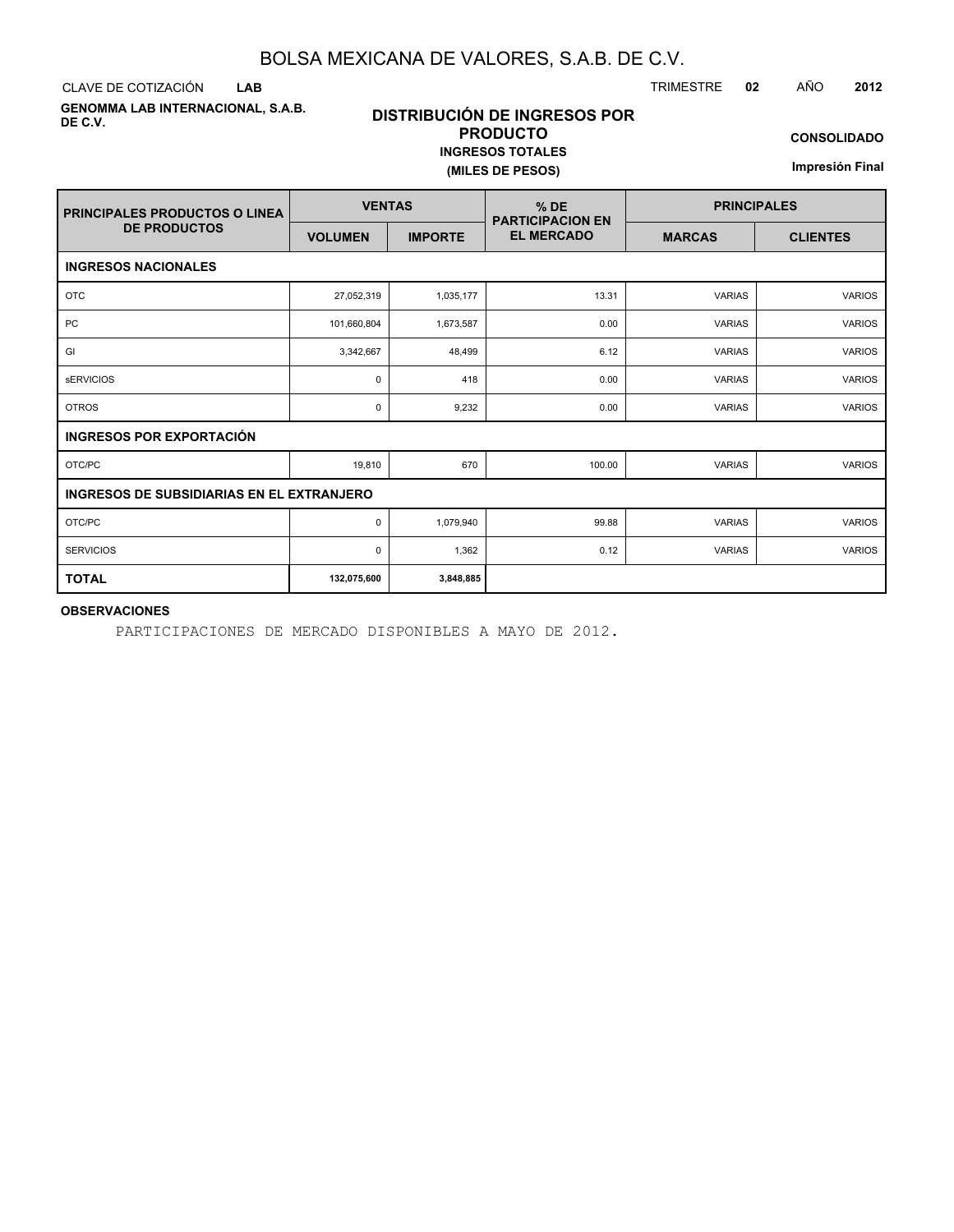# BOLSA MEXICANA DE VALORES, S.A.B. DE C.V.

CLAVE DE COTIZACIÓN **LAB**

TRIMESTRE **02** AÑO **2012**

**GENOMMA LAB INTERNACIONAL, S.A.B. DE C.V.**

## DISTRIBUCIÓN DE INGRESOS POR PRODUCTO

**INGRESOS TOTALES**

**(MILES DE PESOS)**

**CONSOLIDADO**

**Impresión Final**

| PRINCIPALES PRODUCTOS O LINEA DE PRODUCTOS | VENTAS | | % DE PARTICIPACION EN EL MERCADO | PRINCIPALES | |
|---|---|---|---|---|---|
| | VOLUMEN | IMPORTE | | MARCAS | CLIENTES |
| **INGRESOS NACIONALES** | | | | | |
| OTC | 27,052,319 | 1,035,177 | 13.31 | VARIAS | VARIOS |
| PC | 101,660,804 | 1,673,587 | 0.00 | VARIAS | VARIOS |
| GI | 3,342,667 | 48,499 | 6.12 | VARIAS | VARIOS |
| sERVICIOS | 0 | 418 | 0.00 | VARIAS | VARIOS |
| OTROS | 0 | 9,232 | 0.00 | VARIAS | VARIOS |
| **INGRESOS POR EXPORTACIÓN** | | | | | |
| OTC/PC | 19,810 | 670 | 100.00 | VARIAS | VARIOS |
| **INGRESOS DE SUBSIDIARIAS EN EL EXTRANJERO** | | | | | |
| OTC/PC | 0 | 1,079,940 | 99.88 | VARIAS | VARIOS |
| SERVICIOS | 0 | 1,362 | 0.12 | VARIAS | VARIOS |
| **TOTAL** | **132,075,600** | **3,848,885** | | | |

**OBSERVACIONES**

PARTICIPACIONES DE MERCADO DISPONIBLES A MAYO DE 2012.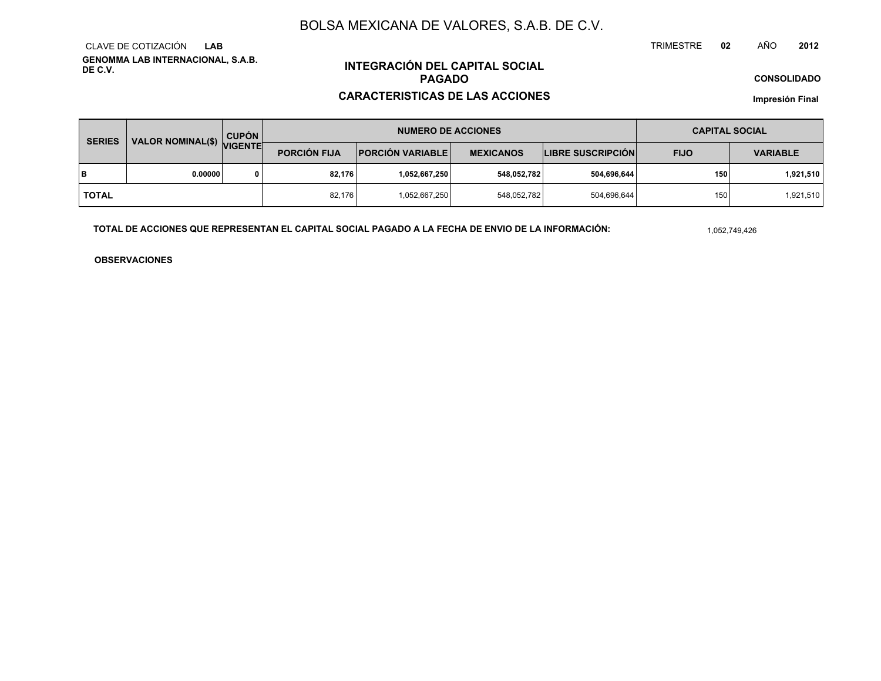# BOLSA MEXICANA DE VALORES, S.A.B. DE C.V.

CLAVE DE COTIZACIÓN **LAB**

TRIMESTRE **02** AÑO **2012**

**GENOMMA LAB INTERNACIONAL, S.A.B. DE C.V.**

## INTEGRACIÓN DEL CAPITAL SOCIAL PAGADO

## CARACTERISTICAS DE LAS ACCIONES

**CONSOLIDADO**

**Impresión Final**

| SERIES | VALOR NOMINAL($) | CUPÓN VIGENTE | NUMERO DE ACCIONES | | | | CAPITAL SOCIAL | |
|---|---|---|---|---|---|---|---|---|
| | | | PORCIÓN FIJA | PORCIÓN VARIABLE | MEXICANOS | LIBRE SUSCRIPCIÓN | FIJO | VARIABLE |
| **B** | **0.00000** | **0** | **82,176** | **1,052,667,250** | **548,052,782** | **504,696,644** | **150** | **1,921,510** |
| **TOTAL** | | | 82,176 | 1,052,667,250 | 548,052,782 | 504,696,644 | 150 | 1,921,510 |

**TOTAL DE ACCIONES QUE REPRESENTAN EL CAPITAL SOCIAL PAGADO A LA FECHA DE ENVIO DE LA INFORMACIÓN:** 1,052,749,426

**OBSERVACIONES**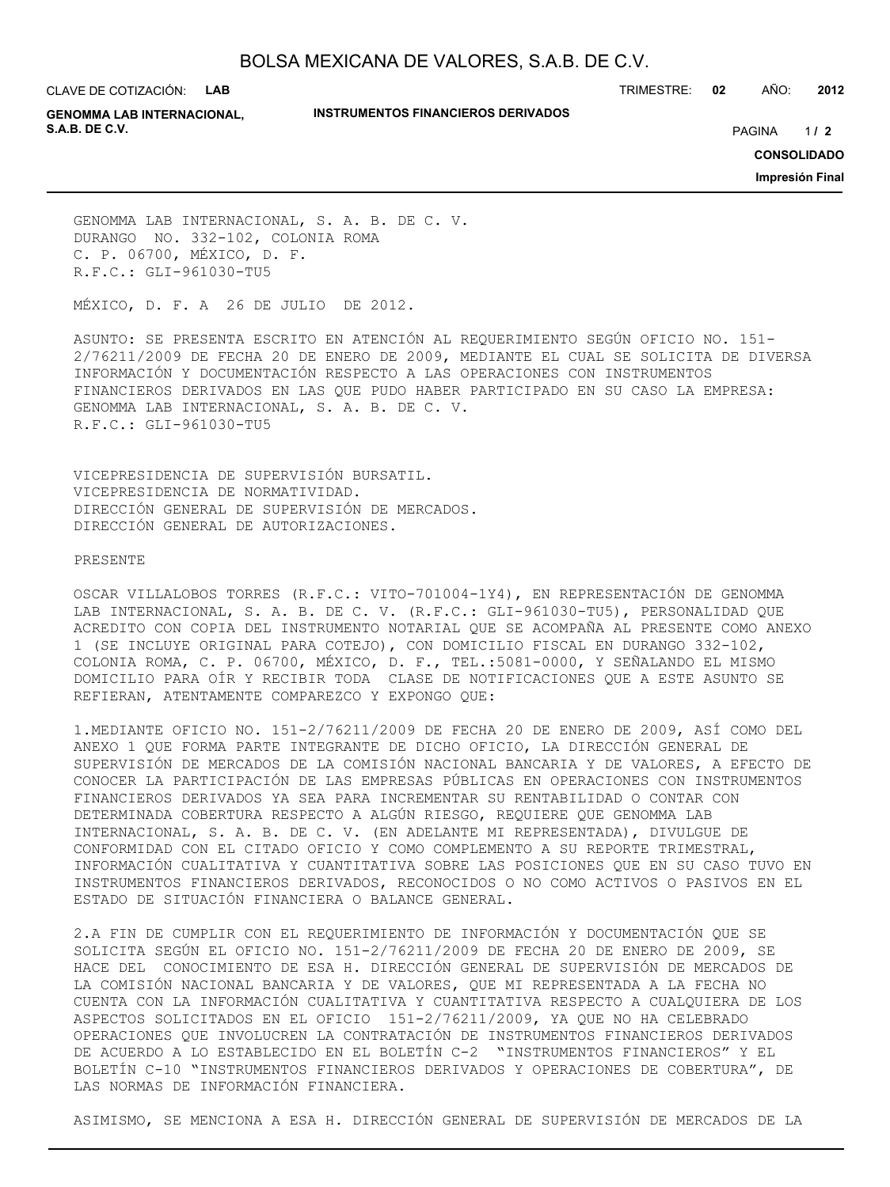GENOMMA LAB INTERNACIONAL, S. A. B. DE C. V.
DURANGO NO. 332-102, COLONIA ROMA
C. P. 06700, MÉXICO, D. F.
R.F.C.: GLI-961030-TU5

MÉXICO, D. F. A 26 DE JULIO DE 2012.

ASUNTO: SE PRESENTA ESCRITO EN ATENCIÓN AL REQUERIMIENTO SEGÚN OFICIO NO. 151-2/76211/2009 DE FECHA 20 DE ENERO DE 2009, MEDIANTE EL CUAL SE SOLICITA DE DIVERSA INFORMACIÓN Y DOCUMENTACIÓN RESPECTO A LAS OPERACIONES CON INSTRUMENTOS FINANCIEROS DERIVADOS EN LAS QUE PUDO HABER PARTICIPADO EN SU CASO LA EMPRESA: GENOMMA LAB INTERNACIONAL, S. A. B. DE C. V.
R.F.C.: GLI-961030-TU5

VICEPRESIDENCIA DE SUPERVISIÓN BURSATIL.
VICEPRESIDENCIA DE NORMATIVIDAD.
DIRECCIÓN GENERAL DE SUPERVISIÓN DE MERCADOS.
DIRECCIÓN GENERAL DE AUTORIZACIONES.

PRESENTE

OSCAR VILLALOBOS TORRES (R.F.C.: VITO-701004-1Y4), EN REPRESENTACIÓN DE GENOMMA LAB INTERNACIONAL, S. A. B. DE C. V. (R.F.C.: GLI-961030-TU5), PERSONALIDAD QUE ACREDITO CON COPIA DEL INSTRUMENTO NOTARIAL QUE SE ACOMPAÑA AL PRESENTE COMO ANEXO 1 (SE INCLUYE ORIGINAL PARA COTEJO), CON DOMICILIO FISCAL EN DURANGO 332-102, COLONIA ROMA, C. P. 06700, MÉXICO, D. F., TEL.:5081-0000, Y SEÑALANDO EL MISMO DOMICILIO PARA OÍR Y RECIBIR TODA CLASE DE NOTIFICACIONES QUE A ESTE ASUNTO SE REFIERAN, ATENTAMENTE COMPAREZCO Y EXPONGO QUE:

1.MEDIANTE OFICIO NO. 151-2/76211/2009 DE FECHA 20 DE ENERO DE 2009, ASÍ COMO DEL ANEXO 1 QUE FORMA PARTE INTEGRANTE DE DICHO OFICIO, LA DIRECCIÓN GENERAL DE SUPERVISIÓN DE MERCADOS DE LA COMISIÓN NACIONAL BANCARIA Y DE VALORES, A EFECTO DE CONOCER LA PARTICIPACIÓN DE LAS EMPRESAS PÚBLICAS EN OPERACIONES CON INSTRUMENTOS FINANCIEROS DERIVADOS YA SEA PARA INCREMENTAR SU RENTABILIDAD O CONTAR CON DETERMINADA COBERTURA RESPECTO A ALGÚN RIESGO, REQUIERE QUE GENOMMA LAB INTERNACIONAL, S. A. B. DE C. V. (EN ADELANTE MI REPRESENTADA), DIVULGUE DE CONFORMIDAD CON EL CITADO OFICIO Y COMO COMPLEMENTO A SU REPORTE TRIMESTRAL, INFORMACIÓN CUALITATIVA Y CUANTITATIVA SOBRE LAS POSICIONES QUE EN SU CASO TUVO EN INSTRUMENTOS FINANCIEROS DERIVADOS, RECONOCIDOS O NO COMO ACTIVOS O PASIVOS EN EL ESTADO DE SITUACIÓN FINANCIERA O BALANCE GENERAL.

2.A FIN DE CUMPLIR CON EL REQUERIMIENTO DE INFORMACIÓN Y DOCUMENTACIÓN QUE SE SOLICITA SEGÚN EL OFICIO NO. 151-2/76211/2009 DE FECHA 20 DE ENERO DE 2009, SE HACE DEL CONOCIMIENTO DE ESA H. DIRECCIÓN GENERAL DE SUPERVISIÓN DE MERCADOS DE LA COMISIÓN NACIONAL BANCARIA Y DE VALORES, QUE MI REPRESENTADA A LA FECHA NO CUENTA CON LA INFORMACIÓN CUALITATIVA Y CUANTITATIVA RESPECTO A CUALQUIERA DE LOS ASPECTOS SOLICITADOS EN EL OFICIO 151-2/76211/2009, YA QUE NO HA CELEBRADO OPERACIONES QUE INVOLUCREN LA CONTRATACIÓN DE INSTRUMENTOS FINANCIEROS DERIVADOS DE ACUERDO A LO ESTABLECIDO EN EL BOLETÍN C-2 "INSTRUMENTOS FINANCIEROS" Y EL BOLETÍN C-10 "INSTRUMENTOS FINANCIEROS DERIVADOS Y OPERACIONES DE COBERTURA", DE LAS NORMAS DE INFORMACIÓN FINANCIERA.

ASIMISMO, SE MENCIONA A ESA H. DIRECCIÓN GENERAL DE SUPERVISIÓN DE MERCADOS DE LA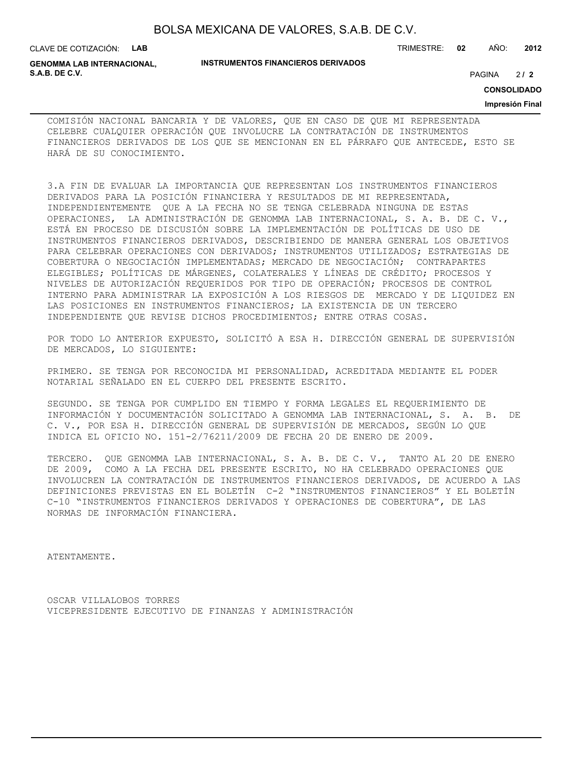COMISIÓN NACIONAL BANCARIA Y DE VALORES, QUE EN CASO DE QUE MI REPRESENTADA CELEBRE CUALQUIER OPERACIÓN QUE INVOLUCRE LA CONTRATACIÓN DE INSTRUMENTOS FINANCIEROS DERIVADOS DE LOS QUE SE MENCIONAN EN EL PÁRRAFO QUE ANTECEDE, ESTO SE HARÁ DE SU CONOCIMIENTO.

3.A FIN DE EVALUAR LA IMPORTANCIA QUE REPRESENTAN LOS INSTRUMENTOS FINANCIEROS DERIVADOS PARA LA POSICIÓN FINANCIERA Y RESULTADOS DE MI REPRESENTADA, INDEPENDIENTEMENTE QUE A LA FECHA NO SE TENGA CELEBRADA NINGUNA DE ESTAS OPERACIONES, LA ADMINISTRACIÓN DE GENOMMA LAB INTERNACIONAL, S. A. B. DE C. V., ESTÁ EN PROCESO DE DISCUSIÓN SOBRE LA IMPLEMENTACIÓN DE POLÍTICAS DE USO DE INSTRUMENTOS FINANCIEROS DERIVADOS, DESCRIBIENDO DE MANERA GENERAL LOS OBJETIVOS PARA CELEBRAR OPERACIONES CON DERIVADOS; INSTRUMENTOS UTILIZADOS; ESTRATEGIAS DE COBERTURA O NEGOCIACIÓN IMPLEMENTADAS; MERCADO DE NEGOCIACIÓN; CONTRAPARTES ELEGIBLES; POLÍTICAS DE MÁRGENES, COLATERALES Y LÍNEAS DE CRÉDITO; PROCESOS Y NIVELES DE AUTORIZACIÓN REQUERIDOS POR TIPO DE OPERACIÓN; PROCESOS DE CONTROL INTERNO PARA ADMINISTRAR LA EXPOSICIÓN A LOS RIESGOS DE MERCADO Y DE LIQUIDEZ EN LAS POSICIONES EN INSTRUMENTOS FINANCIEROS; LA EXISTENCIA DE UN TERCERO INDEPENDIENTE QUE REVISE DICHOS PROCEDIMIENTOS; ENTRE OTRAS COSAS.

POR TODO LO ANTERIOR EXPUESTO, SOLICITÓ A ESA H. DIRECCIÓN GENERAL DE SUPERVISIÓN DE MERCADOS, LO SIGUIENTE:

PRIMERO. SE TENGA POR RECONOCIDA MI PERSONALIDAD, ACREDITADA MEDIANTE EL PODER NOTARIAL SEÑALADO EN EL CUERPO DEL PRESENTE ESCRITO.

SEGUNDO. SE TENGA POR CUMPLIDO EN TIEMPO Y FORMA LEGALES EL REQUERIMIENTO DE INFORMACIÓN Y DOCUMENTACIÓN SOLICITADO A GENOMMA LAB INTERNACIONAL, S. A. B. DE C. V., POR ESA H. DIRECCIÓN GENERAL DE SUPERVISIÓN DE MERCADOS, SEGÚN LO QUE INDICA EL OFICIO NO. 151-2/76211/2009 DE FECHA 20 DE ENERO DE 2009.

TERCERO. QUE GENOMMA LAB INTERNACIONAL, S. A. B. DE C. V., TANTO AL 20 DE ENERO DE 2009, COMO A LA FECHA DEL PRESENTE ESCRITO, NO HA CELEBRADO OPERACIONES QUE INVOLUCREN LA CONTRATACIÓN DE INSTRUMENTOS FINANCIEROS DERIVADOS, DE ACUERDO A LAS DEFINICIONES PREVISTAS EN EL BOLETÍN C-2 "INSTRUMENTOS FINANCIEROS" Y EL BOLETÍN C-10 "INSTRUMENTOS FINANCIEROS DERIVADOS Y OPERACIONES DE COBERTURA", DE LAS NORMAS DE INFORMACIÓN FINANCIERA.

ATENTAMENTE.

OSCAR VILLALOBOS TORRES
VICEPRESIDENTE EJECUTIVO DE FINANZAS Y ADMINISTRACIÓN